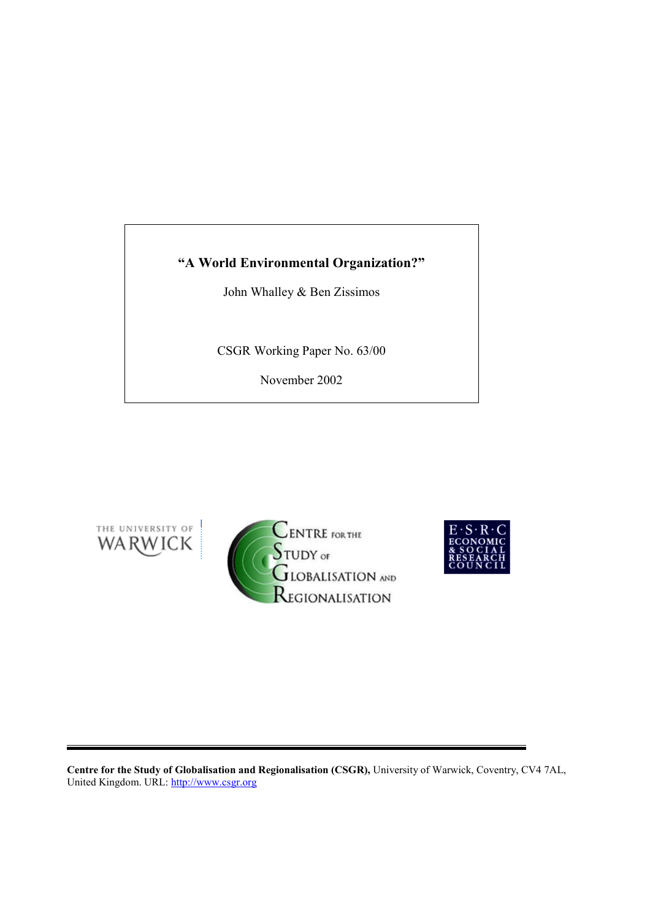# "A World Environmental Organization?"

John Whalley & Ben Zissimos

CSGR Working Paper No. 63/00

November 2002

**Centre for the Study of Globalisation and Regionalisation (CSGR),** University of Warwick, Coventry, CV4 7AL, United Kingdom. URL: http://www.csgr.org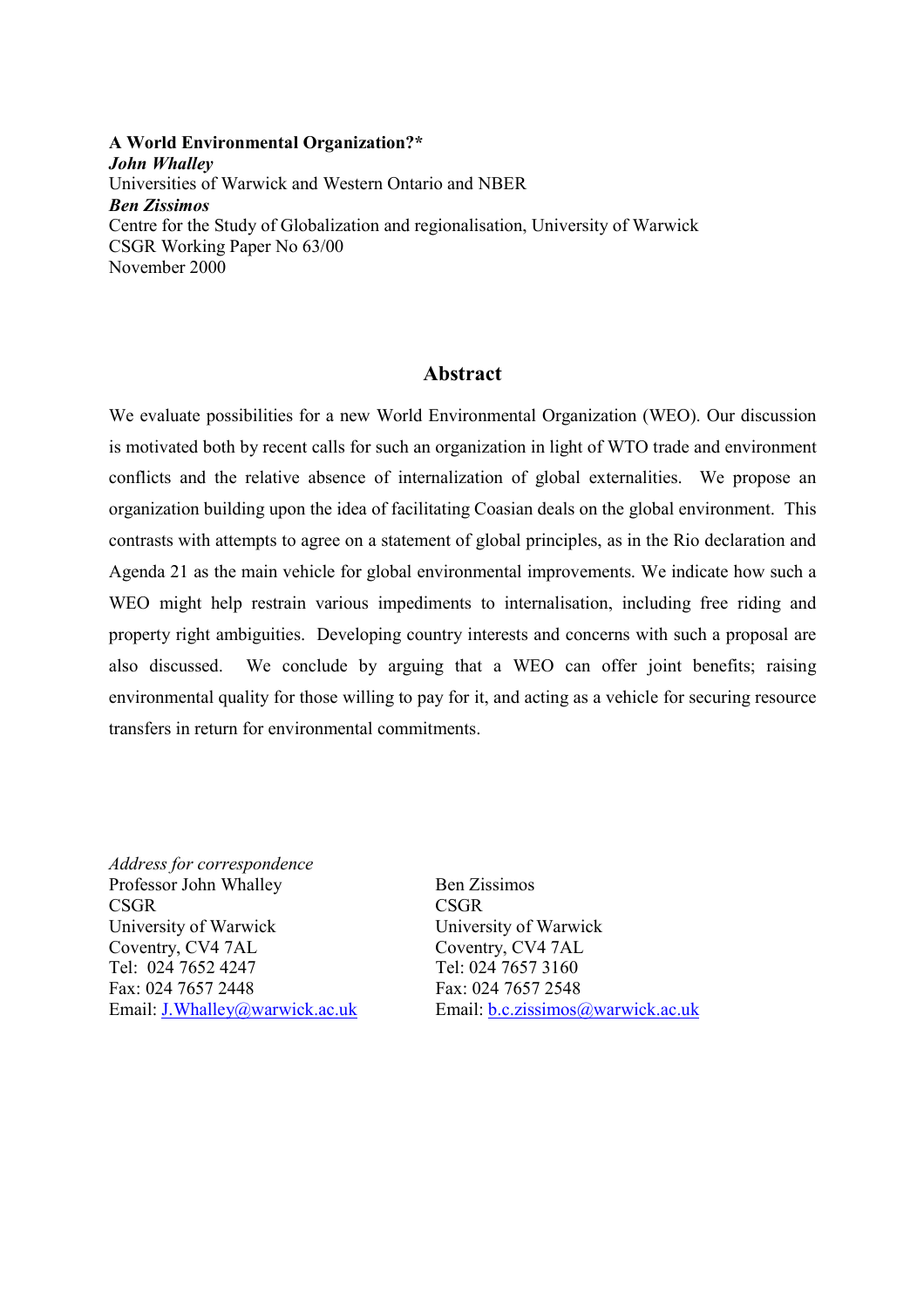**A World Environmental Organization?***

***John Whalley***

Universities of Warwick and Western Ontario and NBER

***Ben Zissimos***

Centre for the Study of Globalization and regionalisation, University of Warwick

CSGR Working Paper No 63/00

November 2000

## Abstract

We evaluate possibilities for a new World Environmental Organization (WEO). Our discussion is motivated both by recent calls for such an organization in light of WTO trade and environment conflicts and the relative absence of internalization of global externalities. We propose an organization building upon the idea of facilitating Coasian deals on the global environment. This contrasts with attempts to agree on a statement of global principles, as in the Rio declaration and Agenda 21 as the main vehicle for global environmental improvements. We indicate how such a WEO might help restrain various impediments to internalisation, including free riding and property right ambiguities. Developing country interests and concerns with such a proposal are also discussed. We conclude by arguing that a WEO can offer joint benefits; raising environmental quality for those willing to pay for it, and acting as a vehicle for securing resource transfers in return for environmental commitments.

*Address for correspondence*

Professor John Whalley
CSGR
University of Warwick
Coventry, CV4 7AL
Tel: 024 7652 4247
Fax: 024 7657 2448
Email: J.Whalley@warwick.ac.uk

Ben Zissimos
CSGR
University of Warwick
Coventry, CV4 7AL
Tel: 024 7657 3160
Fax: 024 7657 2548
Email: b.c.zissimos@warwick.ac.uk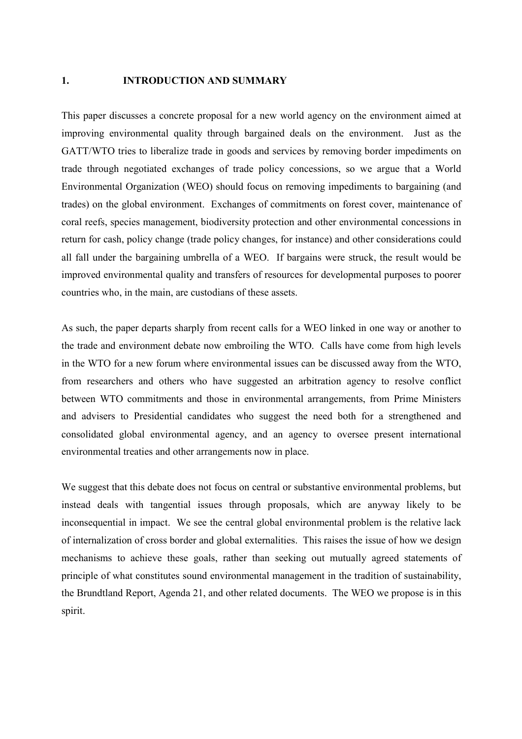## 1. INTRODUCTION AND SUMMARY

This paper discusses a concrete proposal for a new world agency on the environment aimed at improving environmental quality through bargained deals on the environment. Just as the GATT/WTO tries to liberalize trade in goods and services by removing border impediments on trade through negotiated exchanges of trade policy concessions, so we argue that a World Environmental Organization (WEO) should focus on removing impediments to bargaining (and trades) on the global environment. Exchanges of commitments on forest cover, maintenance of coral reefs, species management, biodiversity protection and other environmental concessions in return for cash, policy change (trade policy changes, for instance) and other considerations could all fall under the bargaining umbrella of a WEO. If bargains were struck, the result would be improved environmental quality and transfers of resources for developmental purposes to poorer countries who, in the main, are custodians of these assets.

As such, the paper departs sharply from recent calls for a WEO linked in one way or another to the trade and environment debate now embroiling the WTO. Calls have come from high levels in the WTO for a new forum where environmental issues can be discussed away from the WTO, from researchers and others who have suggested an arbitration agency to resolve conflict between WTO commitments and those in environmental arrangements, from Prime Ministers and advisers to Presidential candidates who suggest the need both for a strengthened and consolidated global environmental agency, and an agency to oversee present international environmental treaties and other arrangements now in place.

We suggest that this debate does not focus on central or substantive environmental problems, but instead deals with tangential issues through proposals, which are anyway likely to be inconsequential in impact. We see the central global environmental problem is the relative lack of internalization of cross border and global externalities. This raises the issue of how we design mechanisms to achieve these goals, rather than seeking out mutually agreed statements of principle of what constitutes sound environmental management in the tradition of sustainability, the Brundtland Report, Agenda 21, and other related documents. The WEO we propose is in this spirit.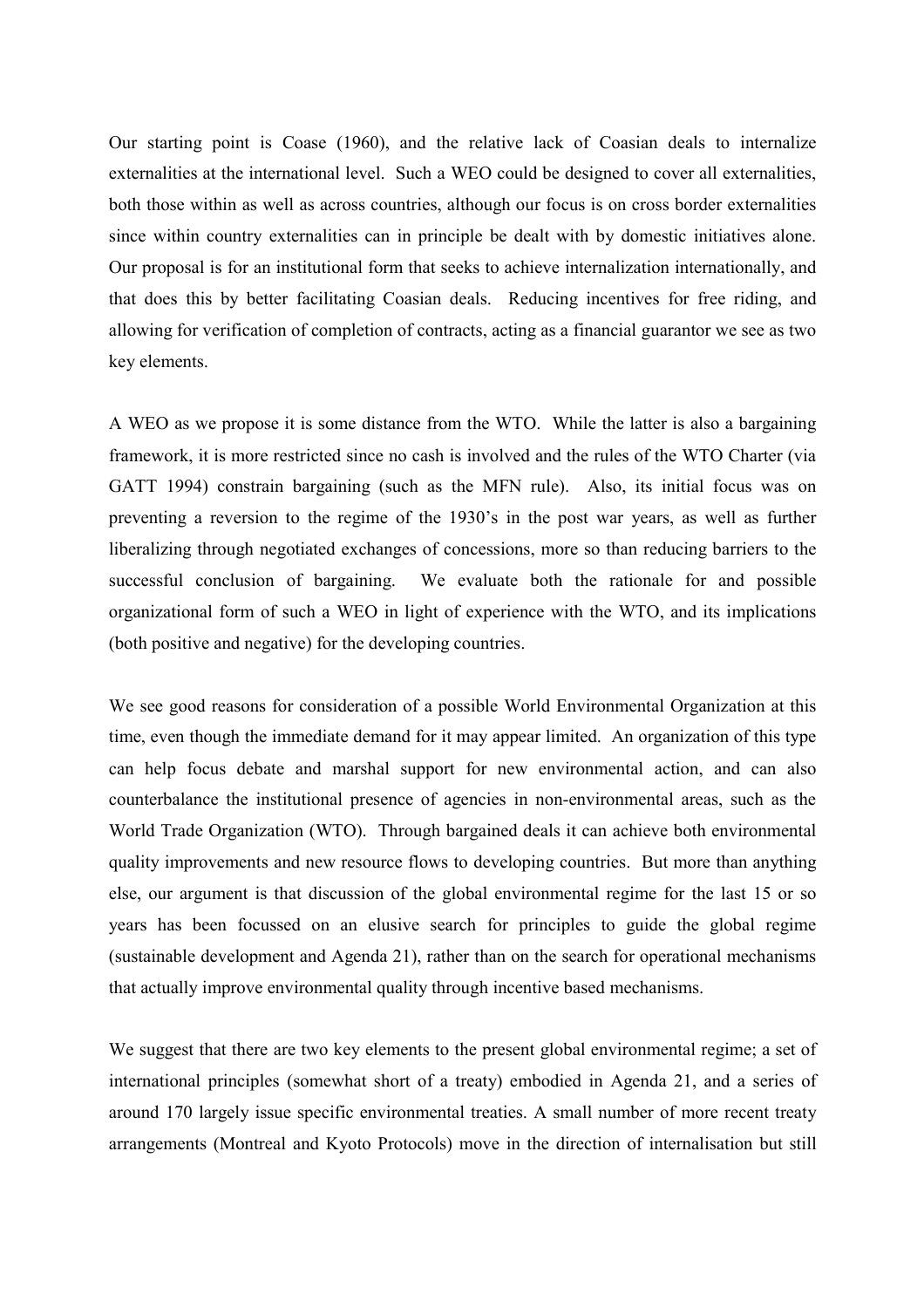Our starting point is Coase (1960), and the relative lack of Coasian deals to internalize externalities at the international level. Such a WEO could be designed to cover all externalities, both those within as well as across countries, although our focus is on cross border externalities since within country externalities can in principle be dealt with by domestic initiatives alone. Our proposal is for an institutional form that seeks to achieve internalization internationally, and that does this by better facilitating Coasian deals. Reducing incentives for free riding, and allowing for verification of completion of contracts, acting as a financial guarantor we see as two key elements.

A WEO as we propose it is some distance from the WTO. While the latter is also a bargaining framework, it is more restricted since no cash is involved and the rules of the WTO Charter (via GATT 1994) constrain bargaining (such as the MFN rule). Also, its initial focus was on preventing a reversion to the regime of the 1930's in the post war years, as well as further liberalizing through negotiated exchanges of concessions, more so than reducing barriers to the successful conclusion of bargaining. We evaluate both the rationale for and possible organizational form of such a WEO in light of experience with the WTO, and its implications (both positive and negative) for the developing countries.

We see good reasons for consideration of a possible World Environmental Organization at this time, even though the immediate demand for it may appear limited. An organization of this type can help focus debate and marshal support for new environmental action, and can also counterbalance the institutional presence of agencies in non-environmental areas, such as the World Trade Organization (WTO). Through bargained deals it can achieve both environmental quality improvements and new resource flows to developing countries. But more than anything else, our argument is that discussion of the global environmental regime for the last 15 or so years has been focussed on an elusive search for principles to guide the global regime (sustainable development and Agenda 21), rather than on the search for operational mechanisms that actually improve environmental quality through incentive based mechanisms.

We suggest that there are two key elements to the present global environmental regime; a set of international principles (somewhat short of a treaty) embodied in Agenda 21, and a series of around 170 largely issue specific environmental treaties. A small number of more recent treaty arrangements (Montreal and Kyoto Protocols) move in the direction of internalisation but still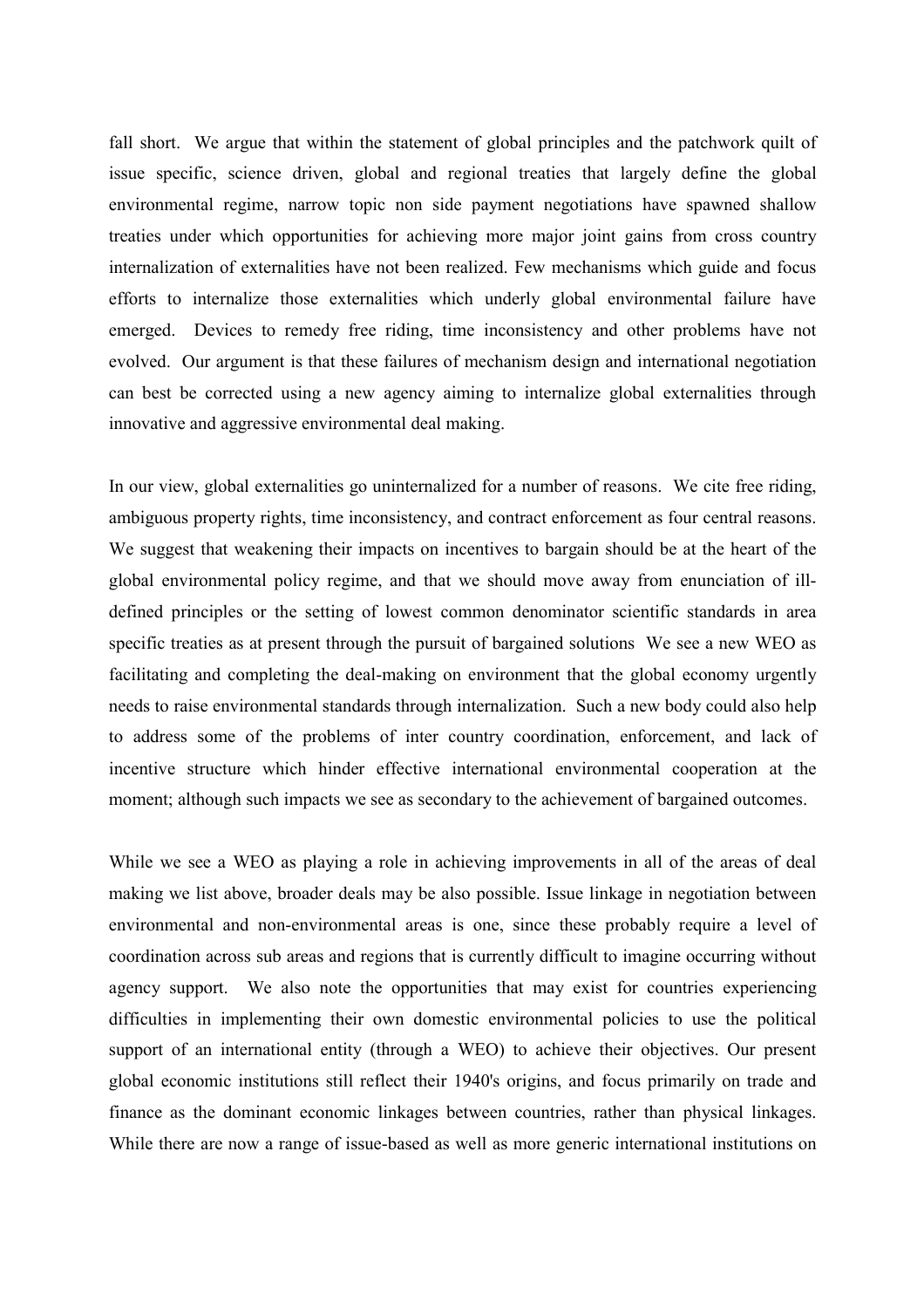fall short. We argue that within the statement of global principles and the patchwork quilt of issue specific, science driven, global and regional treaties that largely define the global environmental regime, narrow topic non side payment negotiations have spawned shallow treaties under which opportunities for achieving more major joint gains from cross country internalization of externalities have not been realized. Few mechanisms which guide and focus efforts to internalize those externalities which underly global environmental failure have emerged. Devices to remedy free riding, time inconsistency and other problems have not evolved. Our argument is that these failures of mechanism design and international negotiation can best be corrected using a new agency aiming to internalize global externalities through innovative and aggressive environmental deal making.

In our view, global externalities go uninternalized for a number of reasons. We cite free riding, ambiguous property rights, time inconsistency, and contract enforcement as four central reasons. We suggest that weakening their impacts on incentives to bargain should be at the heart of the global environmental policy regime, and that we should move away from enunciation of ill-defined principles or the setting of lowest common denominator scientific standards in area specific treaties as at present through the pursuit of bargained solutions We see a new WEO as facilitating and completing the deal-making on environment that the global economy urgently needs to raise environmental standards through internalization. Such a new body could also help to address some of the problems of inter country coordination, enforcement, and lack of incentive structure which hinder effective international environmental cooperation at the moment; although such impacts we see as secondary to the achievement of bargained outcomes.

While we see a WEO as playing a role in achieving improvements in all of the areas of deal making we list above, broader deals may be also possible. Issue linkage in negotiation between environmental and non-environmental areas is one, since these probably require a level of coordination across sub areas and regions that is currently difficult to imagine occurring without agency support. We also note the opportunities that may exist for countries experiencing difficulties in implementing their own domestic environmental policies to use the political support of an international entity (through a WEO) to achieve their objectives. Our present global economic institutions still reflect their 1940's origins, and focus primarily on trade and finance as the dominant economic linkages between countries, rather than physical linkages. While there are now a range of issue-based as well as more generic international institutions on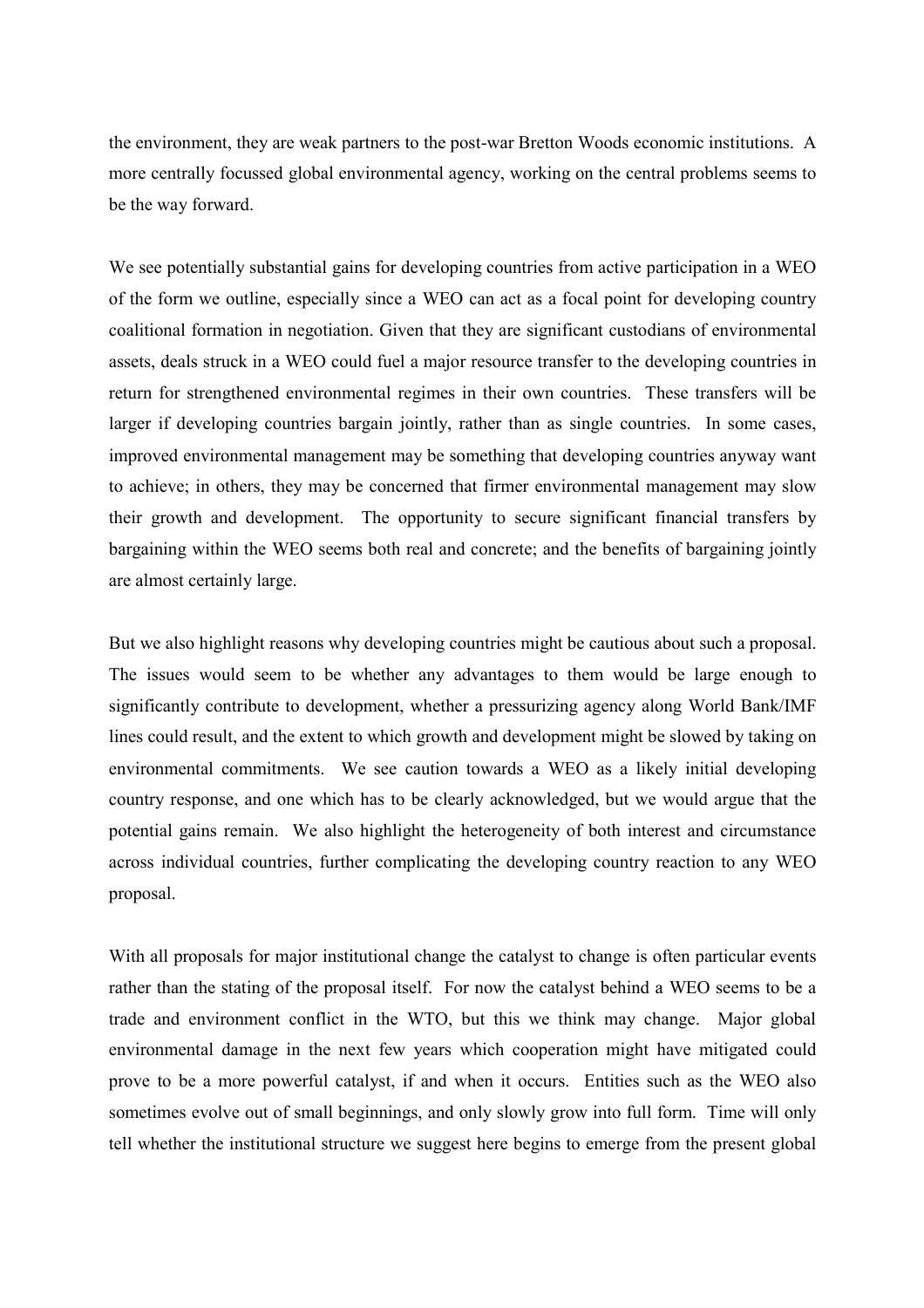the environment, they are weak partners to the post-war Bretton Woods economic institutions. A more centrally focussed global environmental agency, working on the central problems seems to be the way forward.

We see potentially substantial gains for developing countries from active participation in a WEO of the form we outline, especially since a WEO can act as a focal point for developing country coalitional formation in negotiation. Given that they are significant custodians of environmental assets, deals struck in a WEO could fuel a major resource transfer to the developing countries in return for strengthened environmental regimes in their own countries. These transfers will be larger if developing countries bargain jointly, rather than as single countries. In some cases, improved environmental management may be something that developing countries anyway want to achieve; in others, they may be concerned that firmer environmental management may slow their growth and development. The opportunity to secure significant financial transfers by bargaining within the WEO seems both real and concrete; and the benefits of bargaining jointly are almost certainly large.

But we also highlight reasons why developing countries might be cautious about such a proposal. The issues would seem to be whether any advantages to them would be large enough to significantly contribute to development, whether a pressurizing agency along World Bank/IMF lines could result, and the extent to which growth and development might be slowed by taking on environmental commitments. We see caution towards a WEO as a likely initial developing country response, and one which has to be clearly acknowledged, but we would argue that the potential gains remain. We also highlight the heterogeneity of both interest and circumstance across individual countries, further complicating the developing country reaction to any WEO proposal.

With all proposals for major institutional change the catalyst to change is often particular events rather than the stating of the proposal itself. For now the catalyst behind a WEO seems to be a trade and environment conflict in the WTO, but this we think may change. Major global environmental damage in the next few years which cooperation might have mitigated could prove to be a more powerful catalyst, if and when it occurs. Entities such as the WEO also sometimes evolve out of small beginnings, and only slowly grow into full form. Time will only tell whether the institutional structure we suggest here begins to emerge from the present global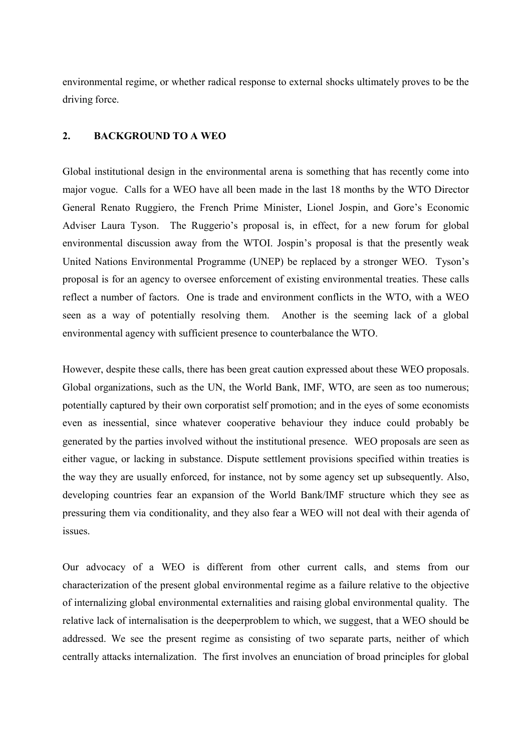environmental regime, or whether radical response to external shocks ultimately proves to be the driving force.

## 2. BACKGROUND TO A WEO

Global institutional design in the environmental arena is something that has recently come into major vogue. Calls for a WEO have all been made in the last 18 months by the WTO Director General Renato Ruggiero, the French Prime Minister, Lionel Jospin, and Gore's Economic Adviser Laura Tyson. The Ruggerio's proposal is, in effect, for a new forum for global environmental discussion away from the WTOI. Jospin's proposal is that the presently weak United Nations Environmental Programme (UNEP) be replaced by a stronger WEO. Tyson's proposal is for an agency to oversee enforcement of existing environmental treaties. These calls reflect a number of factors. One is trade and environment conflicts in the WTO, with a WEO seen as a way of potentially resolving them. Another is the seeming lack of a global environmental agency with sufficient presence to counterbalance the WTO.

However, despite these calls, there has been great caution expressed about these WEO proposals. Global organizations, such as the UN, the World Bank, IMF, WTO, are seen as too numerous; potentially captured by their own corporatist self promotion; and in the eyes of some economists even as inessential, since whatever cooperative behaviour they induce could probably be generated by the parties involved without the institutional presence. WEO proposals are seen as either vague, or lacking in substance. Dispute settlement provisions specified within treaties is the way they are usually enforced, for instance, not by some agency set up subsequently. Also, developing countries fear an expansion of the World Bank/IMF structure which they see as pressuring them via conditionality, and they also fear a WEO will not deal with their agenda of issues.

Our advocacy of a WEO is different from other current calls, and stems from our characterization of the present global environmental regime as a failure relative to the objective of internalizing global environmental externalities and raising global environmental quality. The relative lack of internalisation is the deeperproblem to which, we suggest, that a WEO should be addressed. We see the present regime as consisting of two separate parts, neither of which centrally attacks internalization. The first involves an enunciation of broad principles for global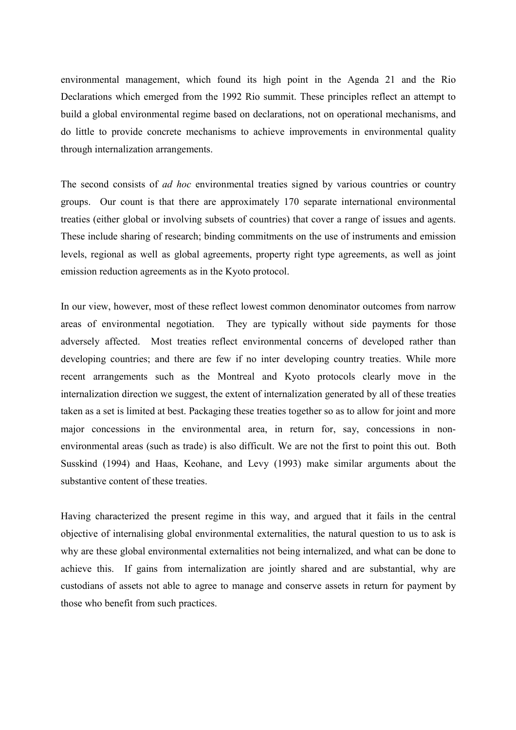environmental management, which found its high point in the Agenda 21 and the Rio Declarations which emerged from the 1992 Rio summit. These principles reflect an attempt to build a global environmental regime based on declarations, not on operational mechanisms, and do little to provide concrete mechanisms to achieve improvements in environmental quality through internalization arrangements.

The second consists of *ad hoc* environmental treaties signed by various countries or country groups. Our count is that there are approximately 170 separate international environmental treaties (either global or involving subsets of countries) that cover a range of issues and agents. These include sharing of research; binding commitments on the use of instruments and emission levels, regional as well as global agreements, property right type agreements, as well as joint emission reduction agreements as in the Kyoto protocol.

In our view, however, most of these reflect lowest common denominator outcomes from narrow areas of environmental negotiation. They are typically without side payments for those adversely affected. Most treaties reflect environmental concerns of developed rather than developing countries; and there are few if no inter developing country treaties. While more recent arrangements such as the Montreal and Kyoto protocols clearly move in the internalization direction we suggest, the extent of internalization generated by all of these treaties taken as a set is limited at best. Packaging these treaties together so as to allow for joint and more major concessions in the environmental area, in return for, say, concessions in non-environmental areas (such as trade) is also difficult. We are not the first to point this out. Both Susskind (1994) and Haas, Keohane, and Levy (1993) make similar arguments about the substantive content of these treaties.

Having characterized the present regime in this way, and argued that it fails in the central objective of internalising global environmental externalities, the natural question to us to ask is why are these global environmental externalities not being internalized, and what can be done to achieve this. If gains from internalization are jointly shared and are substantial, why are custodians of assets not able to agree to manage and conserve assets in return for payment by those who benefit from such practices.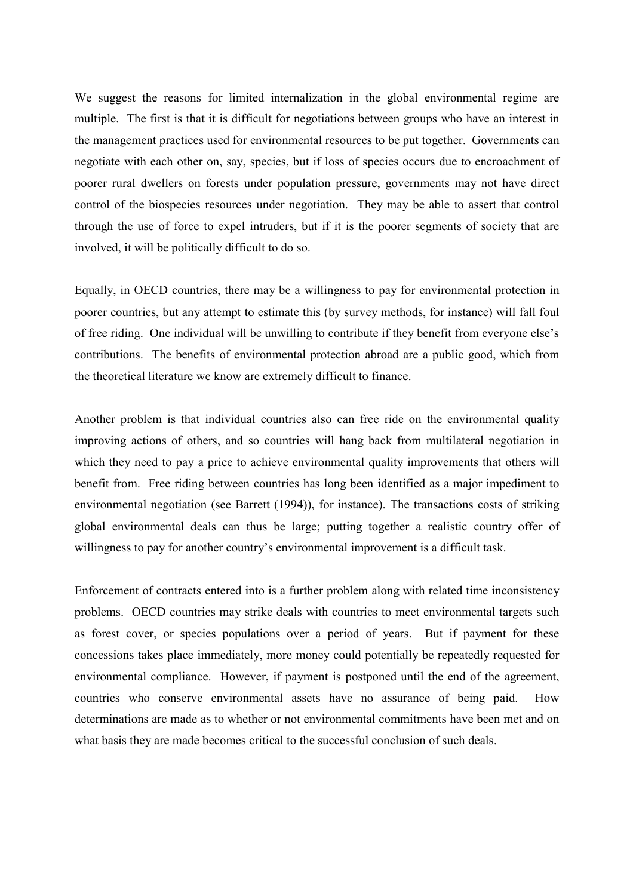We suggest the reasons for limited internalization in the global environmental regime are multiple. The first is that it is difficult for negotiations between groups who have an interest in the management practices used for environmental resources to be put together. Governments can negotiate with each other on, say, species, but if loss of species occurs due to encroachment of poorer rural dwellers on forests under population pressure, governments may not have direct control of the biospecies resources under negotiation. They may be able to assert that control through the use of force to expel intruders, but if it is the poorer segments of society that are involved, it will be politically difficult to do so.

Equally, in OECD countries, there may be a willingness to pay for environmental protection in poorer countries, but any attempt to estimate this (by survey methods, for instance) will fall foul of free riding. One individual will be unwilling to contribute if they benefit from everyone else's contributions. The benefits of environmental protection abroad are a public good, which from the theoretical literature we know are extremely difficult to finance.

Another problem is that individual countries also can free ride on the environmental quality improving actions of others, and so countries will hang back from multilateral negotiation in which they need to pay a price to achieve environmental quality improvements that others will benefit from. Free riding between countries has long been identified as a major impediment to environmental negotiation (see Barrett (1994)), for instance). The transactions costs of striking global environmental deals can thus be large; putting together a realistic country offer of willingness to pay for another country's environmental improvement is a difficult task.

Enforcement of contracts entered into is a further problem along with related time inconsistency problems. OECD countries may strike deals with countries to meet environmental targets such as forest cover, or species populations over a period of years. But if payment for these concessions takes place immediately, more money could potentially be repeatedly requested for environmental compliance. However, if payment is postponed until the end of the agreement, countries who conserve environmental assets have no assurance of being paid. How determinations are made as to whether or not environmental commitments have been met and on what basis they are made becomes critical to the successful conclusion of such deals.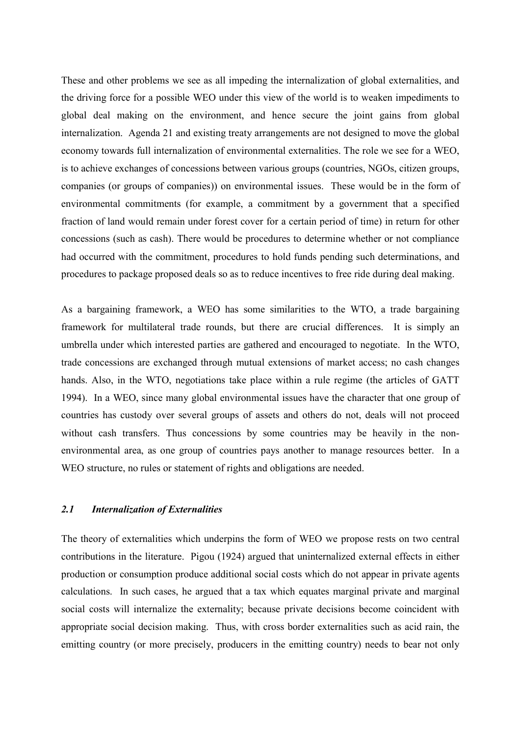These and other problems we see as all impeding the internalization of global externalities, and the driving force for a possible WEO under this view of the world is to weaken impediments to global deal making on the environment, and hence secure the joint gains from global internalization. Agenda 21 and existing treaty arrangements are not designed to move the global economy towards full internalization of environmental externalities. The role we see for a WEO, is to achieve exchanges of concessions between various groups (countries, NGOs, citizen groups, companies (or groups of companies)) on environmental issues. These would be in the form of environmental commitments (for example, a commitment by a government that a specified fraction of land would remain under forest cover for a certain period of time) in return for other concessions (such as cash). There would be procedures to determine whether or not compliance had occurred with the commitment, procedures to hold funds pending such determinations, and procedures to package proposed deals so as to reduce incentives to free ride during deal making.

As a bargaining framework, a WEO has some similarities to the WTO, a trade bargaining framework for multilateral trade rounds, but there are crucial differences. It is simply an umbrella under which interested parties are gathered and encouraged to negotiate. In the WTO, trade concessions are exchanged through mutual extensions of market access; no cash changes hands. Also, in the WTO, negotiations take place within a rule regime (the articles of GATT 1994). In a WEO, since many global environmental issues have the character that one group of countries has custody over several groups of assets and others do not, deals will not proceed without cash transfers. Thus concessions by some countries may be heavily in the non-environmental area, as one group of countries pays another to manage resources better. In a WEO structure, no rules or statement of rights and obligations are needed.

### *2.1 Internalization of Externalities*

The theory of externalities which underpins the form of WEO we propose rests on two central contributions in the literature. Pigou (1924) argued that uninternalized external effects in either production or consumption produce additional social costs which do not appear in private agents calculations. In such cases, he argued that a tax which equates marginal private and marginal social costs will internalize the externality; because private decisions become coincident with appropriate social decision making. Thus, with cross border externalities such as acid rain, the emitting country (or more precisely, producers in the emitting country) needs to bear not only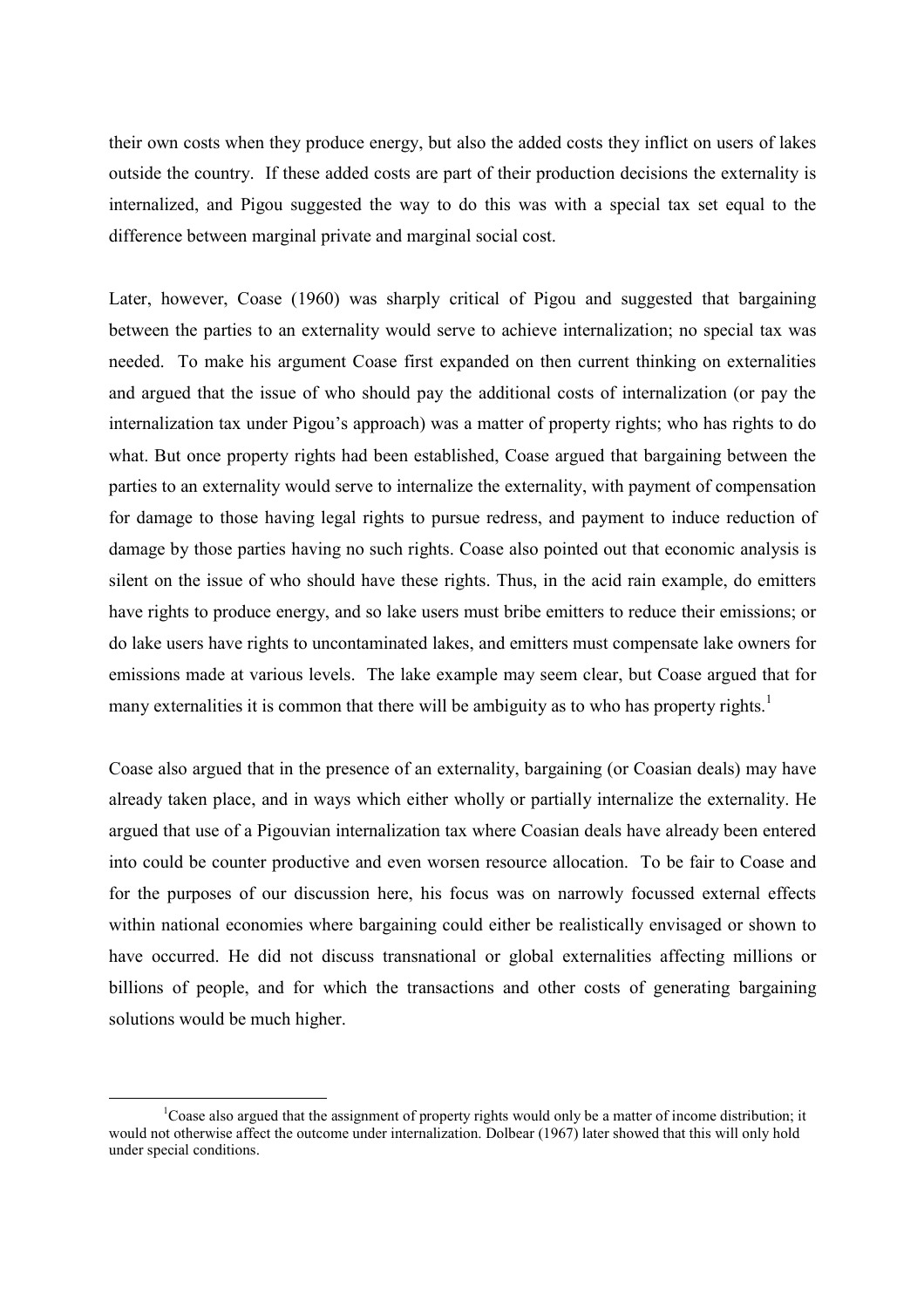their own costs when they produce energy, but also the added costs they inflict on users of lakes outside the country. If these added costs are part of their production decisions the externality is internalized, and Pigou suggested the way to do this was with a special tax set equal to the difference between marginal private and marginal social cost.

Later, however, Coase (1960) was sharply critical of Pigou and suggested that bargaining between the parties to an externality would serve to achieve internalization; no special tax was needed. To make his argument Coase first expanded on then current thinking on externalities and argued that the issue of who should pay the additional costs of internalization (or pay the internalization tax under Pigou's approach) was a matter of property rights; who has rights to do what. But once property rights had been established, Coase argued that bargaining between the parties to an externality would serve to internalize the externality, with payment of compensation for damage to those having legal rights to pursue redress, and payment to induce reduction of damage by those parties having no such rights. Coase also pointed out that economic analysis is silent on the issue of who should have these rights. Thus, in the acid rain example, do emitters have rights to produce energy, and so lake users must bribe emitters to reduce their emissions; or do lake users have rights to uncontaminated lakes, and emitters must compensate lake owners for emissions made at various levels. The lake example may seem clear, but Coase argued that for many externalities it is common that there will be ambiguity as to who has property rights.[1]

Coase also argued that in the presence of an externality, bargaining (or Coasian deals) may have already taken place, and in ways which either wholly or partially internalize the externality. He argued that use of a Pigouvian internalization tax where Coasian deals have already been entered into could be counter productive and even worsen resource allocation. To be fair to Coase and for the purposes of our discussion here, his focus was on narrowly focussed external effects within national economies where bargaining could either be realistically envisaged or shown to have occurred. He did not discuss transnational or global externalities affecting millions or billions of people, and for which the transactions and other costs of generating bargaining solutions would be much higher.

---

[1] Coase also argued that the assignment of property rights would only be a matter of income distribution; it would not otherwise affect the outcome under internalization. Dolbear (1967) later showed that this will only hold under special conditions.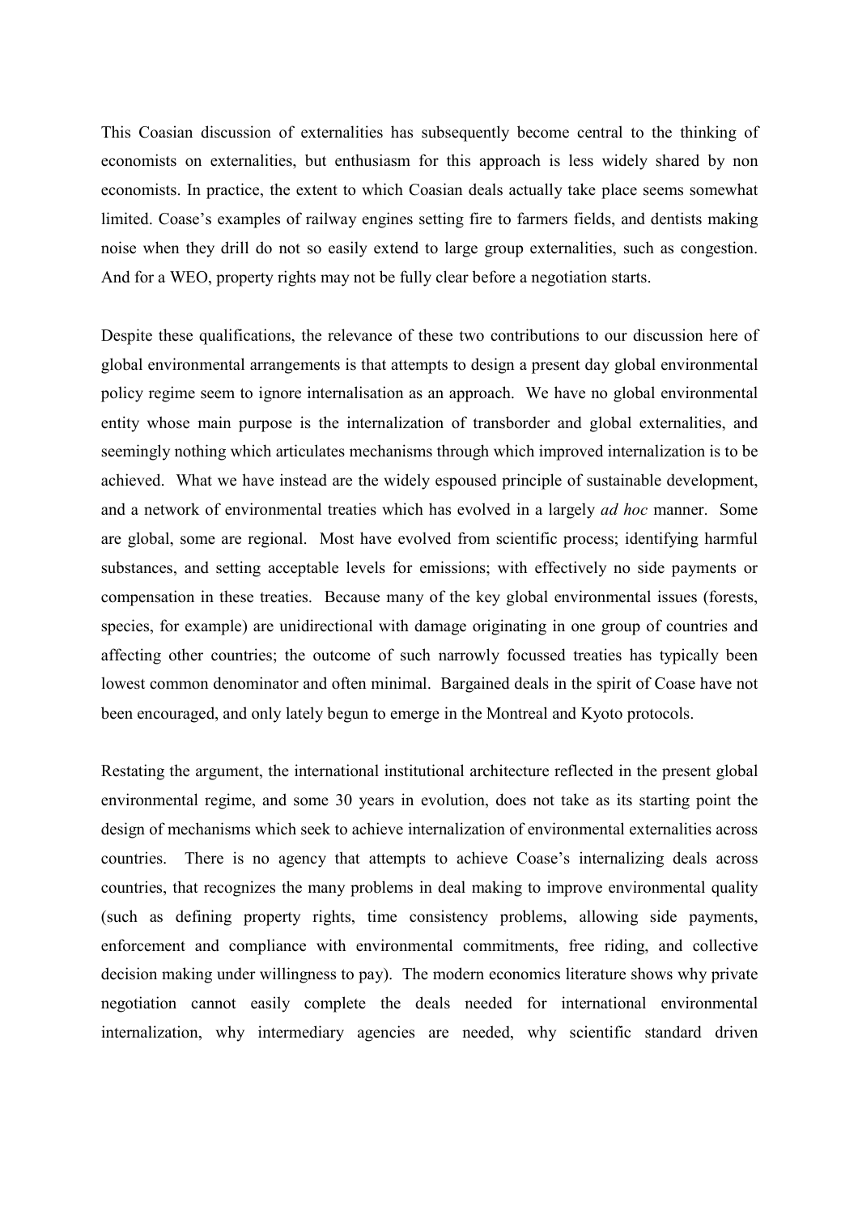This Coasian discussion of externalities has subsequently become central to the thinking of economists on externalities, but enthusiasm for this approach is less widely shared by non economists. In practice, the extent to which Coasian deals actually take place seems somewhat limited. Coase's examples of railway engines setting fire to farmers fields, and dentists making noise when they drill do not so easily extend to large group externalities, such as congestion. And for a WEO, property rights may not be fully clear before a negotiation starts.

Despite these qualifications, the relevance of these two contributions to our discussion here of global environmental arrangements is that attempts to design a present day global environmental policy regime seem to ignore internalisation as an approach. We have no global environmental entity whose main purpose is the internalization of transborder and global externalities, and seemingly nothing which articulates mechanisms through which improved internalization is to be achieved. What we have instead are the widely espoused principle of sustainable development, and a network of environmental treaties which has evolved in a largely *ad hoc* manner. Some are global, some are regional. Most have evolved from scientific process; identifying harmful substances, and setting acceptable levels for emissions; with effectively no side payments or compensation in these treaties. Because many of the key global environmental issues (forests, species, for example) are unidirectional with damage originating in one group of countries and affecting other countries; the outcome of such narrowly focussed treaties has typically been lowest common denominator and often minimal. Bargained deals in the spirit of Coase have not been encouraged, and only lately begun to emerge in the Montreal and Kyoto protocols.

Restating the argument, the international institutional architecture reflected in the present global environmental regime, and some 30 years in evolution, does not take as its starting point the design of mechanisms which seek to achieve internalization of environmental externalities across countries. There is no agency that attempts to achieve Coase's internalizing deals across countries, that recognizes the many problems in deal making to improve environmental quality (such as defining property rights, time consistency problems, allowing side payments, enforcement and compliance with environmental commitments, free riding, and collective decision making under willingness to pay). The modern economics literature shows why private negotiation cannot easily complete the deals needed for international environmental internalization, why intermediary agencies are needed, why scientific standard driven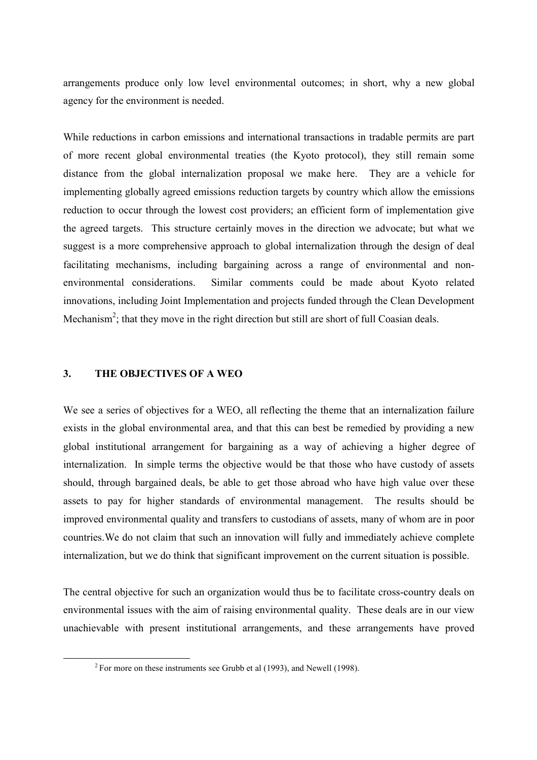arrangements produce only low level environmental outcomes; in short, why a new global agency for the environment is needed.

While reductions in carbon emissions and international transactions in tradable permits are part of more recent global environmental treaties (the Kyoto protocol), they still remain some distance from the global internalization proposal we make here. They are a vehicle for implementing globally agreed emissions reduction targets by country which allow the emissions reduction to occur through the lowest cost providers; an efficient form of implementation give the agreed targets. This structure certainly moves in the direction we advocate; but what we suggest is a more comprehensive approach to global internalization through the design of deal facilitating mechanisms, including bargaining across a range of environmental and non-environmental considerations. Similar comments could be made about Kyoto related innovations, including Joint Implementation and projects funded through the Clean Development Mechanism[2]; that they move in the right direction but still are short of full Coasian deals.

## 3. THE OBJECTIVES OF A WEO

We see a series of objectives for a WEO, all reflecting the theme that an internalization failure exists in the global environmental area, and that this can best be remedied by providing a new global institutional arrangement for bargaining as a way of achieving a higher degree of internalization. In simple terms the objective would be that those who have custody of assets should, through bargained deals, be able to get those abroad who have high value over these assets to pay for higher standards of environmental management. The results should be improved environmental quality and transfers to custodians of assets, many of whom are in poor countries.We do not claim that such an innovation will fully and immediately achieve complete internalization, but we do think that significant improvement on the current situation is possible.

The central objective for such an organization would thus be to facilitate cross-country deals on environmental issues with the aim of raising environmental quality. These deals are in our view unachievable with present institutional arrangements, and these arrangements have proved

[2] For more on these instruments see Grubb et al (1993), and Newell (1998).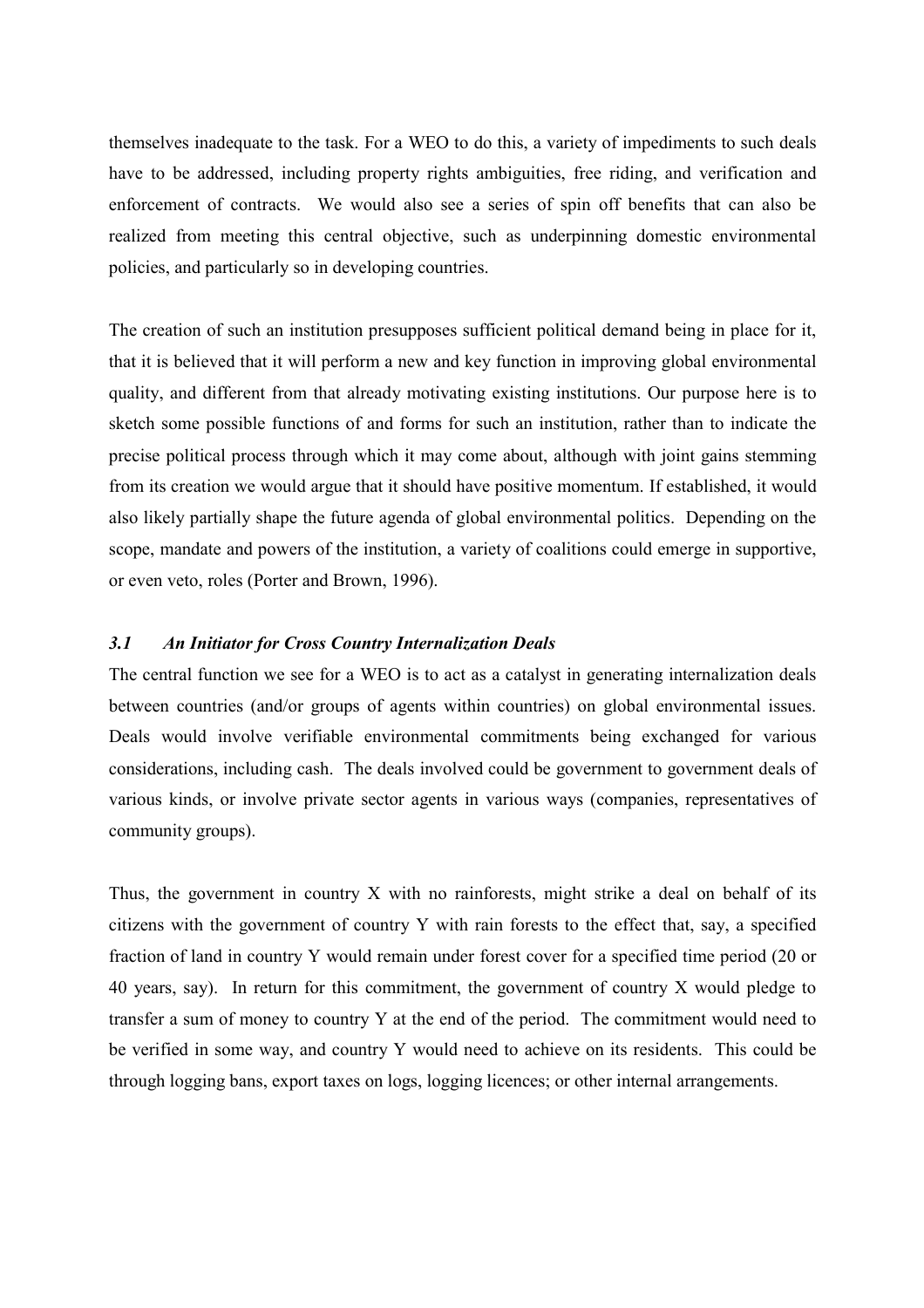themselves inadequate to the task. For a WEO to do this, a variety of impediments to such deals have to be addressed, including property rights ambiguities, free riding, and verification and enforcement of contracts. We would also see a series of spin off benefits that can also be realized from meeting this central objective, such as underpinning domestic environmental policies, and particularly so in developing countries.

The creation of such an institution presupposes sufficient political demand being in place for it, that it is believed that it will perform a new and key function in improving global environmental quality, and different from that already motivating existing institutions. Our purpose here is to sketch some possible functions of and forms for such an institution, rather than to indicate the precise political process through which it may come about, although with joint gains stemming from its creation we would argue that it should have positive momentum. If established, it would also likely partially shape the future agenda of global environmental politics. Depending on the scope, mandate and powers of the institution, a variety of coalitions could emerge in supportive, or even veto, roles (Porter and Brown, 1996).

### *3.1 An Initiator for Cross Country Internalization Deals*

The central function we see for a WEO is to act as a catalyst in generating internalization deals between countries (and/or groups of agents within countries) on global environmental issues. Deals would involve verifiable environmental commitments being exchanged for various considerations, including cash. The deals involved could be government to government deals of various kinds, or involve private sector agents in various ways (companies, representatives of community groups).

Thus, the government in country X with no rainforests, might strike a deal on behalf of its citizens with the government of country Y with rain forests to the effect that, say, a specified fraction of land in country Y would remain under forest cover for a specified time period (20 or 40 years, say). In return for this commitment, the government of country X would pledge to transfer a sum of money to country Y at the end of the period. The commitment would need to be verified in some way, and country Y would need to achieve on its residents. This could be through logging bans, export taxes on logs, logging licences; or other internal arrangements.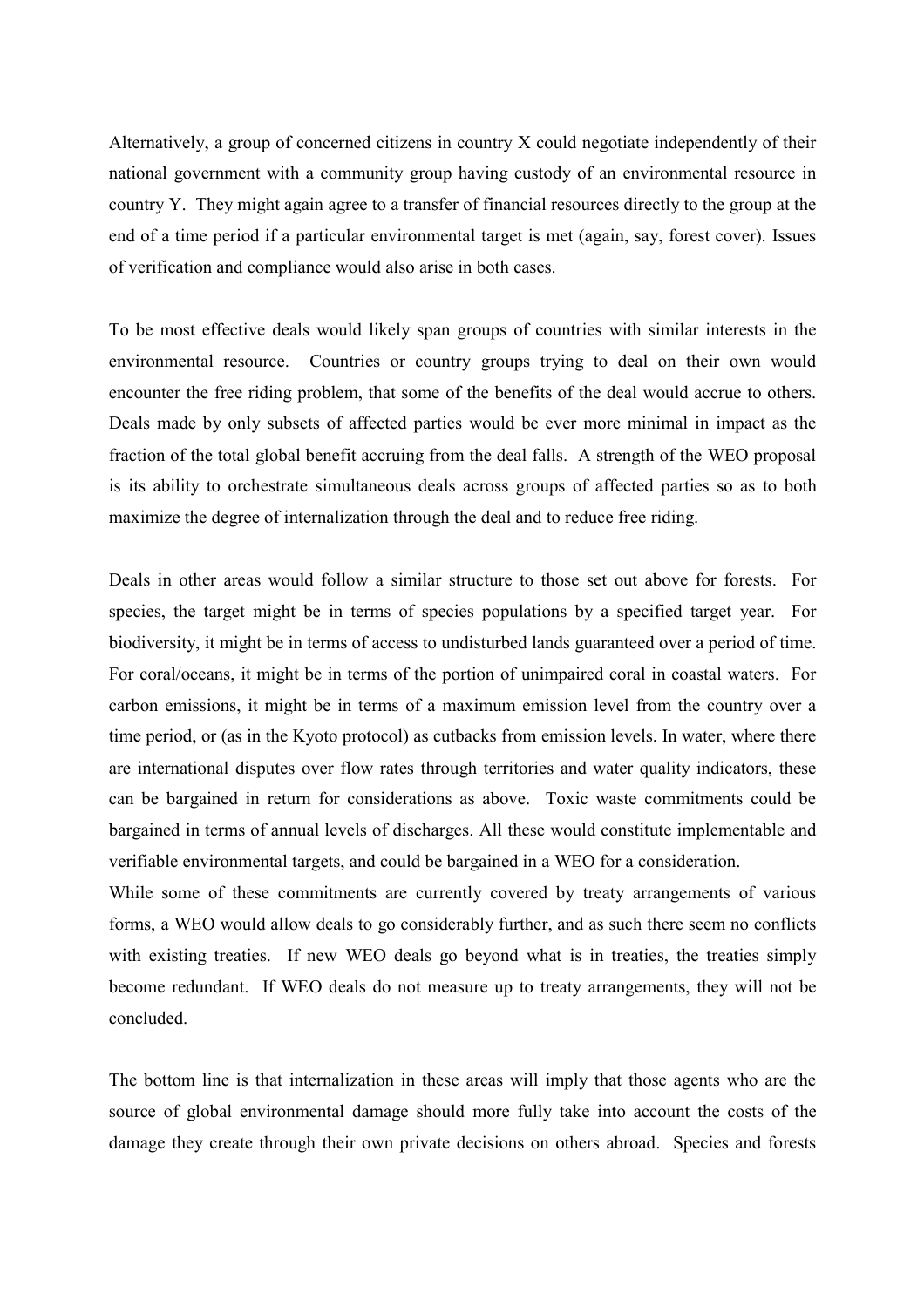Alternatively, a group of concerned citizens in country X could negotiate independently of their national government with a community group having custody of an environmental resource in country Y. They might again agree to a transfer of financial resources directly to the group at the end of a time period if a particular environmental target is met (again, say, forest cover). Issues of verification and compliance would also arise in both cases.

To be most effective deals would likely span groups of countries with similar interests in the environmental resource. Countries or country groups trying to deal on their own would encounter the free riding problem, that some of the benefits of the deal would accrue to others. Deals made by only subsets of affected parties would be ever more minimal in impact as the fraction of the total global benefit accruing from the deal falls. A strength of the WEO proposal is its ability to orchestrate simultaneous deals across groups of affected parties so as to both maximize the degree of internalization through the deal and to reduce free riding.

Deals in other areas would follow a similar structure to those set out above for forests. For species, the target might be in terms of species populations by a specified target year. For biodiversity, it might be in terms of access to undisturbed lands guaranteed over a period of time. For coral/oceans, it might be in terms of the portion of unimpaired coral in coastal waters. For carbon emissions, it might be in terms of a maximum emission level from the country over a time period, or (as in the Kyoto protocol) as cutbacks from emission levels. In water, where there are international disputes over flow rates through territories and water quality indicators, these can be bargained in return for considerations as above. Toxic waste commitments could be bargained in terms of annual levels of discharges. All these would constitute implementable and verifiable environmental targets, and could be bargained in a WEO for a consideration.

While some of these commitments are currently covered by treaty arrangements of various forms, a WEO would allow deals to go considerably further, and as such there seem no conflicts with existing treaties. If new WEO deals go beyond what is in treaties, the treaties simply become redundant. If WEO deals do not measure up to treaty arrangements, they will not be concluded.

The bottom line is that internalization in these areas will imply that those agents who are the source of global environmental damage should more fully take into account the costs of the damage they create through their own private decisions on others abroad. Species and forests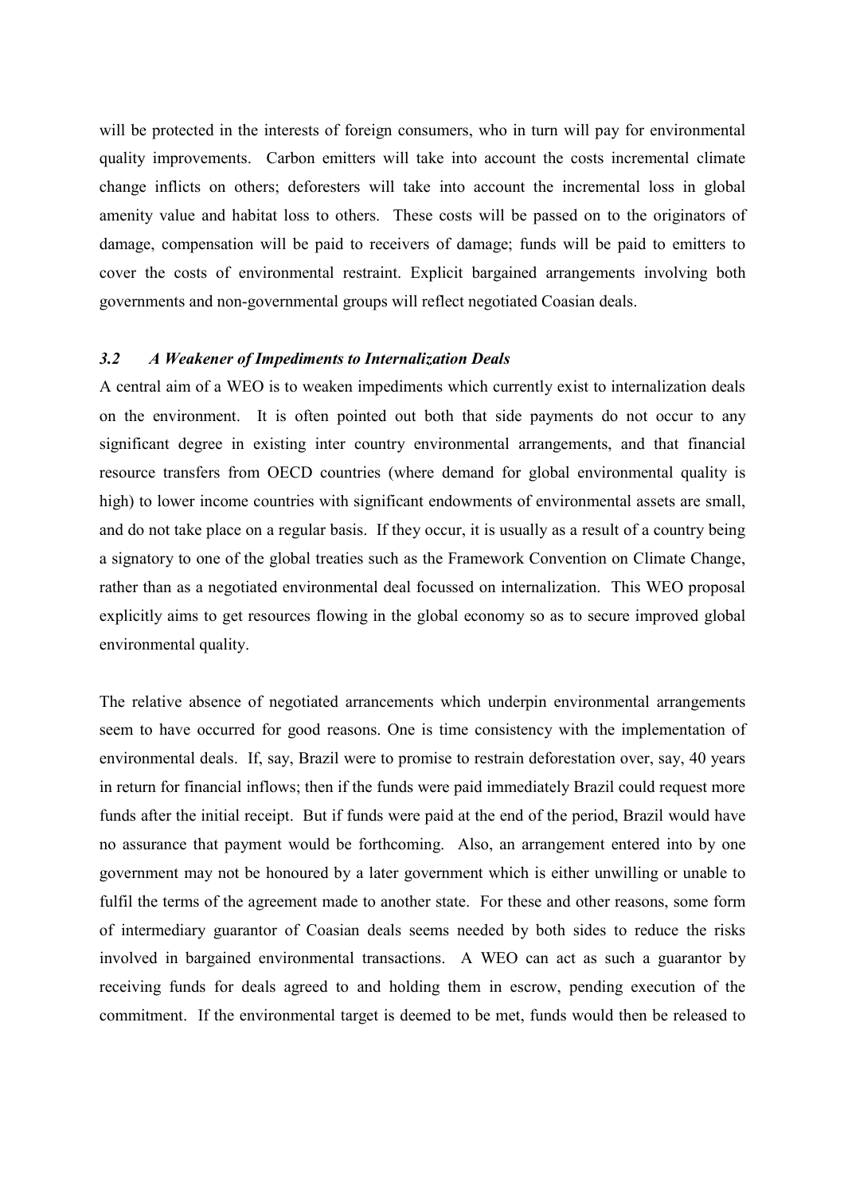will be protected in the interests of foreign consumers, who in turn will pay for environmental quality improvements. Carbon emitters will take into account the costs incremental climate change inflicts on others; deforesters will take into account the incremental loss in global amenity value and habitat loss to others. These costs will be passed on to the originators of damage, compensation will be paid to receivers of damage; funds will be paid to emitters to cover the costs of environmental restraint. Explicit bargained arrangements involving both governments and non-governmental groups will reflect negotiated Coasian deals.

### *3.2 A Weakener of Impediments to Internalization Deals*

A central aim of a WEO is to weaken impediments which currently exist to internalization deals on the environment. It is often pointed out both that side payments do not occur to any significant degree in existing inter country environmental arrangements, and that financial resource transfers from OECD countries (where demand for global environmental quality is high) to lower income countries with significant endowments of environmental assets are small, and do not take place on a regular basis. If they occur, it is usually as a result of a country being a signatory to one of the global treaties such as the Framework Convention on Climate Change, rather than as a negotiated environmental deal focussed on internalization. This WEO proposal explicitly aims to get resources flowing in the global economy so as to secure improved global environmental quality.

The relative absence of negotiated arrancements which underpin environmental arrangements seem to have occurred for good reasons. One is time consistency with the implementation of environmental deals. If, say, Brazil were to promise to restrain deforestation over, say, 40 years in return for financial inflows; then if the funds were paid immediately Brazil could request more funds after the initial receipt. But if funds were paid at the end of the period, Brazil would have no assurance that payment would be forthcoming. Also, an arrangement entered into by one government may not be honoured by a later government which is either unwilling or unable to fulfil the terms of the agreement made to another state. For these and other reasons, some form of intermediary guarantor of Coasian deals seems needed by both sides to reduce the risks involved in bargained environmental transactions. A WEO can act as such a guarantor by receiving funds for deals agreed to and holding them in escrow, pending execution of the commitment. If the environmental target is deemed to be met, funds would then be released to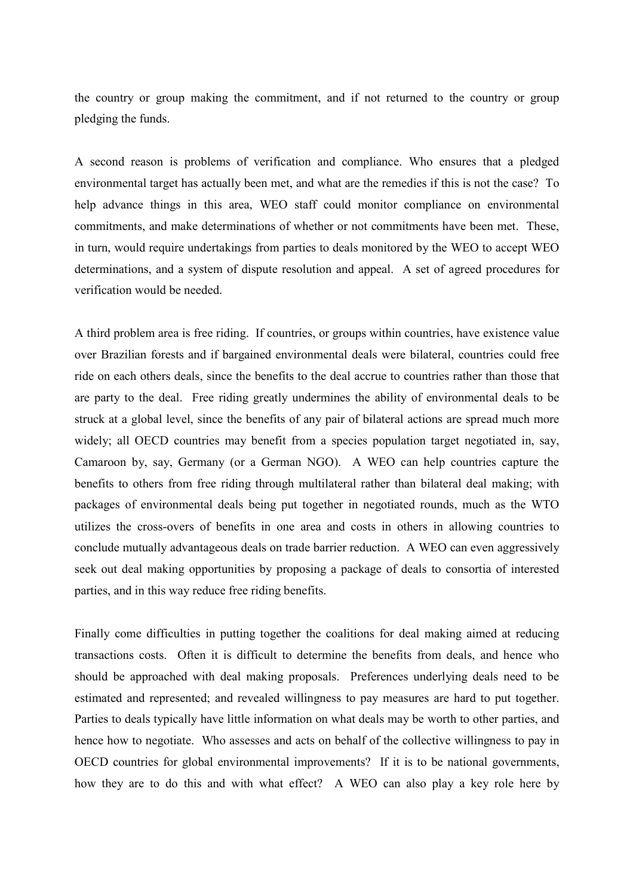the country or group making the commitment, and if not returned to the country or group pledging the funds.

A second reason is problems of verification and compliance. Who ensures that a pledged environmental target has actually been met, and what are the remedies if this is not the case? To help advance things in this area, WEO staff could monitor compliance on environmental commitments, and make determinations of whether or not commitments have been met. These, in turn, would require undertakings from parties to deals monitored by the WEO to accept WEO determinations, and a system of dispute resolution and appeal. A set of agreed procedures for verification would be needed.

A third problem area is free riding. If countries, or groups within countries, have existence value over Brazilian forests and if bargained environmental deals were bilateral, countries could free ride on each others deals, since the benefits to the deal accrue to countries rather than those that are party to the deal. Free riding greatly undermines the ability of environmental deals to be struck at a global level, since the benefits of any pair of bilateral actions are spread much more widely; all OECD countries may benefit from a species population target negotiated in, say, Camaroon by, say, Germany (or a German NGO). A WEO can help countries capture the benefits to others from free riding through multilateral rather than bilateral deal making; with packages of environmental deals being put together in negotiated rounds, much as the WTO utilizes the cross-overs of benefits in one area and costs in others in allowing countries to conclude mutually advantageous deals on trade barrier reduction. A WEO can even aggressively seek out deal making opportunities by proposing a package of deals to consortia of interested parties, and in this way reduce free riding benefits.

Finally come difficulties in putting together the coalitions for deal making aimed at reducing transactions costs. Often it is difficult to determine the benefits from deals, and hence who should be approached with deal making proposals. Preferences underlying deals need to be estimated and represented; and revealed willingness to pay measures are hard to put together. Parties to deals typically have little information on what deals may be worth to other parties, and hence how to negotiate. Who assesses and acts on behalf of the collective willingness to pay in OECD countries for global environmental improvements? If it is to be national governments, how they are to do this and with what effect? A WEO can also play a key role here by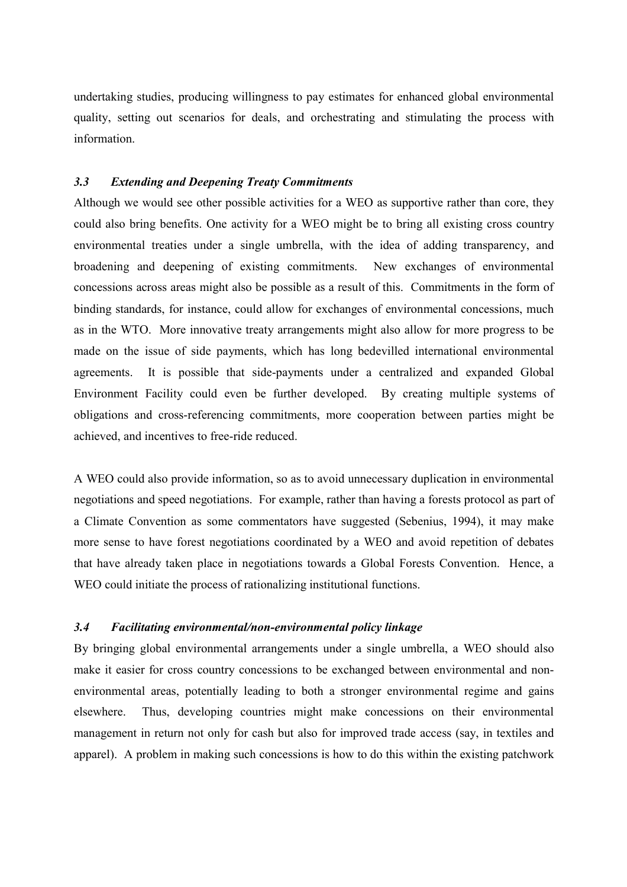undertaking studies, producing willingness to pay estimates for enhanced global environmental quality, setting out scenarios for deals, and orchestrating and stimulating the process with information.

### *3.3 Extending and Deepening Treaty Commitments*

Although we would see other possible activities for a WEO as supportive rather than core, they could also bring benefits. One activity for a WEO might be to bring all existing cross country environmental treaties under a single umbrella, with the idea of adding transparency, and broadening and deepening of existing commitments. New exchanges of environmental concessions across areas might also be possible as a result of this. Commitments in the form of binding standards, for instance, could allow for exchanges of environmental concessions, much as in the WTO. More innovative treaty arrangements might also allow for more progress to be made on the issue of side payments, which has long bedevilled international environmental agreements. It is possible that side-payments under a centralized and expanded Global Environment Facility could even be further developed. By creating multiple systems of obligations and cross-referencing commitments, more cooperation between parties might be achieved, and incentives to free-ride reduced.

A WEO could also provide information, so as to avoid unnecessary duplication in environmental negotiations and speed negotiations. For example, rather than having a forests protocol as part of a Climate Convention as some commentators have suggested (Sebenius, 1994), it may make more sense to have forest negotiations coordinated by a WEO and avoid repetition of debates that have already taken place in negotiations towards a Global Forests Convention. Hence, a WEO could initiate the process of rationalizing institutional functions.

### *3.4 Facilitating environmental/non-environmental policy linkage*

By bringing global environmental arrangements under a single umbrella, a WEO should also make it easier for cross country concessions to be exchanged between environmental and non-environmental areas, potentially leading to both a stronger environmental regime and gains elsewhere. Thus, developing countries might make concessions on their environmental management in return not only for cash but also for improved trade access (say, in textiles and apparel). A problem in making such concessions is how to do this within the existing patchwork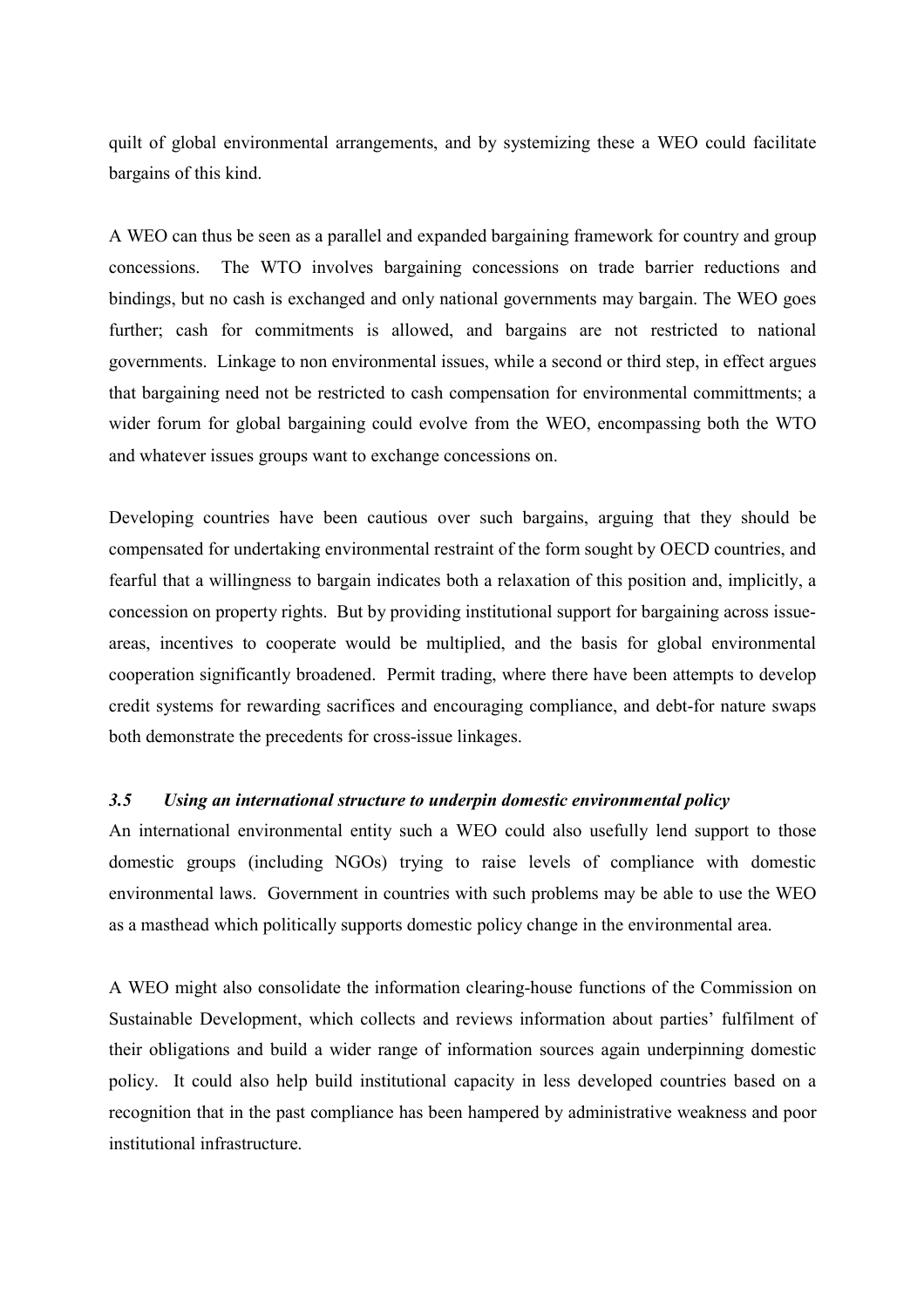quilt of global environmental arrangements, and by systemizing these a WEO could facilitate bargains of this kind.

A WEO can thus be seen as a parallel and expanded bargaining framework for country and group concessions. The WTO involves bargaining concessions on trade barrier reductions and bindings, but no cash is exchanged and only national governments may bargain. The WEO goes further; cash for commitments is allowed, and bargains are not restricted to national governments. Linkage to non environmental issues, while a second or third step, in effect argues that bargaining need not be restricted to cash compensation for environmental committments; a wider forum for global bargaining could evolve from the WEO, encompassing both the WTO and whatever issues groups want to exchange concessions on.

Developing countries have been cautious over such bargains, arguing that they should be compensated for undertaking environmental restraint of the form sought by OECD countries, and fearful that a willingness to bargain indicates both a relaxation of this position and, implicitly, a concession on property rights. But by providing institutional support for bargaining across issue-areas, incentives to cooperate would be multiplied, and the basis for global environmental cooperation significantly broadened. Permit trading, where there have been attempts to develop credit systems for rewarding sacrifices and encouraging compliance, and debt-for nature swaps both demonstrate the precedents for cross-issue linkages.

### *3.5 Using an international structure to underpin domestic environmental policy*

An international environmental entity such a WEO could also usefully lend support to those domestic groups (including NGOs) trying to raise levels of compliance with domestic environmental laws. Government in countries with such problems may be able to use the WEO as a masthead which politically supports domestic policy change in the environmental area.

A WEO might also consolidate the information clearing-house functions of the Commission on Sustainable Development, which collects and reviews information about parties' fulfilment of their obligations and build a wider range of information sources again underpinning domestic policy. It could also help build institutional capacity in less developed countries based on a recognition that in the past compliance has been hampered by administrative weakness and poor institutional infrastructure.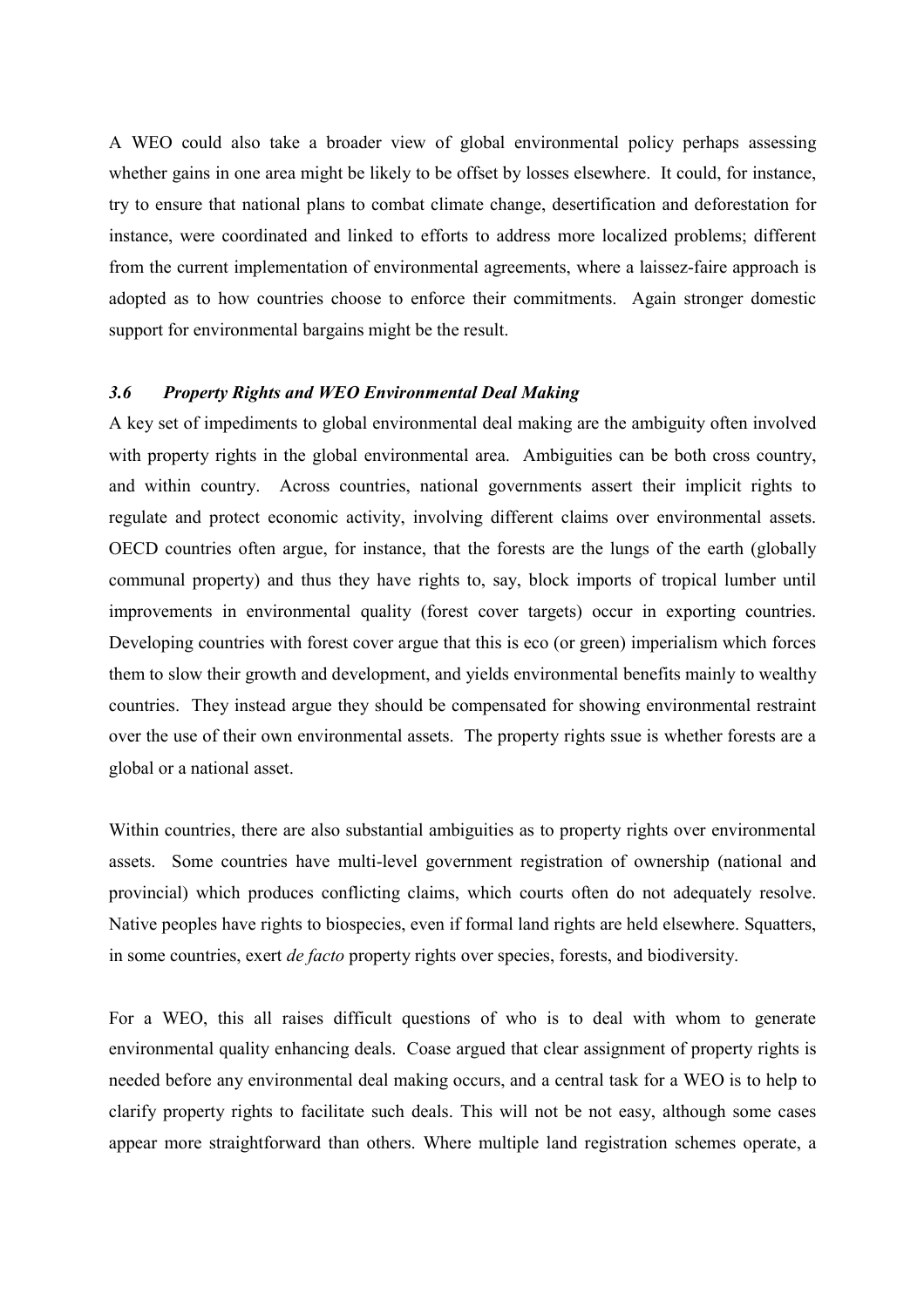A WEO could also take a broader view of global environmental policy perhaps assessing whether gains in one area might be likely to be offset by losses elsewhere. It could, for instance, try to ensure that national plans to combat climate change, desertification and deforestation for instance, were coordinated and linked to efforts to address more localized problems; different from the current implementation of environmental agreements, where a laissez-faire approach is adopted as to how countries choose to enforce their commitments. Again stronger domestic support for environmental bargains might be the result.

### *3.6 Property Rights and WEO Environmental Deal Making*

A key set of impediments to global environmental deal making are the ambiguity often involved with property rights in the global environmental area. Ambiguities can be both cross country, and within country. Across countries, national governments assert their implicit rights to regulate and protect economic activity, involving different claims over environmental assets. OECD countries often argue, for instance, that the forests are the lungs of the earth (globally communal property) and thus they have rights to, say, block imports of tropical lumber until improvements in environmental quality (forest cover targets) occur in exporting countries. Developing countries with forest cover argue that this is eco (or green) imperialism which forces them to slow their growth and development, and yields environmental benefits mainly to wealthy countries. They instead argue they should be compensated for showing environmental restraint over the use of their own environmental assets. The property rights ssue is whether forests are a global or a national asset.

Within countries, there are also substantial ambiguities as to property rights over environmental assets. Some countries have multi-level government registration of ownership (national and provincial) which produces conflicting claims, which courts often do not adequately resolve. Native peoples have rights to biospecies, even if formal land rights are held elsewhere. Squatters, in some countries, exert *de facto* property rights over species, forests, and biodiversity.

For a WEO, this all raises difficult questions of who is to deal with whom to generate environmental quality enhancing deals. Coase argued that clear assignment of property rights is needed before any environmental deal making occurs, and a central task for a WEO is to help to clarify property rights to facilitate such deals. This will not be not easy, although some cases appear more straightforward than others. Where multiple land registration schemes operate, a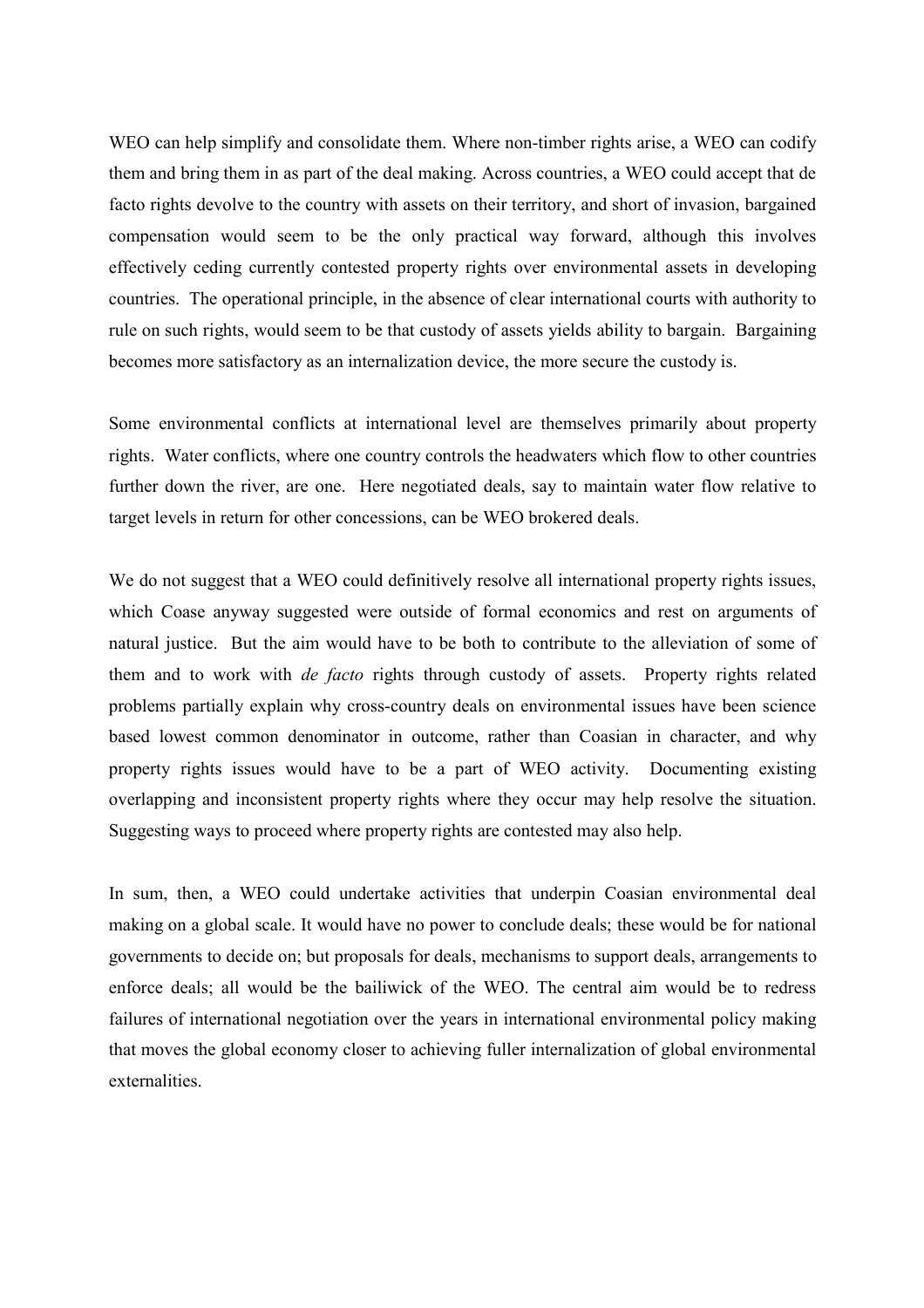WEO can help simplify and consolidate them. Where non-timber rights arise, a WEO can codify them and bring them in as part of the deal making. Across countries, a WEO could accept that de facto rights devolve to the country with assets on their territory, and short of invasion, bargained compensation would seem to be the only practical way forward, although this involves effectively ceding currently contested property rights over environmental assets in developing countries. The operational principle, in the absence of clear international courts with authority to rule on such rights, would seem to be that custody of assets yields ability to bargain. Bargaining becomes more satisfactory as an internalization device, the more secure the custody is.

Some environmental conflicts at international level are themselves primarily about property rights. Water conflicts, where one country controls the headwaters which flow to other countries further down the river, are one. Here negotiated deals, say to maintain water flow relative to target levels in return for other concessions, can be WEO brokered deals.

We do not suggest that a WEO could definitively resolve all international property rights issues, which Coase anyway suggested were outside of formal economics and rest on arguments of natural justice. But the aim would have to be both to contribute to the alleviation of some of them and to work with *de facto* rights through custody of assets. Property rights related problems partially explain why cross-country deals on environmental issues have been science based lowest common denominator in outcome, rather than Coasian in character, and why property rights issues would have to be a part of WEO activity. Documenting existing overlapping and inconsistent property rights where they occur may help resolve the situation. Suggesting ways to proceed where property rights are contested may also help.

In sum, then, a WEO could undertake activities that underpin Coasian environmental deal making on a global scale. It would have no power to conclude deals; these would be for national governments to decide on; but proposals for deals, mechanisms to support deals, arrangements to enforce deals; all would be the bailiwick of the WEO. The central aim would be to redress failures of international negotiation over the years in international environmental policy making that moves the global economy closer to achieving fuller internalization of global environmental externalities.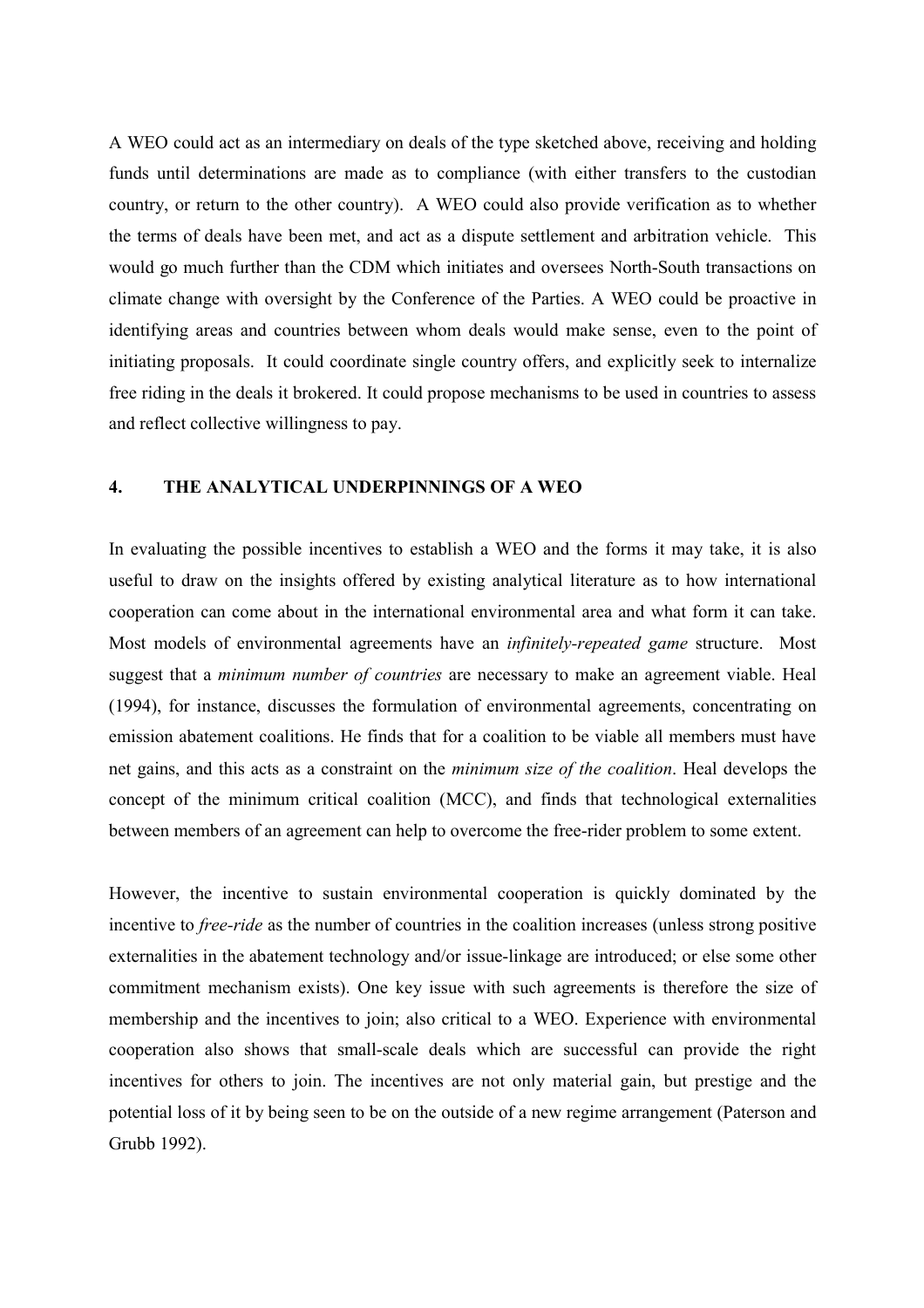A WEO could act as an intermediary on deals of the type sketched above, receiving and holding funds until determinations are made as to compliance (with either transfers to the custodian country, or return to the other country). A WEO could also provide verification as to whether the terms of deals have been met, and act as a dispute settlement and arbitration vehicle. This would go much further than the CDM which initiates and oversees North-South transactions on climate change with oversight by the Conference of the Parties. A WEO could be proactive in identifying areas and countries between whom deals would make sense, even to the point of initiating proposals. It could coordinate single country offers, and explicitly seek to internalize free riding in the deals it brokered. It could propose mechanisms to be used in countries to assess and reflect collective willingness to pay.

## 4. THE ANALYTICAL UNDERPINNINGS OF A WEO

In evaluating the possible incentives to establish a WEO and the forms it may take, it is also useful to draw on the insights offered by existing analytical literature as to how international cooperation can come about in the international environmental area and what form it can take. Most models of environmental agreements have an *infinitely-repeated game* structure. Most suggest that a *minimum number of countries* are necessary to make an agreement viable. Heal (1994), for instance, discusses the formulation of environmental agreements, concentrating on emission abatement coalitions. He finds that for a coalition to be viable all members must have net gains, and this acts as a constraint on the *minimum size of the coalition*. Heal develops the concept of the minimum critical coalition (MCC), and finds that technological externalities between members of an agreement can help to overcome the free-rider problem to some extent.

However, the incentive to sustain environmental cooperation is quickly dominated by the incentive to *free-ride* as the number of countries in the coalition increases (unless strong positive externalities in the abatement technology and/or issue-linkage are introduced; or else some other commitment mechanism exists). One key issue with such agreements is therefore the size of membership and the incentives to join; also critical to a WEO. Experience with environmental cooperation also shows that small-scale deals which are successful can provide the right incentives for others to join. The incentives are not only material gain, but prestige and the potential loss of it by being seen to be on the outside of a new regime arrangement (Paterson and Grubb 1992).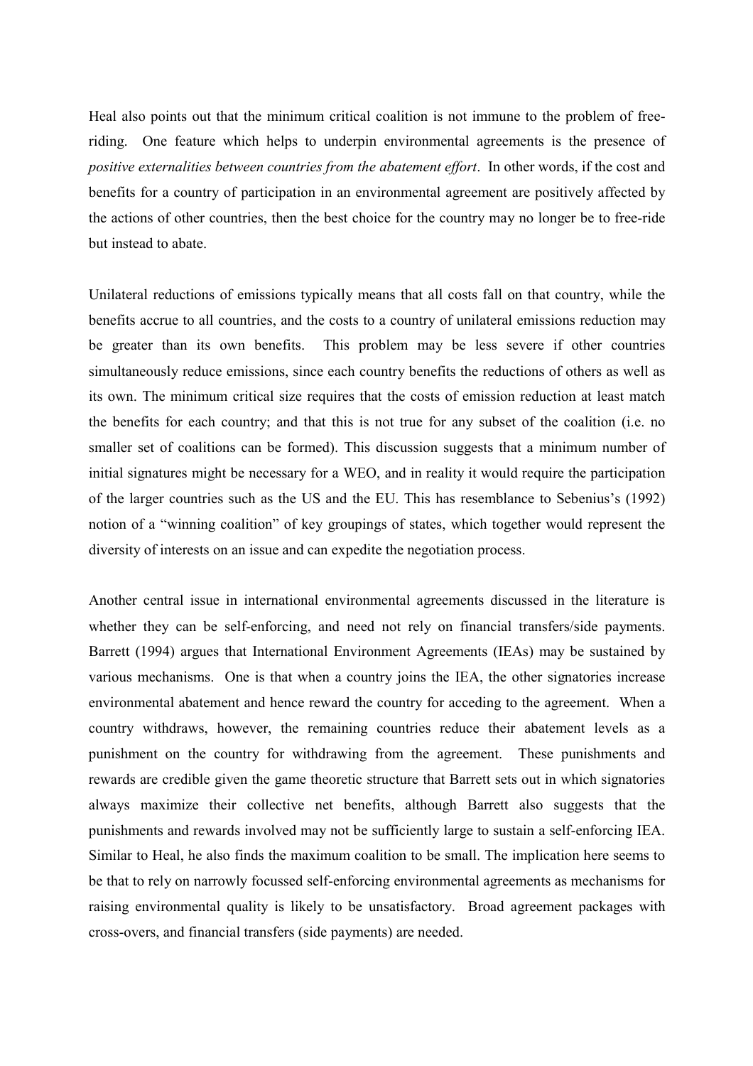Heal also points out that the minimum critical coalition is not immune to the problem of free-riding. One feature which helps to underpin environmental agreements is the presence of *positive externalities between countries from the abatement effort*. In other words, if the cost and benefits for a country of participation in an environmental agreement are positively affected by the actions of other countries, then the best choice for the country may no longer be to free-ride but instead to abate.

Unilateral reductions of emissions typically means that all costs fall on that country, while the benefits accrue to all countries, and the costs to a country of unilateral emissions reduction may be greater than its own benefits. This problem may be less severe if other countries simultaneously reduce emissions, since each country benefits the reductions of others as well as its own. The minimum critical size requires that the costs of emission reduction at least match the benefits for each country; and that this is not true for any subset of the coalition (i.e. no smaller set of coalitions can be formed). This discussion suggests that a minimum number of initial signatures might be necessary for a WEO, and in reality it would require the participation of the larger countries such as the US and the EU. This has resemblance to Sebenius's (1992) notion of a "winning coalition" of key groupings of states, which together would represent the diversity of interests on an issue and can expedite the negotiation process.

Another central issue in international environmental agreements discussed in the literature is whether they can be self-enforcing, and need not rely on financial transfers/side payments. Barrett (1994) argues that International Environment Agreements (IEAs) may be sustained by various mechanisms. One is that when a country joins the IEA, the other signatories increase environmental abatement and hence reward the country for acceding to the agreement. When a country withdraws, however, the remaining countries reduce their abatement levels as a punishment on the country for withdrawing from the agreement. These punishments and rewards are credible given the game theoretic structure that Barrett sets out in which signatories always maximize their collective net benefits, although Barrett also suggests that the punishments and rewards involved may not be sufficiently large to sustain a self-enforcing IEA. Similar to Heal, he also finds the maximum coalition to be small. The implication here seems to be that to rely on narrowly focussed self-enforcing environmental agreements as mechanisms for raising environmental quality is likely to be unsatisfactory. Broad agreement packages with cross-overs, and financial transfers (side payments) are needed.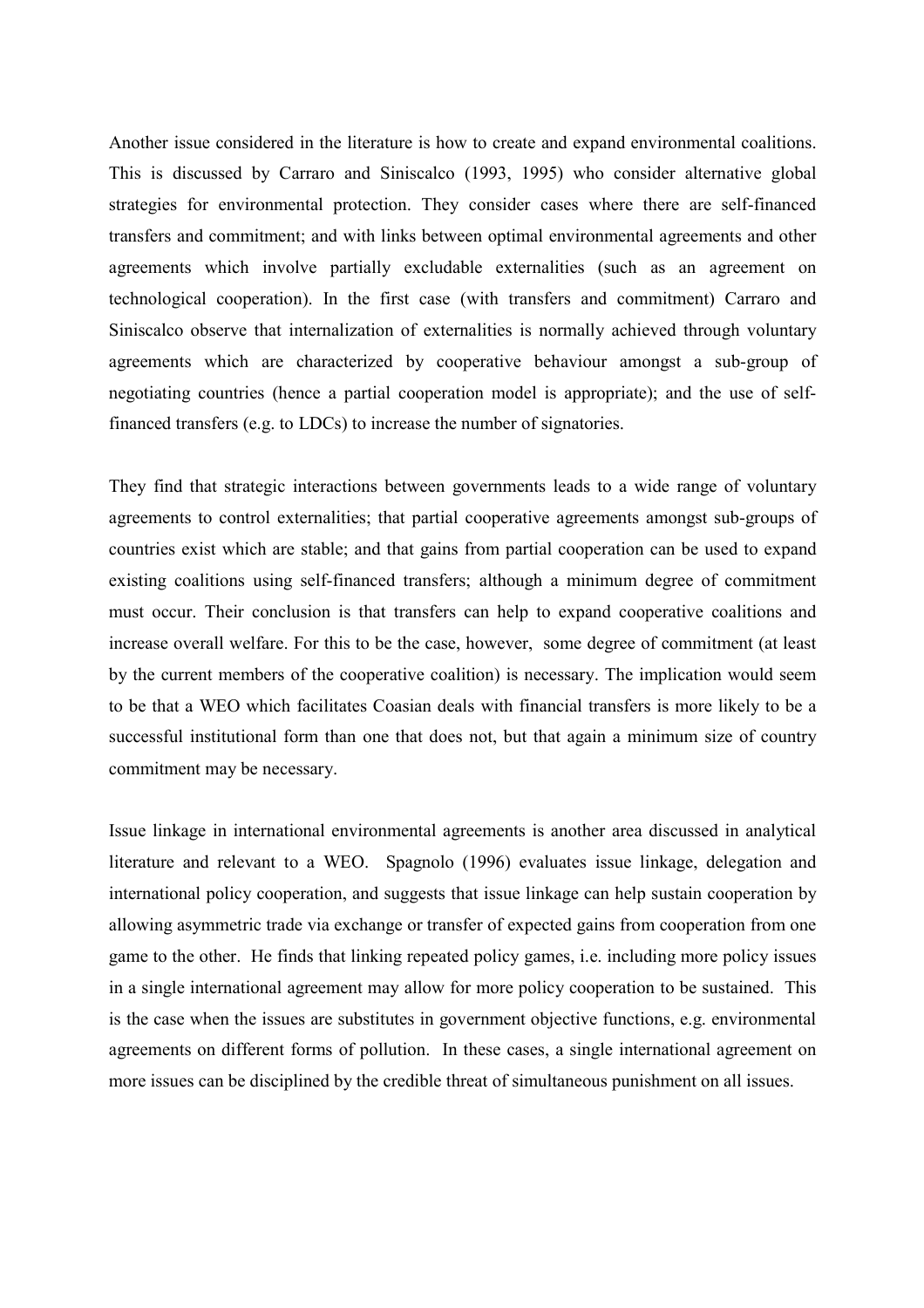Another issue considered in the literature is how to create and expand environmental coalitions. This is discussed by Carraro and Siniscalco (1993, 1995) who consider alternative global strategies for environmental protection. They consider cases where there are self-financed transfers and commitment; and with links between optimal environmental agreements and other agreements which involve partially excludable externalities (such as an agreement on technological cooperation). In the first case (with transfers and commitment) Carraro and Siniscalco observe that internalization of externalities is normally achieved through voluntary agreements which are characterized by cooperative behaviour amongst a sub-group of negotiating countries (hence a partial cooperation model is appropriate); and the use of self-financed transfers (e.g. to LDCs) to increase the number of signatories.

They find that strategic interactions between governments leads to a wide range of voluntary agreements to control externalities; that partial cooperative agreements amongst sub-groups of countries exist which are stable; and that gains from partial cooperation can be used to expand existing coalitions using self-financed transfers; although a minimum degree of commitment must occur. Their conclusion is that transfers can help to expand cooperative coalitions and increase overall welfare. For this to be the case, however, some degree of commitment (at least by the current members of the cooperative coalition) is necessary. The implication would seem to be that a WEO which facilitates Coasian deals with financial transfers is more likely to be a successful institutional form than one that does not, but that again a minimum size of country commitment may be necessary.

Issue linkage in international environmental agreements is another area discussed in analytical literature and relevant to a WEO. Spagnolo (1996) evaluates issue linkage, delegation and international policy cooperation, and suggests that issue linkage can help sustain cooperation by allowing asymmetric trade via exchange or transfer of expected gains from cooperation from one game to the other. He finds that linking repeated policy games, i.e. including more policy issues in a single international agreement may allow for more policy cooperation to be sustained. This is the case when the issues are substitutes in government objective functions, e.g. environmental agreements on different forms of pollution. In these cases, a single international agreement on more issues can be disciplined by the credible threat of simultaneous punishment on all issues.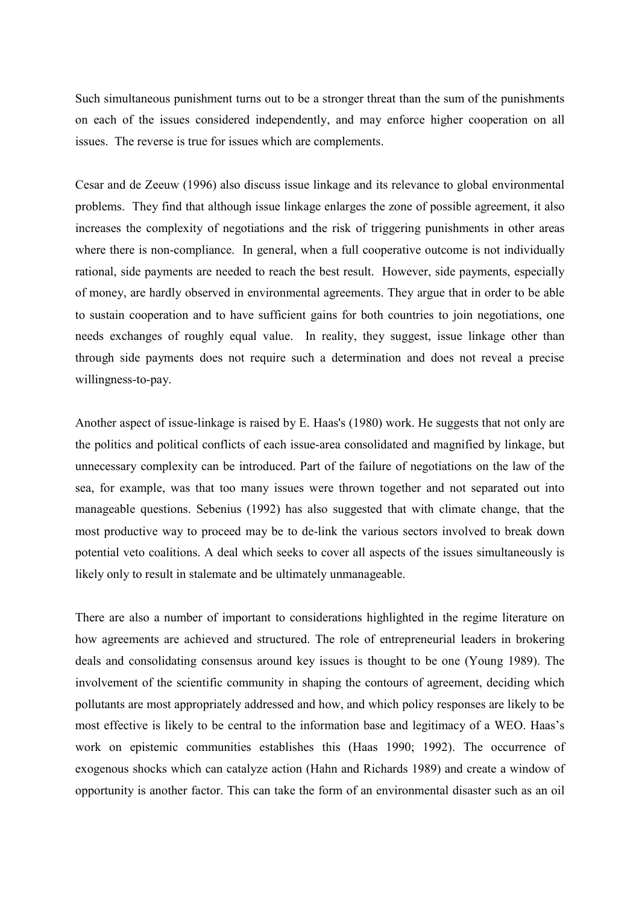Such simultaneous punishment turns out to be a stronger threat than the sum of the punishments on each of the issues considered independently, and may enforce higher cooperation on all issues. The reverse is true for issues which are complements.

Cesar and de Zeeuw (1996) also discuss issue linkage and its relevance to global environmental problems. They find that although issue linkage enlarges the zone of possible agreement, it also increases the complexity of negotiations and the risk of triggering punishments in other areas where there is non-compliance. In general, when a full cooperative outcome is not individually rational, side payments are needed to reach the best result. However, side payments, especially of money, are hardly observed in environmental agreements. They argue that in order to be able to sustain cooperation and to have sufficient gains for both countries to join negotiations, one needs exchanges of roughly equal value. In reality, they suggest, issue linkage other than through side payments does not require such a determination and does not reveal a precise willingness-to-pay.

Another aspect of issue-linkage is raised by E. Haas's (1980) work. He suggests that not only are the politics and political conflicts of each issue-area consolidated and magnified by linkage, but unnecessary complexity can be introduced. Part of the failure of negotiations on the law of the sea, for example, was that too many issues were thrown together and not separated out into manageable questions. Sebenius (1992) has also suggested that with climate change, that the most productive way to proceed may be to de-link the various sectors involved to break down potential veto coalitions. A deal which seeks to cover all aspects of the issues simultaneously is likely only to result in stalemate and be ultimately unmanageable.

There are also a number of important to considerations highlighted in the regime literature on how agreements are achieved and structured. The role of entrepreneurial leaders in brokering deals and consolidating consensus around key issues is thought to be one (Young 1989). The involvement of the scientific community in shaping the contours of agreement, deciding which pollutants are most appropriately addressed and how, and which policy responses are likely to be most effective is likely to be central to the information base and legitimacy of a WEO. Haas's work on epistemic communities establishes this (Haas 1990; 1992). The occurrence of exogenous shocks which can catalyze action (Hahn and Richards 1989) and create a window of opportunity is another factor. This can take the form of an environmental disaster such as an oil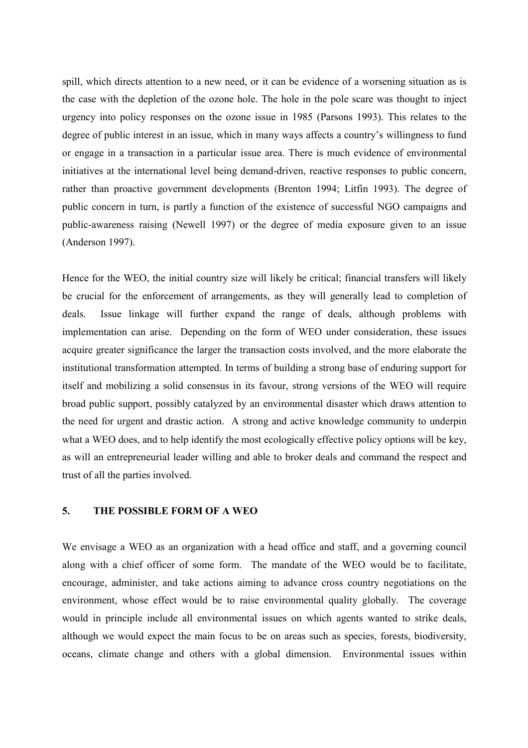spill, which directs attention to a new need, or it can be evidence of a worsening situation as is the case with the depletion of the ozone hole. The hole in the pole scare was thought to inject urgency into policy responses on the ozone issue in 1985 (Parsons 1993). This relates to the degree of public interest in an issue, which in many ways affects a country's willingness to fund or engage in a transaction in a particular issue area. There is much evidence of environmental initiatives at the international level being demand-driven, reactive responses to public concern, rather than proactive government developments (Brenton 1994; Litfin 1993). The degree of public concern in turn, is partly a function of the existence of successful NGO campaigns and public-awareness raising (Newell 1997) or the degree of media exposure given to an issue (Anderson 1997).

Hence for the WEO, the initial country size will likely be critical; financial transfers will likely be crucial for the enforcement of arrangements, as they will generally lead to completion of deals. Issue linkage will further expand the range of deals, although problems with implementation can arise. Depending on the form of WEO under consideration, these issues acquire greater significance the larger the transaction costs involved, and the more elaborate the institutional transformation attempted. In terms of building a strong base of enduring support for itself and mobilizing a solid consensus in its favour, strong versions of the WEO will require broad public support, possibly catalyzed by an environmental disaster which draws attention to the need for urgent and drastic action. A strong and active knowledge community to underpin what a WEO does, and to help identify the most ecologically effective policy options will be key, as will an entrepreneurial leader willing and able to broker deals and command the respect and trust of all the parties involved.

## 5. THE POSSIBLE FORM OF A WEO

We envisage a WEO as an organization with a head office and staff, and a governing council along with a chief officer of some form. The mandate of the WEO would be to facilitate, encourage, administer, and take actions aiming to advance cross country negotiations on the environment, whose effect would be to raise environmental quality globally. The coverage would in principle include all environmental issues on which agents wanted to strike deals, although we would expect the main focus to be on areas such as species, forests, biodiversity, oceans, climate change and others with a global dimension. Environmental issues within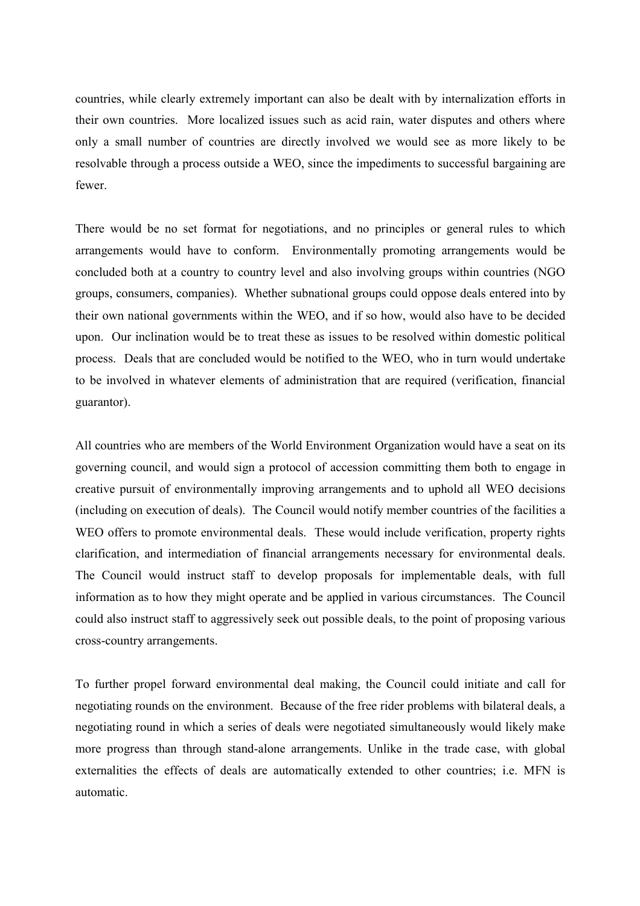countries, while clearly extremely important can also be dealt with by internalization efforts in their own countries. More localized issues such as acid rain, water disputes and others where only a small number of countries are directly involved we would see as more likely to be resolvable through a process outside a WEO, since the impediments to successful bargaining are fewer.

There would be no set format for negotiations, and no principles or general rules to which arrangements would have to conform. Environmentally promoting arrangements would be concluded both at a country to country level and also involving groups within countries (NGO groups, consumers, companies). Whether subnational groups could oppose deals entered into by their own national governments within the WEO, and if so how, would also have to be decided upon. Our inclination would be to treat these as issues to be resolved within domestic political process. Deals that are concluded would be notified to the WEO, who in turn would undertake to be involved in whatever elements of administration that are required (verification, financial guarantor).

All countries who are members of the World Environment Organization would have a seat on its governing council, and would sign a protocol of accession committing them both to engage in creative pursuit of environmentally improving arrangements and to uphold all WEO decisions (including on execution of deals). The Council would notify member countries of the facilities a WEO offers to promote environmental deals. These would include verification, property rights clarification, and intermediation of financial arrangements necessary for environmental deals. The Council would instruct staff to develop proposals for implementable deals, with full information as to how they might operate and be applied in various circumstances. The Council could also instruct staff to aggressively seek out possible deals, to the point of proposing various cross-country arrangements.

To further propel forward environmental deal making, the Council could initiate and call for negotiating rounds on the environment. Because of the free rider problems with bilateral deals, a negotiating round in which a series of deals were negotiated simultaneously would likely make more progress than through stand-alone arrangements. Unlike in the trade case, with global externalities the effects of deals are automatically extended to other countries; i.e. MFN is automatic.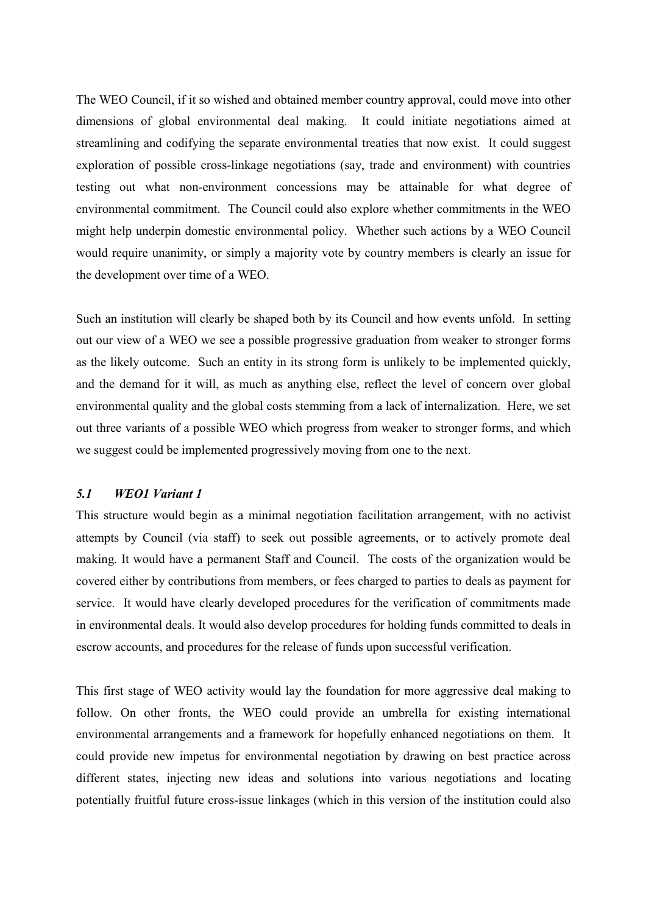The WEO Council, if it so wished and obtained member country approval, could move into other dimensions of global environmental deal making. It could initiate negotiations aimed at streamlining and codifying the separate environmental treaties that now exist. It could suggest exploration of possible cross-linkage negotiations (say, trade and environment) with countries testing out what non-environment concessions may be attainable for what degree of environmental commitment. The Council could also explore whether commitments in the WEO might help underpin domestic environmental policy. Whether such actions by a WEO Council would require unanimity, or simply a majority vote by country members is clearly an issue for the development over time of a WEO.

Such an institution will clearly be shaped both by its Council and how events unfold. In setting out our view of a WEO we see a possible progressive graduation from weaker to stronger forms as the likely outcome. Such an entity in its strong form is unlikely to be implemented quickly, and the demand for it will, as much as anything else, reflect the level of concern over global environmental quality and the global costs stemming from a lack of internalization. Here, we set out three variants of a possible WEO which progress from weaker to stronger forms, and which we suggest could be implemented progressively moving from one to the next.

### *5.1 WEO1 Variant 1*

This structure would begin as a minimal negotiation facilitation arrangement, with no activist attempts by Council (via staff) to seek out possible agreements, or to actively promote deal making. It would have a permanent Staff and Council. The costs of the organization would be covered either by contributions from members, or fees charged to parties to deals as payment for service. It would have clearly developed procedures for the verification of commitments made in environmental deals. It would also develop procedures for holding funds committed to deals in escrow accounts, and procedures for the release of funds upon successful verification.

This first stage of WEO activity would lay the foundation for more aggressive deal making to follow. On other fronts, the WEO could provide an umbrella for existing international environmental arrangements and a framework for hopefully enhanced negotiations on them. It could provide new impetus for environmental negotiation by drawing on best practice across different states, injecting new ideas and solutions into various negotiations and locating potentially fruitful future cross-issue linkages (which in this version of the institution could also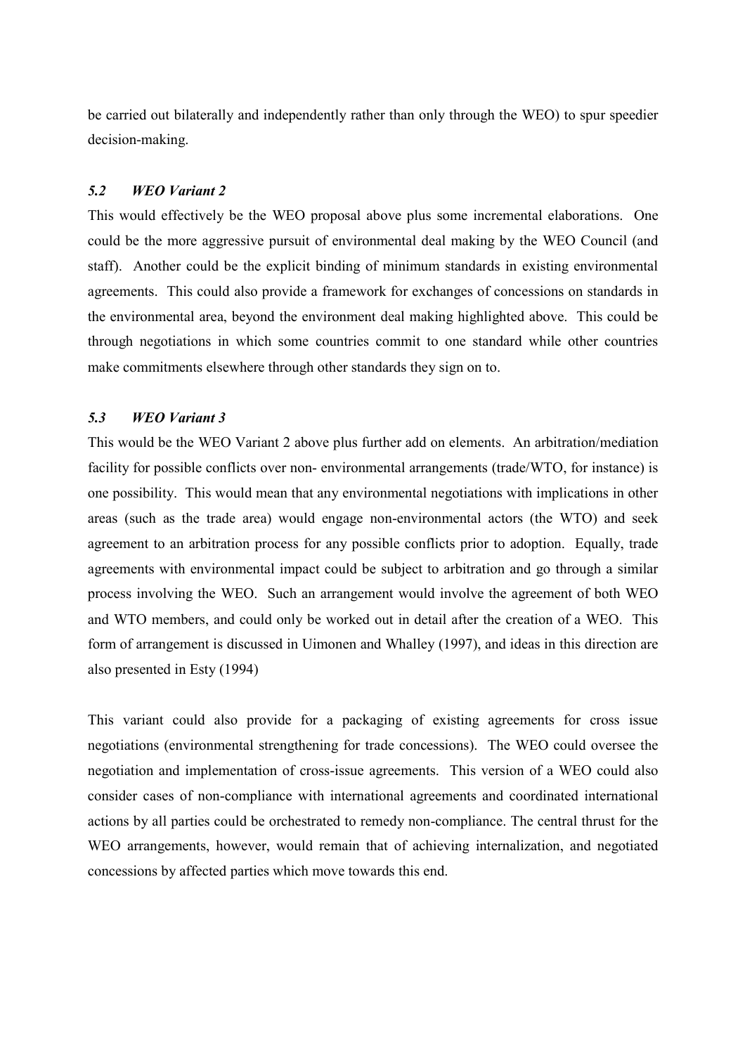be carried out bilaterally and independently rather than only through the WEO) to spur speedier decision-making.

### *5.2 WEO Variant 2*

This would effectively be the WEO proposal above plus some incremental elaborations. One could be the more aggressive pursuit of environmental deal making by the WEO Council (and staff). Another could be the explicit binding of minimum standards in existing environmental agreements. This could also provide a framework for exchanges of concessions on standards in the environmental area, beyond the environment deal making highlighted above. This could be through negotiations in which some countries commit to one standard while other countries make commitments elsewhere through other standards they sign on to.

### *5.3 WEO Variant 3*

This would be the WEO Variant 2 above plus further add on elements. An arbitration/mediation facility for possible conflicts over non- environmental arrangements (trade/WTO, for instance) is one possibility. This would mean that any environmental negotiations with implications in other areas (such as the trade area) would engage non-environmental actors (the WTO) and seek agreement to an arbitration process for any possible conflicts prior to adoption. Equally, trade agreements with environmental impact could be subject to arbitration and go through a similar process involving the WEO. Such an arrangement would involve the agreement of both WEO and WTO members, and could only be worked out in detail after the creation of a WEO. This form of arrangement is discussed in Uimonen and Whalley (1997), and ideas in this direction are also presented in Esty (1994)

This variant could also provide for a packaging of existing agreements for cross issue negotiations (environmental strengthening for trade concessions). The WEO could oversee the negotiation and implementation of cross-issue agreements. This version of a WEO could also consider cases of non-compliance with international agreements and coordinated international actions by all parties could be orchestrated to remedy non-compliance. The central thrust for the WEO arrangements, however, would remain that of achieving internalization, and negotiated concessions by affected parties which move towards this end.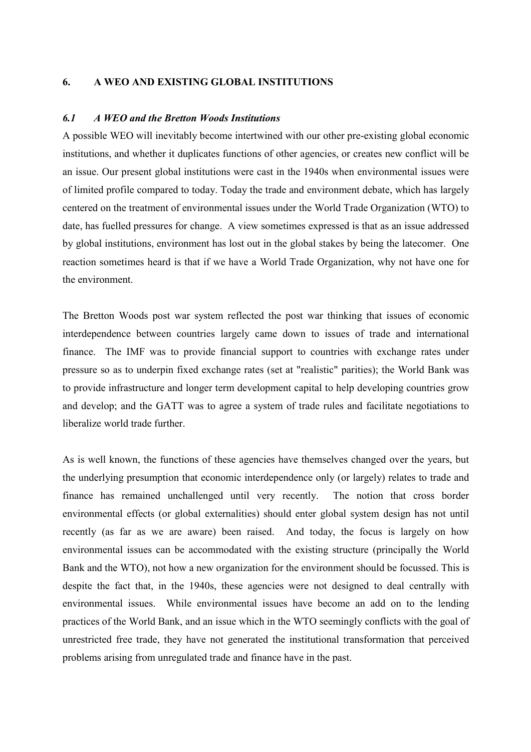## 6. A WEO AND EXISTING GLOBAL INSTITUTIONS

### *6.1 A WEO and the Bretton Woods Institutions*

A possible WEO will inevitably become intertwined with our other pre-existing global economic institutions, and whether it duplicates functions of other agencies, or creates new conflict will be an issue. Our present global institutions were cast in the 1940s when environmental issues were of limited profile compared to today. Today the trade and environment debate, which has largely centered on the treatment of environmental issues under the World Trade Organization (WTO) to date, has fuelled pressures for change. A view sometimes expressed is that as an issue addressed by global institutions, environment has lost out in the global stakes by being the latecomer. One reaction sometimes heard is that if we have a World Trade Organization, why not have one for the environment.

The Bretton Woods post war system reflected the post war thinking that issues of economic interdependence between countries largely came down to issues of trade and international finance. The IMF was to provide financial support to countries with exchange rates under pressure so as to underpin fixed exchange rates (set at "realistic" parities); the World Bank was to provide infrastructure and longer term development capital to help developing countries grow and develop; and the GATT was to agree a system of trade rules and facilitate negotiations to liberalize world trade further.

As is well known, the functions of these agencies have themselves changed over the years, but the underlying presumption that economic interdependence only (or largely) relates to trade and finance has remained unchallenged until very recently. The notion that cross border environmental effects (or global externalities) should enter global system design has not until recently (as far as we are aware) been raised. And today, the focus is largely on how environmental issues can be accommodated with the existing structure (principally the World Bank and the WTO), not how a new organization for the environment should be focussed. This is despite the fact that, in the 1940s, these agencies were not designed to deal centrally with environmental issues. While environmental issues have become an add on to the lending practices of the World Bank, and an issue which in the WTO seemingly conflicts with the goal of unrestricted free trade, they have not generated the institutional transformation that perceived problems arising from unregulated trade and finance have in the past.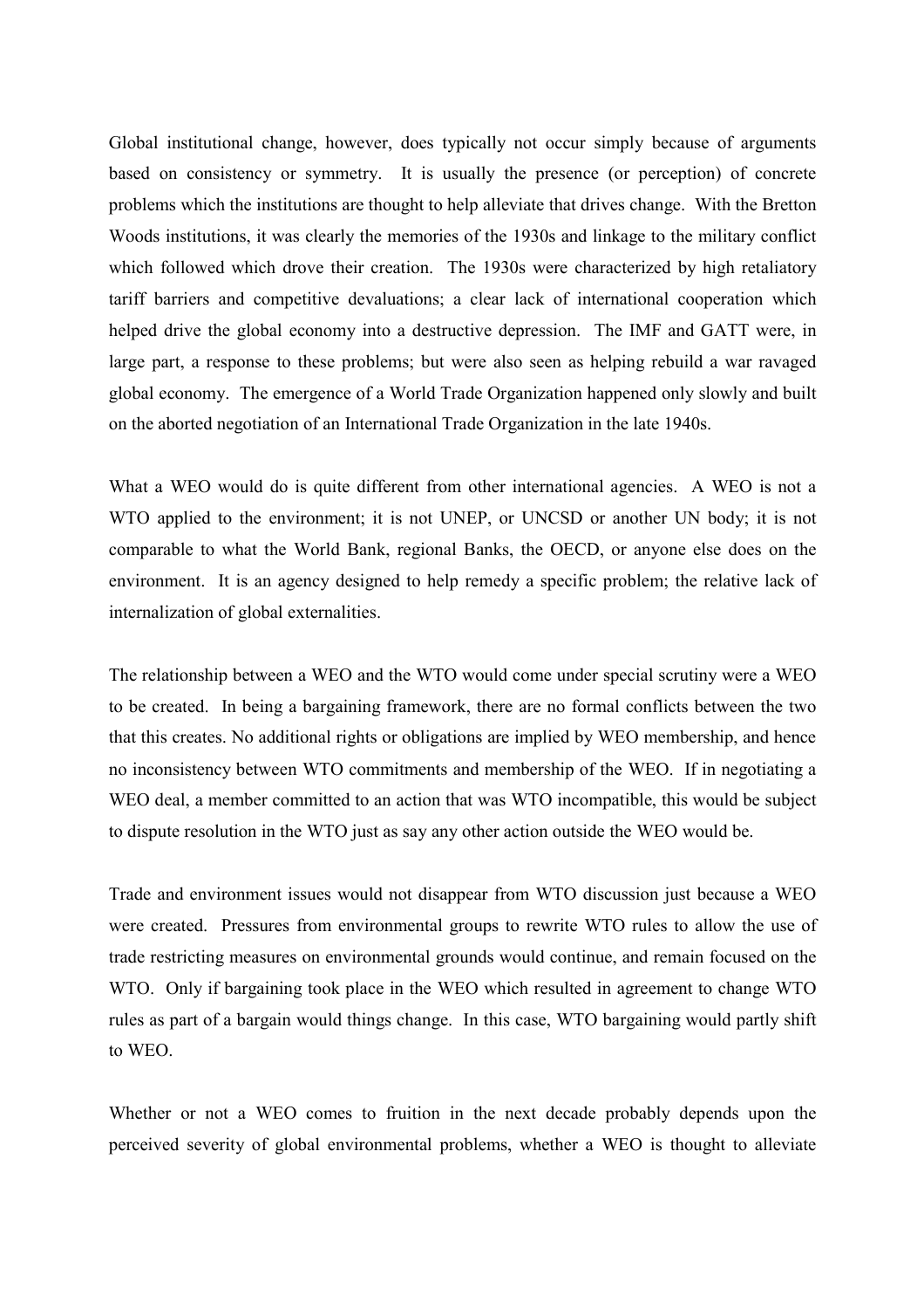Global institutional change, however, does typically not occur simply because of arguments based on consistency or symmetry. It is usually the presence (or perception) of concrete problems which the institutions are thought to help alleviate that drives change. With the Bretton Woods institutions, it was clearly the memories of the 1930s and linkage to the military conflict which followed which drove their creation. The 1930s were characterized by high retaliatory tariff barriers and competitive devaluations; a clear lack of international cooperation which helped drive the global economy into a destructive depression. The IMF and GATT were, in large part, a response to these problems; but were also seen as helping rebuild a war ravaged global economy. The emergence of a World Trade Organization happened only slowly and built on the aborted negotiation of an International Trade Organization in the late 1940s.

What a WEO would do is quite different from other international agencies. A WEO is not a WTO applied to the environment; it is not UNEP, or UNCSD or another UN body; it is not comparable to what the World Bank, regional Banks, the OECD, or anyone else does on the environment. It is an agency designed to help remedy a specific problem; the relative lack of internalization of global externalities.

The relationship between a WEO and the WTO would come under special scrutiny were a WEO to be created. In being a bargaining framework, there are no formal conflicts between the two that this creates. No additional rights or obligations are implied by WEO membership, and hence no inconsistency between WTO commitments and membership of the WEO. If in negotiating a WEO deal, a member committed to an action that was WTO incompatible, this would be subject to dispute resolution in the WTO just as say any other action outside the WEO would be.

Trade and environment issues would not disappear from WTO discussion just because a WEO were created. Pressures from environmental groups to rewrite WTO rules to allow the use of trade restricting measures on environmental grounds would continue, and remain focused on the WTO. Only if bargaining took place in the WEO which resulted in agreement to change WTO rules as part of a bargain would things change. In this case, WTO bargaining would partly shift to WEO.

Whether or not a WEO comes to fruition in the next decade probably depends upon the perceived severity of global environmental problems, whether a WEO is thought to alleviate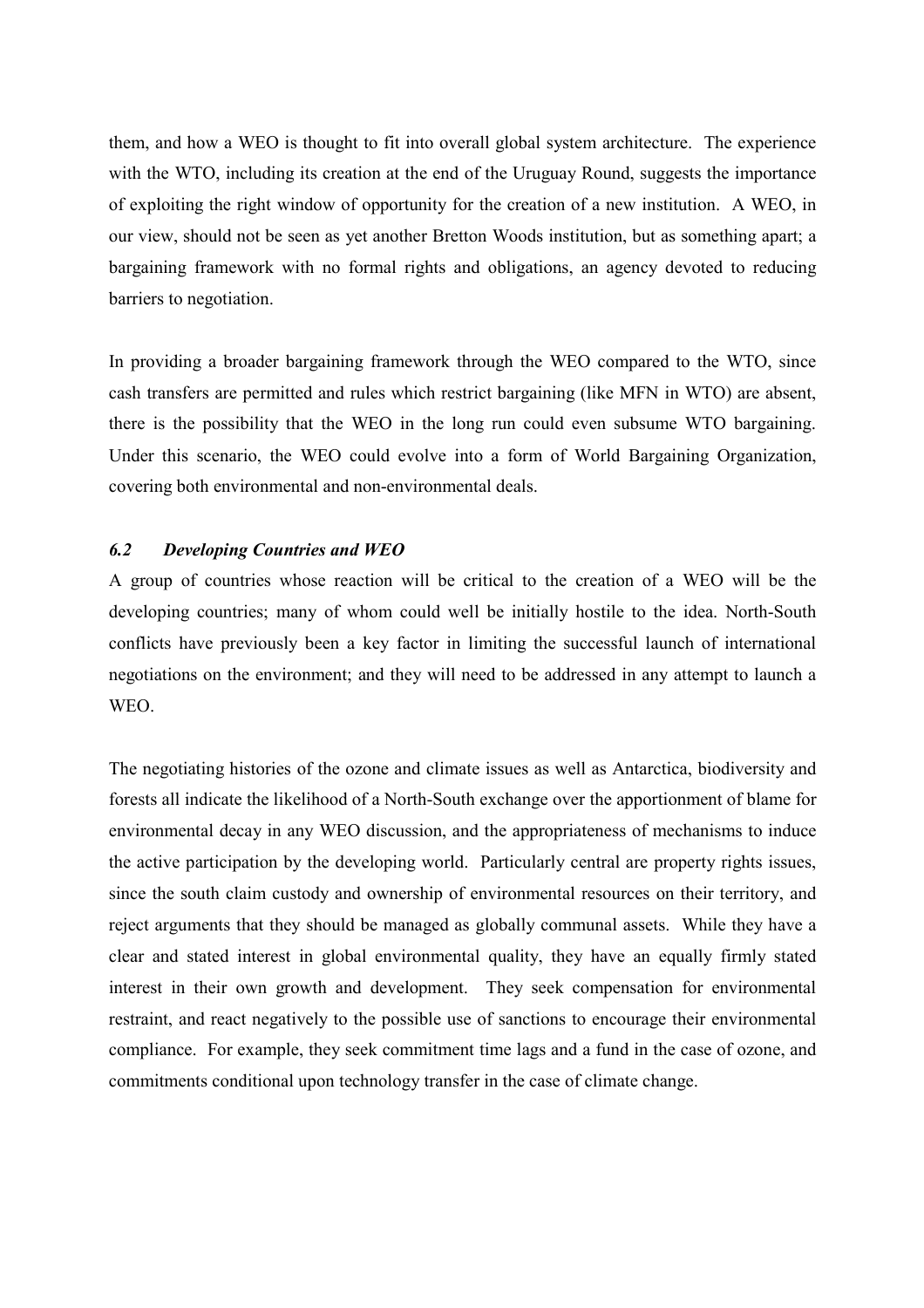them, and how a WEO is thought to fit into overall global system architecture. The experience with the WTO, including its creation at the end of the Uruguay Round, suggests the importance of exploiting the right window of opportunity for the creation of a new institution. A WEO, in our view, should not be seen as yet another Bretton Woods institution, but as something apart; a bargaining framework with no formal rights and obligations, an agency devoted to reducing barriers to negotiation.

In providing a broader bargaining framework through the WEO compared to the WTO, since cash transfers are permitted and rules which restrict bargaining (like MFN in WTO) are absent, there is the possibility that the WEO in the long run could even subsume WTO bargaining. Under this scenario, the WEO could evolve into a form of World Bargaining Organization, covering both environmental and non-environmental deals.

### *6.2 Developing Countries and WEO*

A group of countries whose reaction will be critical to the creation of a WEO will be the developing countries; many of whom could well be initially hostile to the idea. North-South conflicts have previously been a key factor in limiting the successful launch of international negotiations on the environment; and they will need to be addressed in any attempt to launch a WEO.

The negotiating histories of the ozone and climate issues as well as Antarctica, biodiversity and forests all indicate the likelihood of a North-South exchange over the apportionment of blame for environmental decay in any WEO discussion, and the appropriateness of mechanisms to induce the active participation by the developing world. Particularly central are property rights issues, since the south claim custody and ownership of environmental resources on their territory, and reject arguments that they should be managed as globally communal assets. While they have a clear and stated interest in global environmental quality, they have an equally firmly stated interest in their own growth and development. They seek compensation for environmental restraint, and react negatively to the possible use of sanctions to encourage their environmental compliance. For example, they seek commitment time lags and a fund in the case of ozone, and commitments conditional upon technology transfer in the case of climate change.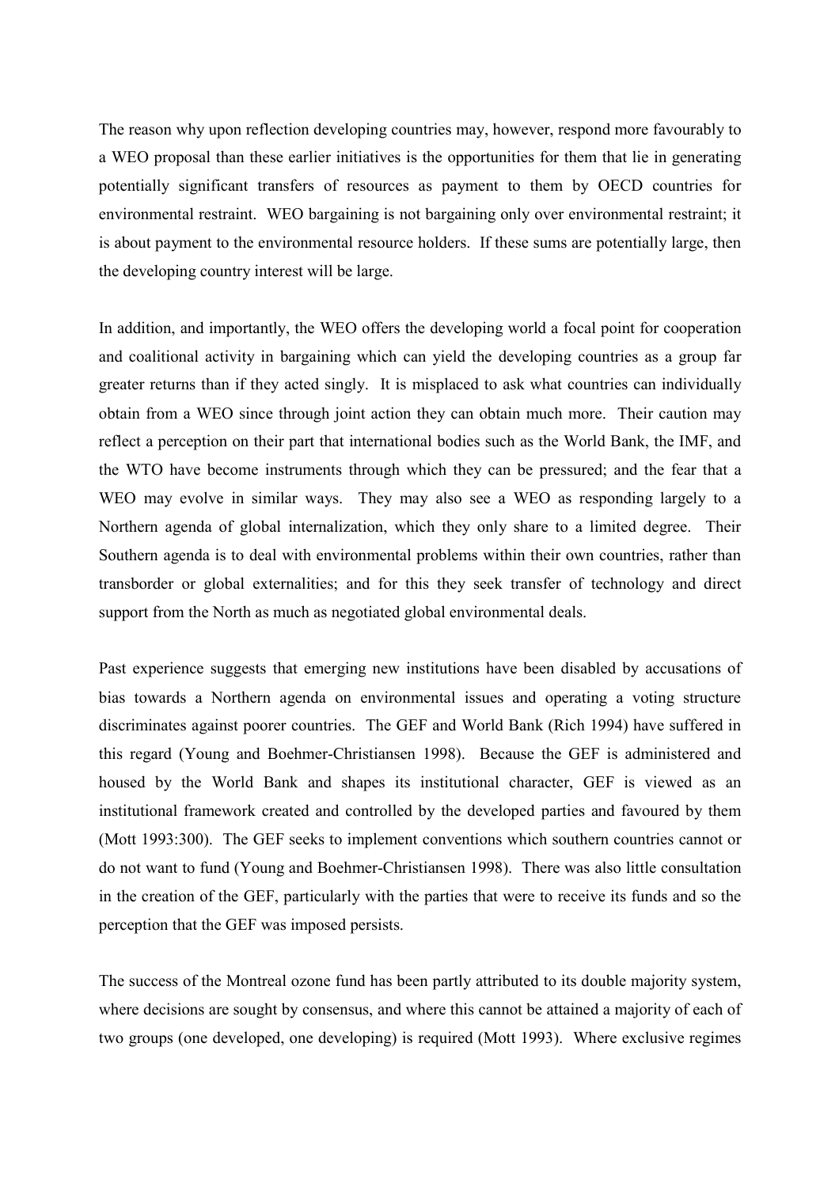The reason why upon reflection developing countries may, however, respond more favourably to a WEO proposal than these earlier initiatives is the opportunities for them that lie in generating potentially significant transfers of resources as payment to them by OECD countries for environmental restraint. WEO bargaining is not bargaining only over environmental restraint; it is about payment to the environmental resource holders. If these sums are potentially large, then the developing country interest will be large.

In addition, and importantly, the WEO offers the developing world a focal point for cooperation and coalitional activity in bargaining which can yield the developing countries as a group far greater returns than if they acted singly. It is misplaced to ask what countries can individually obtain from a WEO since through joint action they can obtain much more. Their caution may reflect a perception on their part that international bodies such as the World Bank, the IMF, and the WTO have become instruments through which they can be pressured; and the fear that a WEO may evolve in similar ways. They may also see a WEO as responding largely to a Northern agenda of global internalization, which they only share to a limited degree. Their Southern agenda is to deal with environmental problems within their own countries, rather than transborder or global externalities; and for this they seek transfer of technology and direct support from the North as much as negotiated global environmental deals.

Past experience suggests that emerging new institutions have been disabled by accusations of bias towards a Northern agenda on environmental issues and operating a voting structure discriminates against poorer countries. The GEF and World Bank (Rich 1994) have suffered in this regard (Young and Boehmer-Christiansen 1998). Because the GEF is administered and housed by the World Bank and shapes its institutional character, GEF is viewed as an institutional framework created and controlled by the developed parties and favoured by them (Mott 1993:300). The GEF seeks to implement conventions which southern countries cannot or do not want to fund (Young and Boehmer-Christiansen 1998). There was also little consultation in the creation of the GEF, particularly with the parties that were to receive its funds and so the perception that the GEF was imposed persists.

The success of the Montreal ozone fund has been partly attributed to its double majority system, where decisions are sought by consensus, and where this cannot be attained a majority of each of two groups (one developed, one developing) is required (Mott 1993). Where exclusive regimes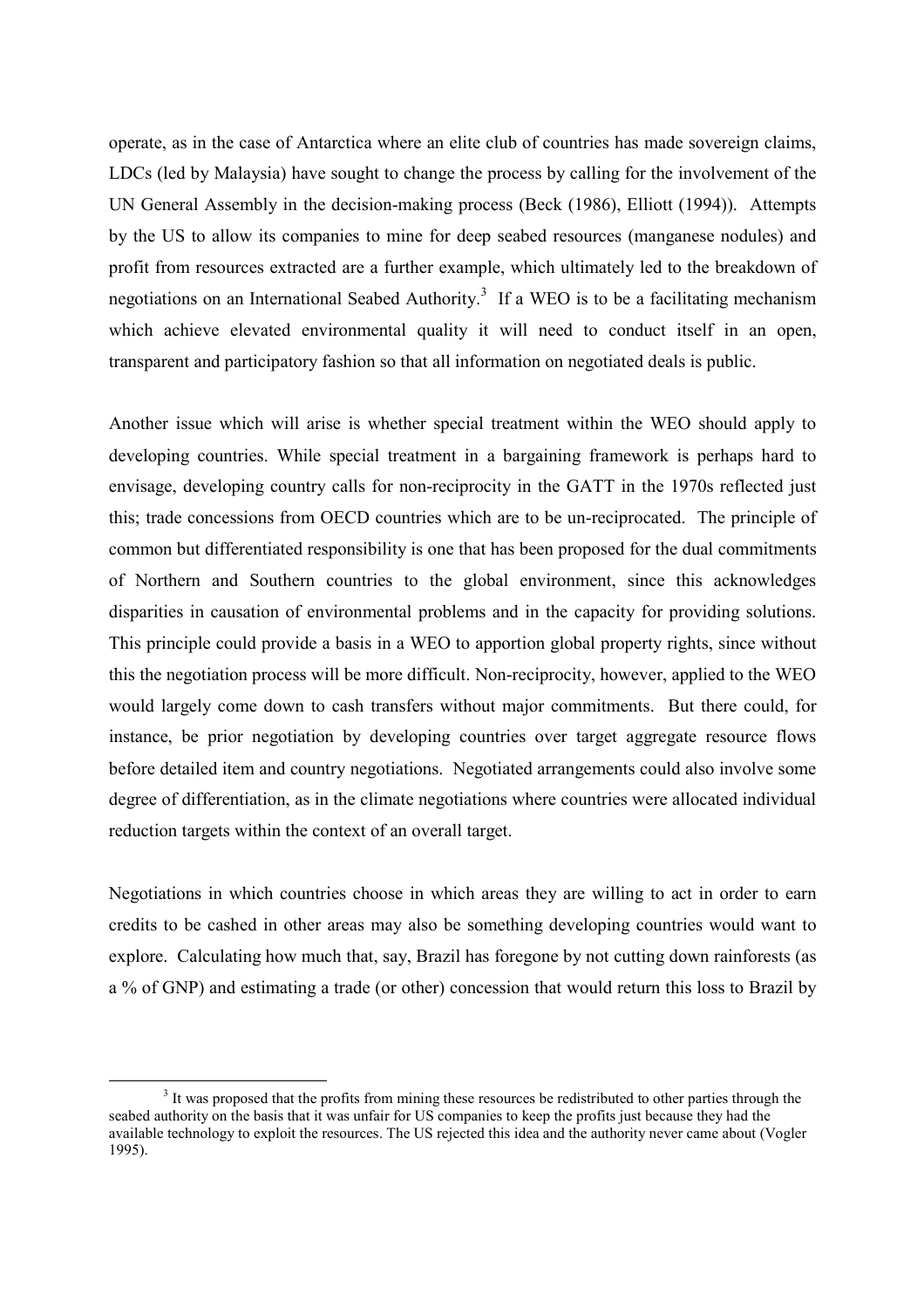operate, as in the case of Antarctica where an elite club of countries has made sovereign claims, LDCs (led by Malaysia) have sought to change the process by calling for the involvement of the UN General Assembly in the decision-making process (Beck (1986), Elliott (1994)). Attempts by the US to allow its companies to mine for deep seabed resources (manganese nodules) and profit from resources extracted are a further example, which ultimately led to the breakdown of negotiations on an International Seabed Authority.[3] If a WEO is to be a facilitating mechanism which achieve elevated environmental quality it will need to conduct itself in an open, transparent and participatory fashion so that all information on negotiated deals is public.

Another issue which will arise is whether special treatment within the WEO should apply to developing countries. While special treatment in a bargaining framework is perhaps hard to envisage, developing country calls for non-reciprocity in the GATT in the 1970s reflected just this; trade concessions from OECD countries which are to be un-reciprocated. The principle of common but differentiated responsibility is one that has been proposed for the dual commitments of Northern and Southern countries to the global environment, since this acknowledges disparities in causation of environmental problems and in the capacity for providing solutions. This principle could provide a basis in a WEO to apportion global property rights, since without this the negotiation process will be more difficult. Non-reciprocity, however, applied to the WEO would largely come down to cash transfers without major commitments. But there could, for instance, be prior negotiation by developing countries over target aggregate resource flows before detailed item and country negotiations. Negotiated arrangements could also involve some degree of differentiation, as in the climate negotiations where countries were allocated individual reduction targets within the context of an overall target.

Negotiations in which countries choose in which areas they are willing to act in order to earn credits to be cashed in other areas may also be something developing countries would want to explore. Calculating how much that, say, Brazil has foregone by not cutting down rainforests (as a % of GNP) and estimating a trade (or other) concession that would return this loss to Brazil by

[3] It was proposed that the profits from mining these resources be redistributed to other parties through the seabed authority on the basis that it was unfair for US companies to keep the profits just because they had the available technology to exploit the resources. The US rejected this idea and the authority never came about (Vogler 1995).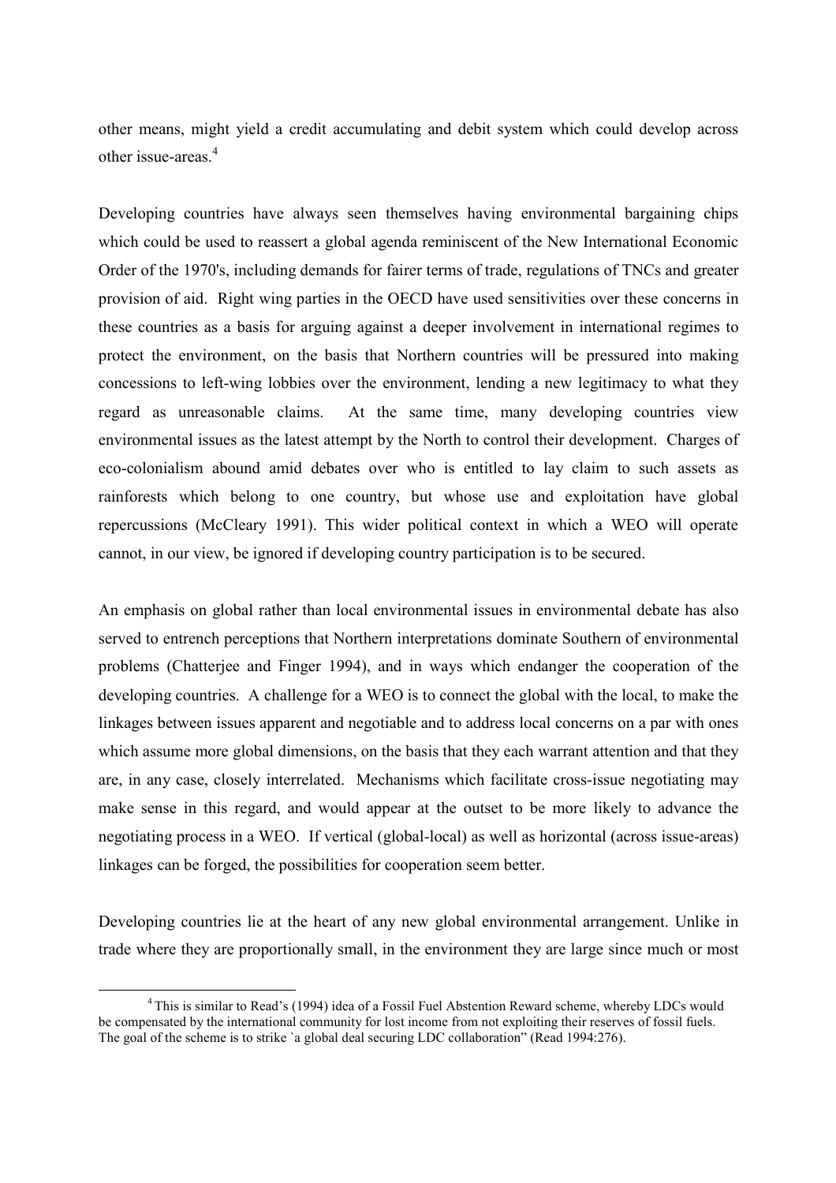other means, might yield a credit accumulating and debit system which could develop across other issue-areas.[4]

Developing countries have always seen themselves having environmental bargaining chips which could be used to reassert a global agenda reminiscent of the New International Economic Order of the 1970's, including demands for fairer terms of trade, regulations of TNCs and greater provision of aid. Right wing parties in the OECD have used sensitivities over these concerns in these countries as a basis for arguing against a deeper involvement in international regimes to protect the environment, on the basis that Northern countries will be pressured into making concessions to left-wing lobbies over the environment, lending a new legitimacy to what they regard as unreasonable claims. At the same time, many developing countries view environmental issues as the latest attempt by the North to control their development. Charges of eco-colonialism abound amid debates over who is entitled to lay claim to such assets as rainforests which belong to one country, but whose use and exploitation have global repercussions (McCleary 1991). This wider political context in which a WEO will operate cannot, in our view, be ignored if developing country participation is to be secured.

An emphasis on global rather than local environmental issues in environmental debate has also served to entrench perceptions that Northern interpretations dominate Southern of environmental problems (Chatterjee and Finger 1994), and in ways which endanger the cooperation of the developing countries. A challenge for a WEO is to connect the global with the local, to make the linkages between issues apparent and negotiable and to address local concerns on a par with ones which assume more global dimensions, on the basis that they each warrant attention and that they are, in any case, closely interrelated. Mechanisms which facilitate cross-issue negotiating may make sense in this regard, and would appear at the outset to be more likely to advance the negotiating process in a WEO. If vertical (global-local) as well as horizontal (across issue-areas) linkages can be forged, the possibilities for cooperation seem better.

Developing countries lie at the heart of any new global environmental arrangement. Unlike in trade where they are proportionally small, in the environment they are large since much or most

[4] This is similar to Read's (1994) idea of a Fossil Fuel Abstention Reward scheme, whereby LDCs would be compensated by the international community for lost income from not exploiting their reserves of fossil fuels. The goal of the scheme is to strike `a global deal securing LDC collaboration" (Read 1994:276).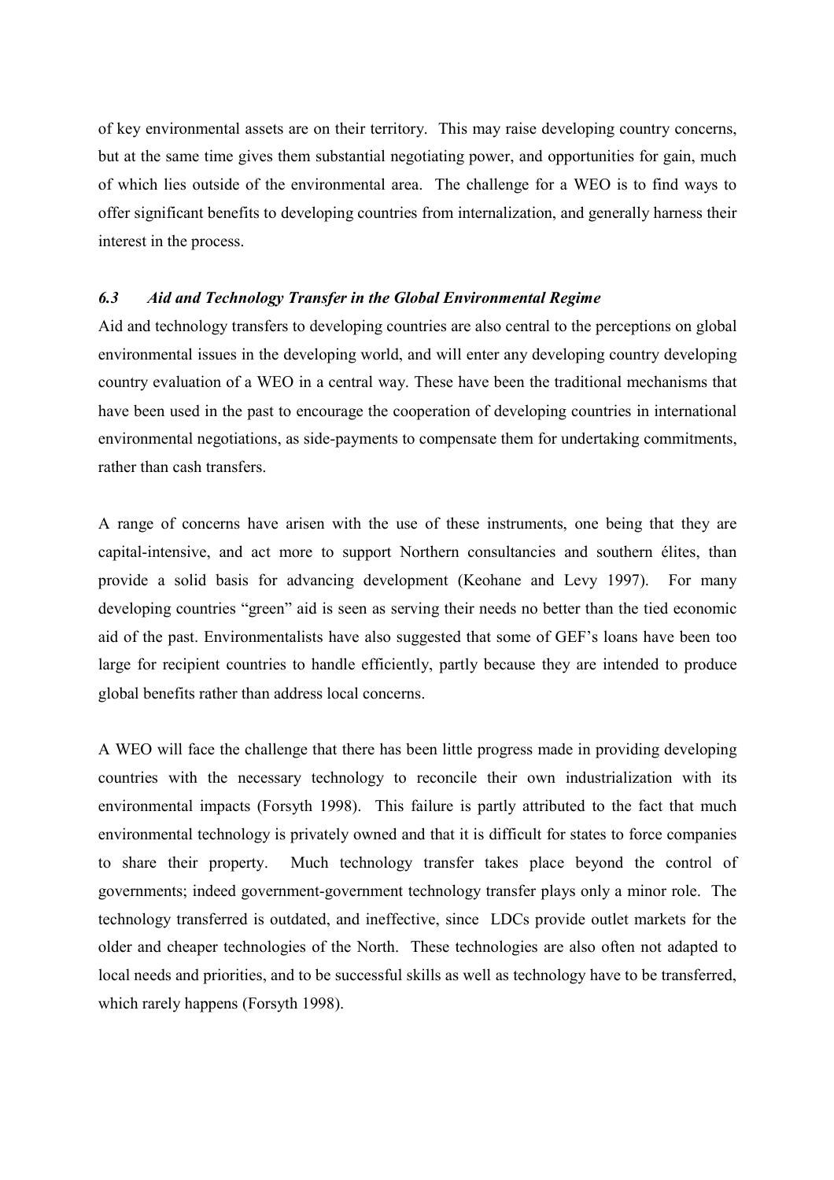of key environmental assets are on their territory. This may raise developing country concerns, but at the same time gives them substantial negotiating power, and opportunities for gain, much of which lies outside of the environmental area. The challenge for a WEO is to find ways to offer significant benefits to developing countries from internalization, and generally harness their interest in the process.

### *6.3 Aid and Technology Transfer in the Global Environmental Regime*

Aid and technology transfers to developing countries are also central to the perceptions on global environmental issues in the developing world, and will enter any developing country developing country evaluation of a WEO in a central way. These have been the traditional mechanisms that have been used in the past to encourage the cooperation of developing countries in international environmental negotiations, as side-payments to compensate them for undertaking commitments, rather than cash transfers.

A range of concerns have arisen with the use of these instruments, one being that they are capital-intensive, and act more to support Northern consultancies and southern élites, than provide a solid basis for advancing development (Keohane and Levy 1997). For many developing countries "green" aid is seen as serving their needs no better than the tied economic aid of the past. Environmentalists have also suggested that some of GEF's loans have been too large for recipient countries to handle efficiently, partly because they are intended to produce global benefits rather than address local concerns.

A WEO will face the challenge that there has been little progress made in providing developing countries with the necessary technology to reconcile their own industrialization with its environmental impacts (Forsyth 1998). This failure is partly attributed to the fact that much environmental technology is privately owned and that it is difficult for states to force companies to share their property. Much technology transfer takes place beyond the control of governments; indeed government-government technology transfer plays only a minor role. The technology transferred is outdated, and ineffective, since LDCs provide outlet markets for the older and cheaper technologies of the North. These technologies are also often not adapted to local needs and priorities, and to be successful skills as well as technology have to be transferred, which rarely happens (Forsyth 1998).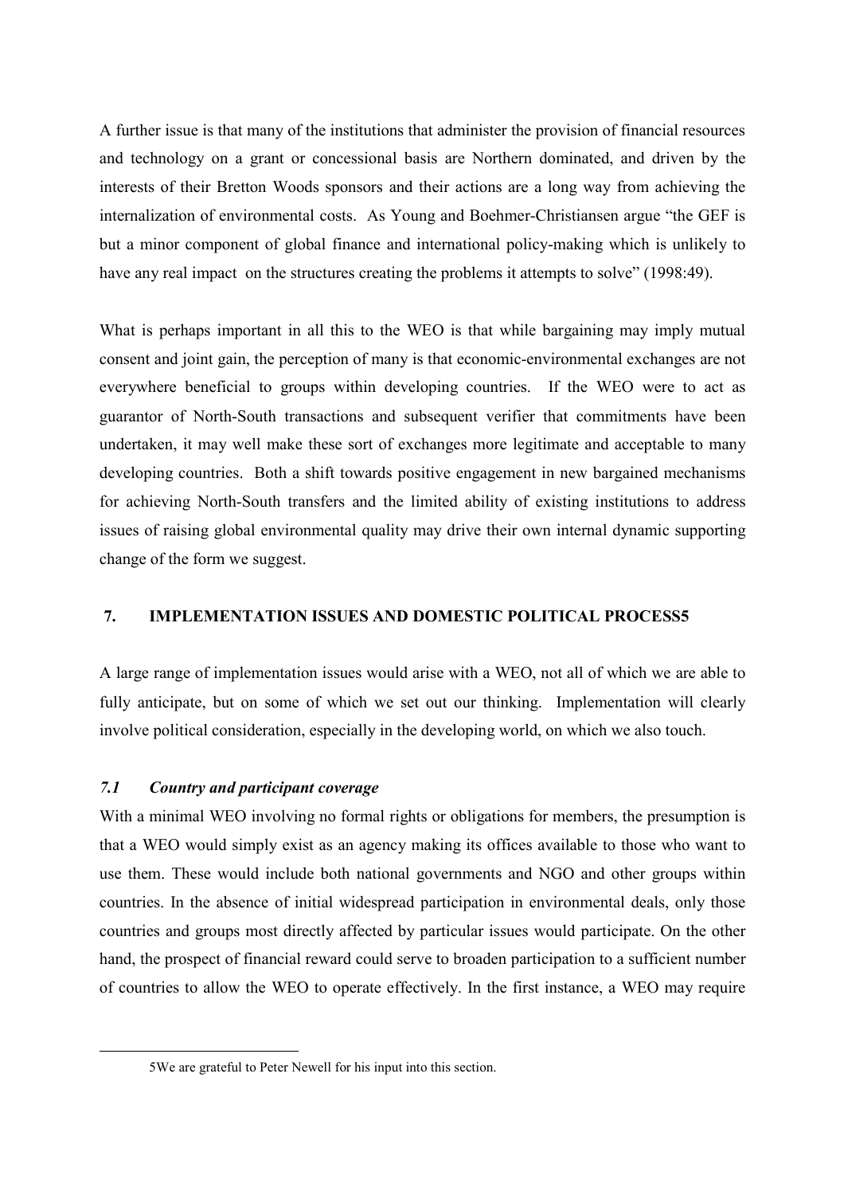A further issue is that many of the institutions that administer the provision of financial resources and technology on a grant or concessional basis are Northern dominated, and driven by the interests of their Bretton Woods sponsors and their actions are a long way from achieving the internalization of environmental costs. As Young and Boehmer-Christiansen argue "the GEF is but a minor component of global finance and international policy-making which is unlikely to have any real impact on the structures creating the problems it attempts to solve" (1998:49).

What is perhaps important in all this to the WEO is that while bargaining may imply mutual consent and joint gain, the perception of many is that economic-environmental exchanges are not everywhere beneficial to groups within developing countries. If the WEO were to act as guarantor of North-South transactions and subsequent verifier that commitments have been undertaken, it may well make these sort of exchanges more legitimate and acceptable to many developing countries. Both a shift towards positive engagement in new bargained mechanisms for achieving North-South transfers and the limited ability of existing institutions to address issues of raising global environmental quality may drive their own internal dynamic supporting change of the form we suggest.

## 7. IMPLEMENTATION ISSUES AND DOMESTIC POLITICAL PROCESS[5]

A large range of implementation issues would arise with a WEO, not all of which we are able to fully anticipate, but on some of which we set out our thinking. Implementation will clearly involve political consideration, especially in the developing world, on which we also touch.

### *7.1 Country and participant coverage*

With a minimal WEO involving no formal rights or obligations for members, the presumption is that a WEO would simply exist as an agency making its offices available to those who want to use them. These would include both national governments and NGO and other groups within countries. In the absence of initial widespread participation in environmental deals, only those countries and groups most directly affected by particular issues would participate. On the other hand, the prospect of financial reward could serve to broaden participation to a sufficient number of countries to allow the WEO to operate effectively. In the first instance, a WEO may require

[5] We are grateful to Peter Newell for his input into this section.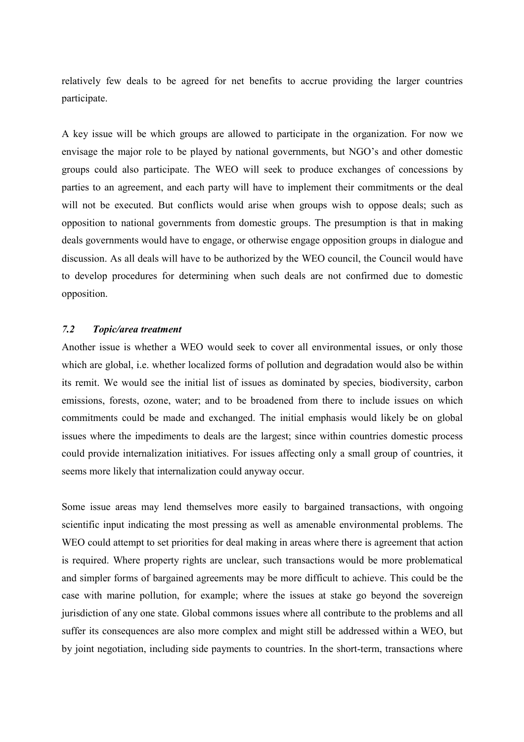relatively few deals to be agreed for net benefits to accrue providing the larger countries participate.

A key issue will be which groups are allowed to participate in the organization. For now we envisage the major role to be played by national governments, but NGO's and other domestic groups could also participate. The WEO will seek to produce exchanges of concessions by parties to an agreement, and each party will have to implement their commitments or the deal will not be executed. But conflicts would arise when groups wish to oppose deals; such as opposition to national governments from domestic groups. The presumption is that in making deals governments would have to engage, or otherwise engage opposition groups in dialogue and discussion. As all deals will have to be authorized by the WEO council, the Council would have to develop procedures for determining when such deals are not confirmed due to domestic opposition.

### *7.2 Topic/area treatment*

Another issue is whether a WEO would seek to cover all environmental issues, or only those which are global, i.e. whether localized forms of pollution and degradation would also be within its remit. We would see the initial list of issues as dominated by species, biodiversity, carbon emissions, forests, ozone, water; and to be broadened from there to include issues on which commitments could be made and exchanged. The initial emphasis would likely be on global issues where the impediments to deals are the largest; since within countries domestic process could provide internalization initiatives. For issues affecting only a small group of countries, it seems more likely that internalization could anyway occur.

Some issue areas may lend themselves more easily to bargained transactions, with ongoing scientific input indicating the most pressing as well as amenable environmental problems. The WEO could attempt to set priorities for deal making in areas where there is agreement that action is required. Where property rights are unclear, such transactions would be more problematical and simpler forms of bargained agreements may be more difficult to achieve. This could be the case with marine pollution, for example; where the issues at stake go beyond the sovereign jurisdiction of any one state. Global commons issues where all contribute to the problems and all suffer its consequences are also more complex and might still be addressed within a WEO, but by joint negotiation, including side payments to countries. In the short-term, transactions where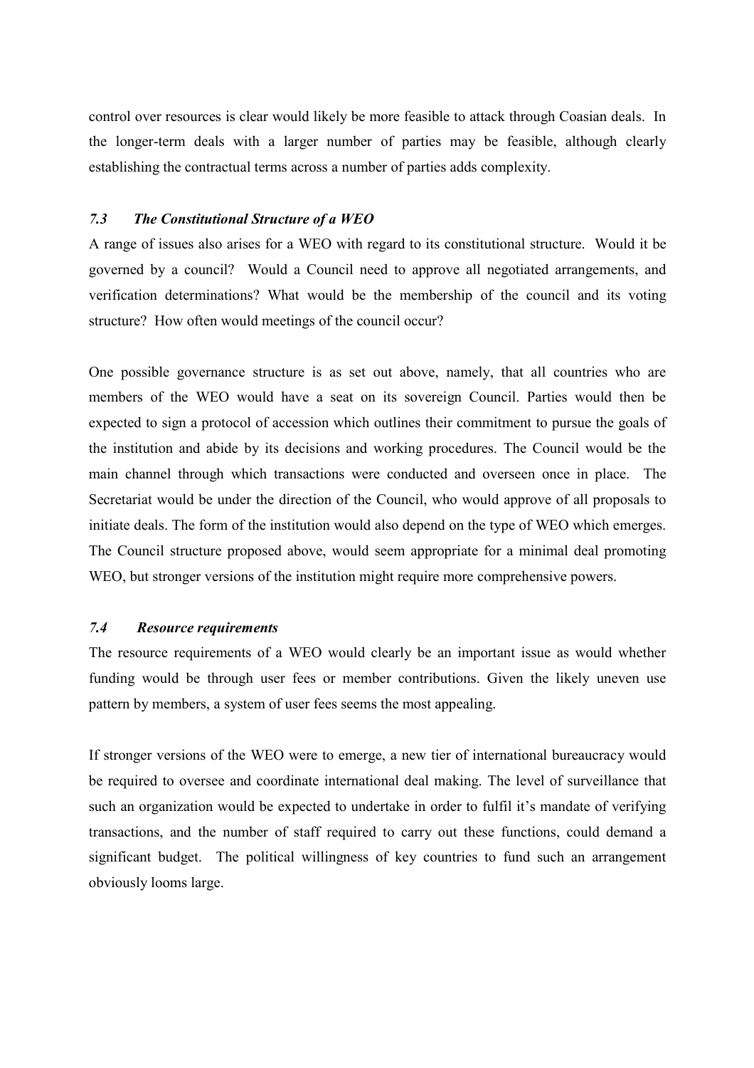control over resources is clear would likely be more feasible to attack through Coasian deals. In the longer-term deals with a larger number of parties may be feasible, although clearly establishing the contractual terms across a number of parties adds complexity.

### *7.3 The Constitutional Structure of a WEO*

A range of issues also arises for a WEO with regard to its constitutional structure. Would it be governed by a council? Would a Council need to approve all negotiated arrangements, and verification determinations? What would be the membership of the council and its voting structure? How often would meetings of the council occur?

One possible governance structure is as set out above, namely, that all countries who are members of the WEO would have a seat on its sovereign Council. Parties would then be expected to sign a protocol of accession which outlines their commitment to pursue the goals of the institution and abide by its decisions and working procedures. The Council would be the main channel through which transactions were conducted and overseen once in place. The Secretariat would be under the direction of the Council, who would approve of all proposals to initiate deals. The form of the institution would also depend on the type of WEO which emerges. The Council structure proposed above, would seem appropriate for a minimal deal promoting WEO, but stronger versions of the institution might require more comprehensive powers.

### *7.4 Resource requirements*

The resource requirements of a WEO would clearly be an important issue as would whether funding would be through user fees or member contributions. Given the likely uneven use pattern by members, a system of user fees seems the most appealing.

If stronger versions of the WEO were to emerge, a new tier of international bureaucracy would be required to oversee and coordinate international deal making. The level of surveillance that such an organization would be expected to undertake in order to fulfil it's mandate of verifying transactions, and the number of staff required to carry out these functions, could demand a significant budget. The political willingness of key countries to fund such an arrangement obviously looms large.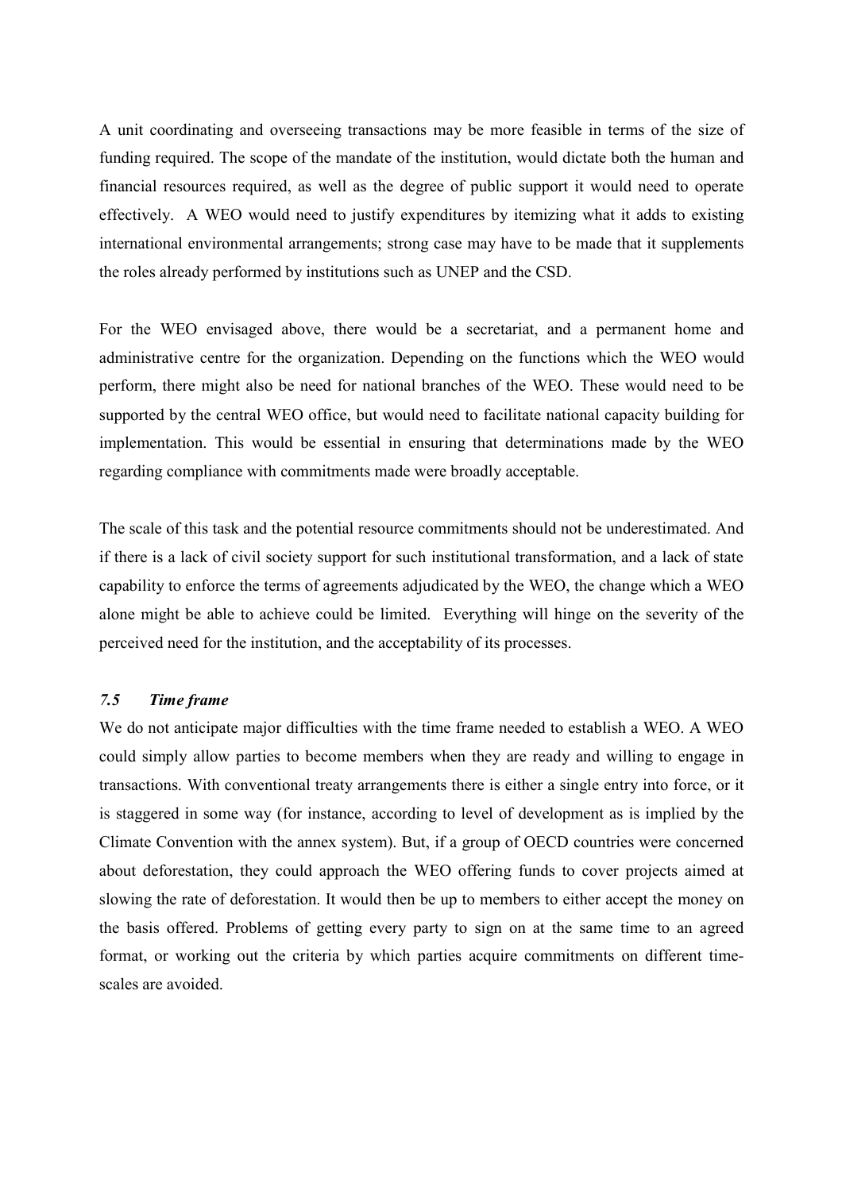A unit coordinating and overseeing transactions may be more feasible in terms of the size of funding required. The scope of the mandate of the institution, would dictate both the human and financial resources required, as well as the degree of public support it would need to operate effectively. A WEO would need to justify expenditures by itemizing what it adds to existing international environmental arrangements; strong case may have to be made that it supplements the roles already performed by institutions such as UNEP and the CSD.

For the WEO envisaged above, there would be a secretariat, and a permanent home and administrative centre for the organization. Depending on the functions which the WEO would perform, there might also be need for national branches of the WEO. These would need to be supported by the central WEO office, but would need to facilitate national capacity building for implementation. This would be essential in ensuring that determinations made by the WEO regarding compliance with commitments made were broadly acceptable.

The scale of this task and the potential resource commitments should not be underestimated. And if there is a lack of civil society support for such institutional transformation, and a lack of state capability to enforce the terms of agreements adjudicated by the WEO, the change which a WEO alone might be able to achieve could be limited. Everything will hinge on the severity of the perceived need for the institution, and the acceptability of its processes.

### *7.5 Time frame*

We do not anticipate major difficulties with the time frame needed to establish a WEO. A WEO could simply allow parties to become members when they are ready and willing to engage in transactions. With conventional treaty arrangements there is either a single entry into force, or it is staggered in some way (for instance, according to level of development as is implied by the Climate Convention with the annex system). But, if a group of OECD countries were concerned about deforestation, they could approach the WEO offering funds to cover projects aimed at slowing the rate of deforestation. It would then be up to members to either accept the money on the basis offered. Problems of getting every party to sign on at the same time to an agreed format, or working out the criteria by which parties acquire commitments on different time-scales are avoided.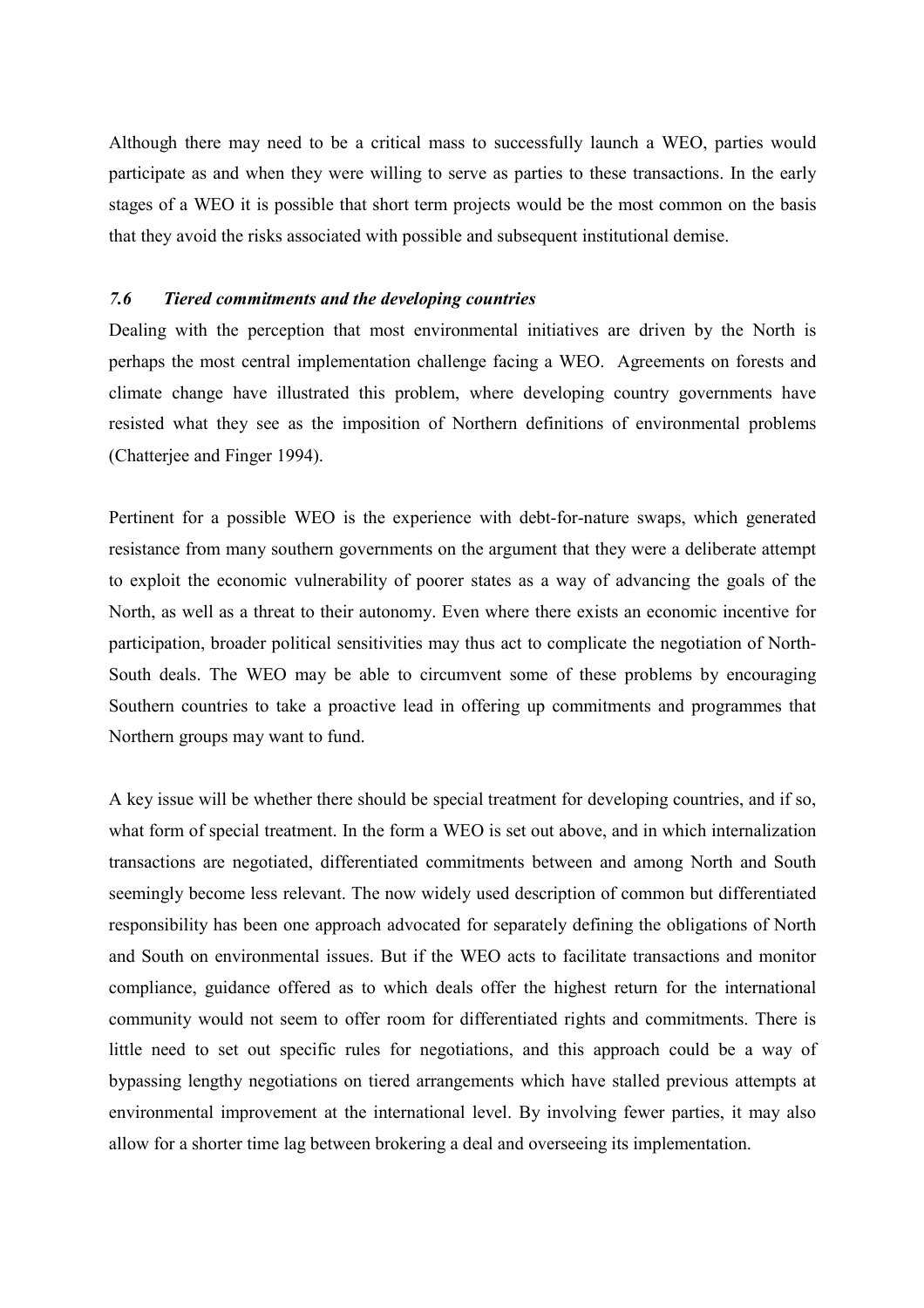Although there may need to be a critical mass to successfully launch a WEO, parties would participate as and when they were willing to serve as parties to these transactions. In the early stages of a WEO it is possible that short term projects would be the most common on the basis that they avoid the risks associated with possible and subsequent institutional demise.

### *7.6 Tiered commitments and the developing countries*

Dealing with the perception that most environmental initiatives are driven by the North is perhaps the most central implementation challenge facing a WEO. Agreements on forests and climate change have illustrated this problem, where developing country governments have resisted what they see as the imposition of Northern definitions of environmental problems (Chatterjee and Finger 1994).

Pertinent for a possible WEO is the experience with debt-for-nature swaps, which generated resistance from many southern governments on the argument that they were a deliberate attempt to exploit the economic vulnerability of poorer states as a way of advancing the goals of the North, as well as a threat to their autonomy. Even where there exists an economic incentive for participation, broader political sensitivities may thus act to complicate the negotiation of North-South deals. The WEO may be able to circumvent some of these problems by encouraging Southern countries to take a proactive lead in offering up commitments and programmes that Northern groups may want to fund.

A key issue will be whether there should be special treatment for developing countries, and if so, what form of special treatment. In the form a WEO is set out above, and in which internalization transactions are negotiated, differentiated commitments between and among North and South seemingly become less relevant. The now widely used description of common but differentiated responsibility has been one approach advocated for separately defining the obligations of North and South on environmental issues. But if the WEO acts to facilitate transactions and monitor compliance, guidance offered as to which deals offer the highest return for the international community would not seem to offer room for differentiated rights and commitments. There is little need to set out specific rules for negotiations, and this approach could be a way of bypassing lengthy negotiations on tiered arrangements which have stalled previous attempts at environmental improvement at the international level. By involving fewer parties, it may also allow for a shorter time lag between brokering a deal and overseeing its implementation.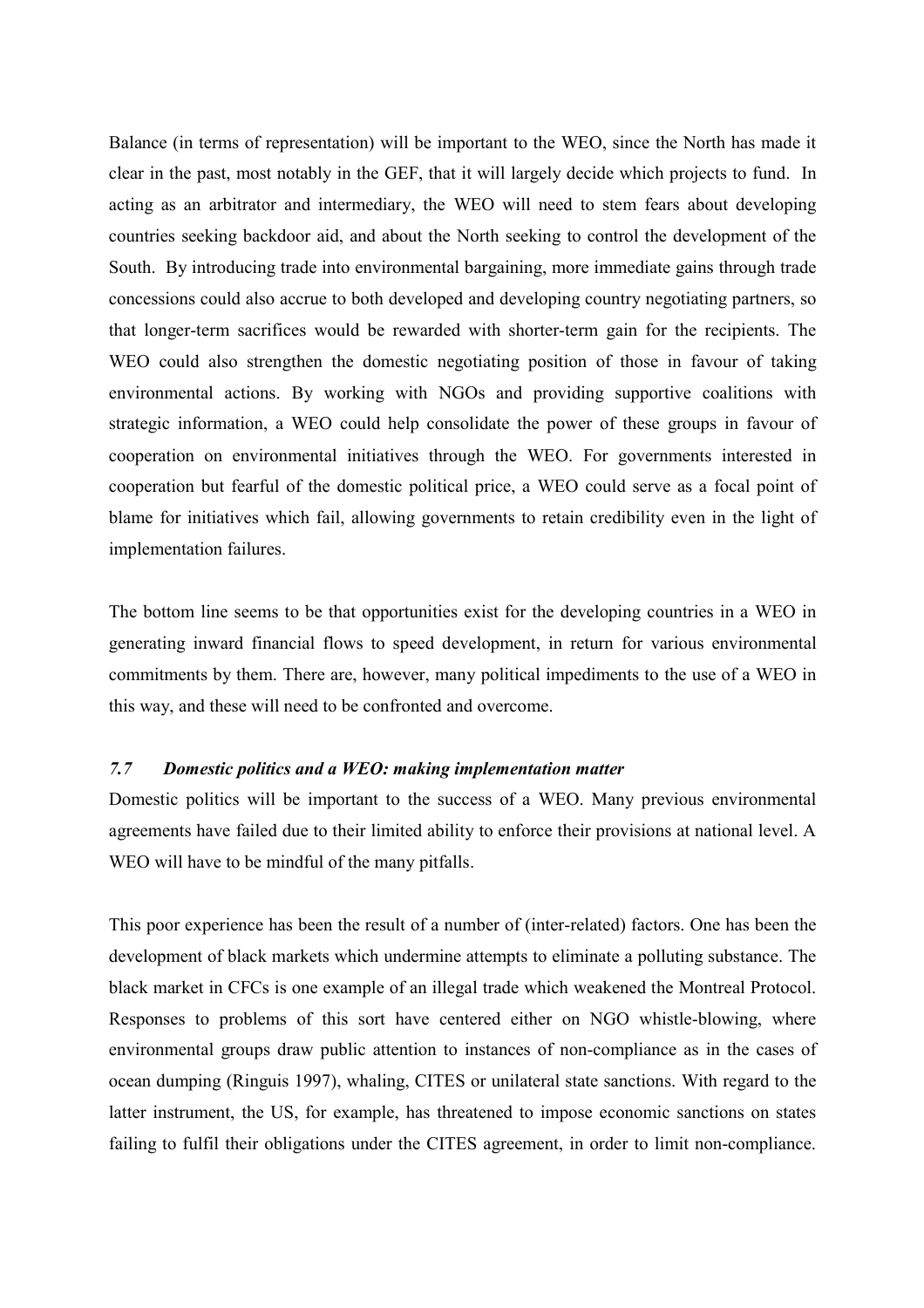Balance (in terms of representation) will be important to the WEO, since the North has made it clear in the past, most notably in the GEF, that it will largely decide which projects to fund. In acting as an arbitrator and intermediary, the WEO will need to stem fears about developing countries seeking backdoor aid, and about the North seeking to control the development of the South. By introducing trade into environmental bargaining, more immediate gains through trade concessions could also accrue to both developed and developing country negotiating partners, so that longer-term sacrifices would be rewarded with shorter-term gain for the recipients. The WEO could also strengthen the domestic negotiating position of those in favour of taking environmental actions. By working with NGOs and providing supportive coalitions with strategic information, a WEO could help consolidate the power of these groups in favour of cooperation on environmental initiatives through the WEO. For governments interested in cooperation but fearful of the domestic political price, a WEO could serve as a focal point of blame for initiatives which fail, allowing governments to retain credibility even in the light of implementation failures.

The bottom line seems to be that opportunities exist for the developing countries in a WEO in generating inward financial flows to speed development, in return for various environmental commitments by them. There are, however, many political impediments to the use of a WEO in this way, and these will need to be confronted and overcome.

### *7.7 Domestic politics and a WEO: making implementation matter*

Domestic politics will be important to the success of a WEO. Many previous environmental agreements have failed due to their limited ability to enforce their provisions at national level. A WEO will have to be mindful of the many pitfalls.

This poor experience has been the result of a number of (inter-related) factors. One has been the development of black markets which undermine attempts to eliminate a polluting substance. The black market in CFCs is one example of an illegal trade which weakened the Montreal Protocol. Responses to problems of this sort have centered either on NGO whistle-blowing, where environmental groups draw public attention to instances of non-compliance as in the cases of ocean dumping (Ringuis 1997), whaling, CITES or unilateral state sanctions. With regard to the latter instrument, the US, for example, has threatened to impose economic sanctions on states failing to fulfil their obligations under the CITES agreement, in order to limit non-compliance.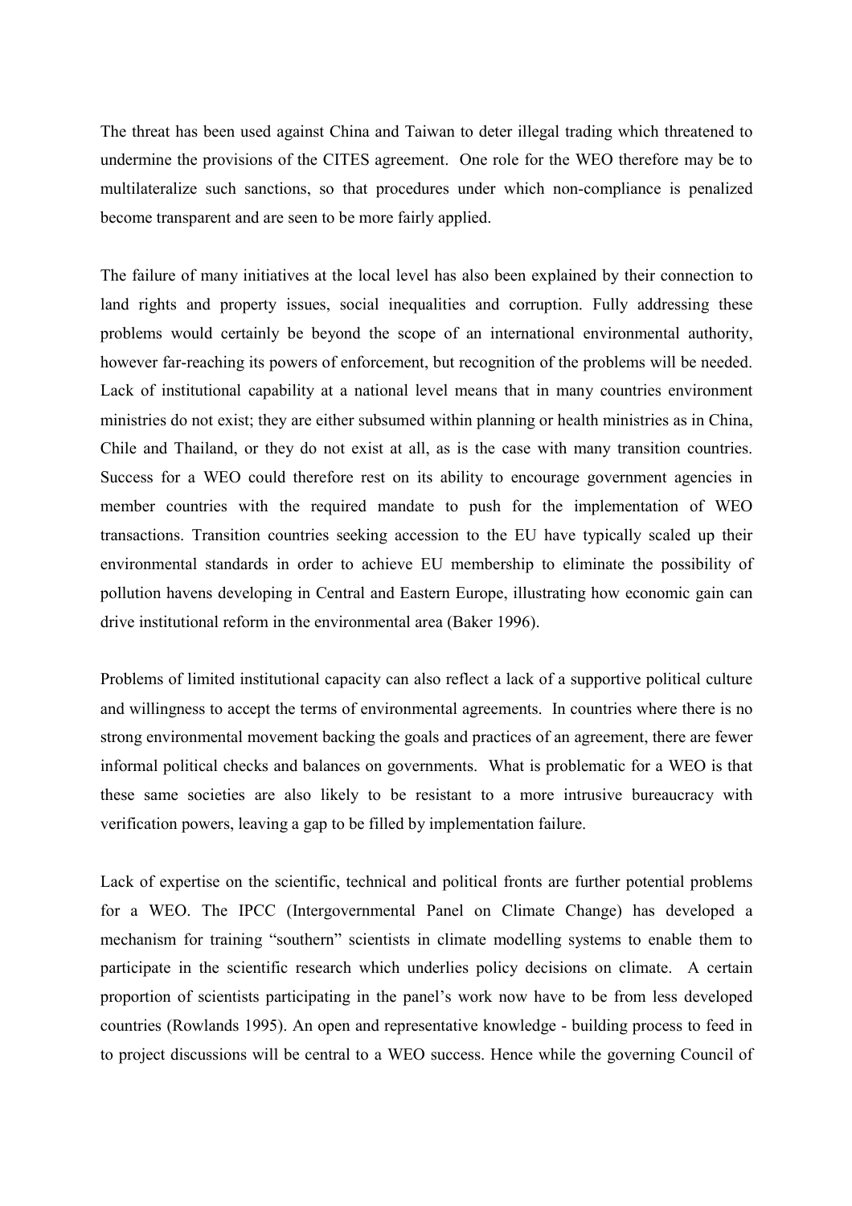The threat has been used against China and Taiwan to deter illegal trading which threatened to undermine the provisions of the CITES agreement. One role for the WEO therefore may be to multilateralize such sanctions, so that procedures under which non-compliance is penalized become transparent and are seen to be more fairly applied.

The failure of many initiatives at the local level has also been explained by their connection to land rights and property issues, social inequalities and corruption. Fully addressing these problems would certainly be beyond the scope of an international environmental authority, however far-reaching its powers of enforcement, but recognition of the problems will be needed. Lack of institutional capability at a national level means that in many countries environment ministries do not exist; they are either subsumed within planning or health ministries as in China, Chile and Thailand, or they do not exist at all, as is the case with many transition countries. Success for a WEO could therefore rest on its ability to encourage government agencies in member countries with the required mandate to push for the implementation of WEO transactions. Transition countries seeking accession to the EU have typically scaled up their environmental standards in order to achieve EU membership to eliminate the possibility of pollution havens developing in Central and Eastern Europe, illustrating how economic gain can drive institutional reform in the environmental area (Baker 1996).

Problems of limited institutional capacity can also reflect a lack of a supportive political culture and willingness to accept the terms of environmental agreements. In countries where there is no strong environmental movement backing the goals and practices of an agreement, there are fewer informal political checks and balances on governments. What is problematic for a WEO is that these same societies are also likely to be resistant to a more intrusive bureaucracy with verification powers, leaving a gap to be filled by implementation failure.

Lack of expertise on the scientific, technical and political fronts are further potential problems for a WEO. The IPCC (Intergovernmental Panel on Climate Change) has developed a mechanism for training "southern" scientists in climate modelling systems to enable them to participate in the scientific research which underlies policy decisions on climate. A certain proportion of scientists participating in the panel's work now have to be from less developed countries (Rowlands 1995). An open and representative knowledge - building process to feed in to project discussions will be central to a WEO success. Hence while the governing Council of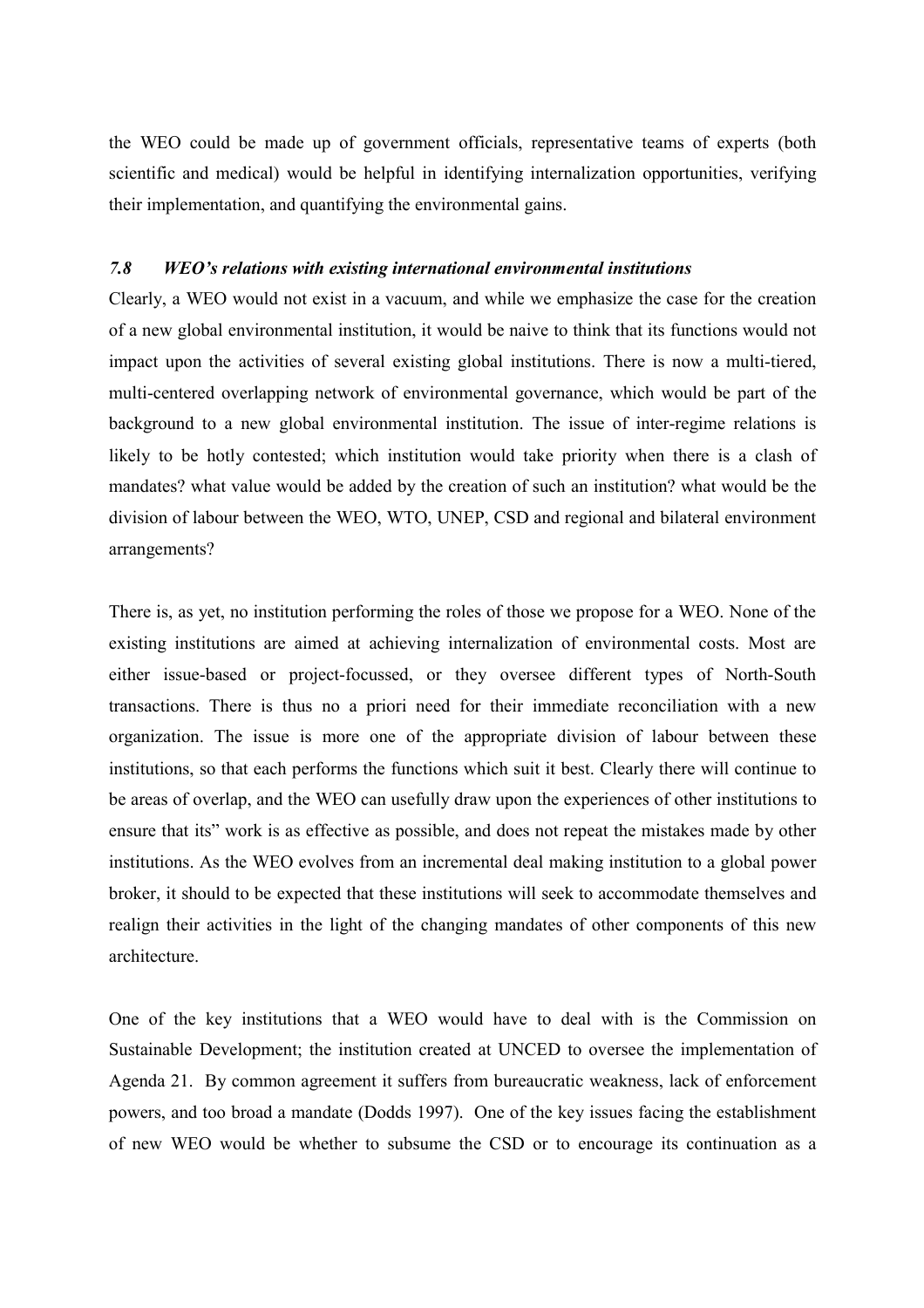the WEO could be made up of government officials, representative teams of experts (both scientific and medical) would be helpful in identifying internalization opportunities, verifying their implementation, and quantifying the environmental gains.

### *7.8 WEO's relations with existing international environmental institutions*

Clearly, a WEO would not exist in a vacuum, and while we emphasize the case for the creation of a new global environmental institution, it would be naive to think that its functions would not impact upon the activities of several existing global institutions. There is now a multi-tiered, multi-centered overlapping network of environmental governance, which would be part of the background to a new global environmental institution. The issue of inter-regime relations is likely to be hotly contested; which institution would take priority when there is a clash of mandates? what value would be added by the creation of such an institution? what would be the division of labour between the WEO, WTO, UNEP, CSD and regional and bilateral environment arrangements?

There is, as yet, no institution performing the roles of those we propose for a WEO. None of the existing institutions are aimed at achieving internalization of environmental costs. Most are either issue-based or project-focussed, or they oversee different types of North-South transactions. There is thus no a priori need for their immediate reconciliation with a new organization. The issue is more one of the appropriate division of labour between these institutions, so that each performs the functions which suit it best. Clearly there will continue to be areas of overlap, and the WEO can usefully draw upon the experiences of other institutions to ensure that its" work is as effective as possible, and does not repeat the mistakes made by other institutions. As the WEO evolves from an incremental deal making institution to a global power broker, it should to be expected that these institutions will seek to accommodate themselves and realign their activities in the light of the changing mandates of other components of this new architecture.

One of the key institutions that a WEO would have to deal with is the Commission on Sustainable Development; the institution created at UNCED to oversee the implementation of Agenda 21. By common agreement it suffers from bureaucratic weakness, lack of enforcement powers, and too broad a mandate (Dodds 1997). One of the key issues facing the establishment of new WEO would be whether to subsume the CSD or to encourage its continuation as a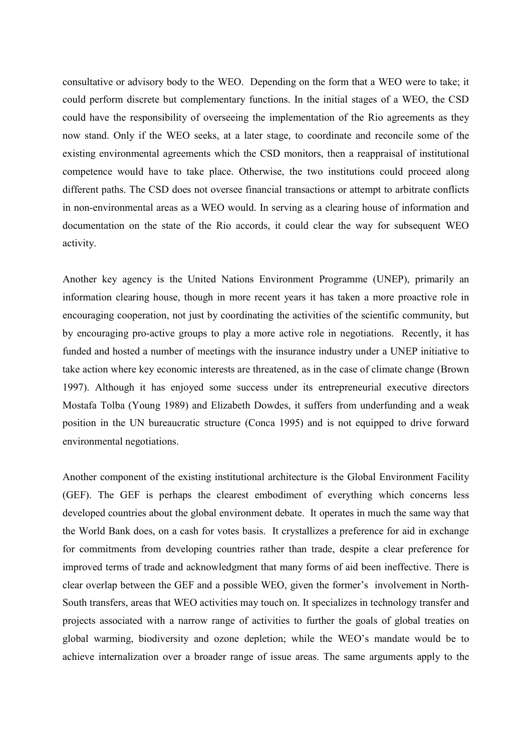consultative or advisory body to the WEO. Depending on the form that a WEO were to take; it could perform discrete but complementary functions. In the initial stages of a WEO, the CSD could have the responsibility of overseeing the implementation of the Rio agreements as they now stand. Only if the WEO seeks, at a later stage, to coordinate and reconcile some of the existing environmental agreements which the CSD monitors, then a reappraisal of institutional competence would have to take place. Otherwise, the two institutions could proceed along different paths. The CSD does not oversee financial transactions or attempt to arbitrate conflicts in non-environmental areas as a WEO would. In serving as a clearing house of information and documentation on the state of the Rio accords, it could clear the way for subsequent WEO activity.

Another key agency is the United Nations Environment Programme (UNEP), primarily an information clearing house, though in more recent years it has taken a more proactive role in encouraging cooperation, not just by coordinating the activities of the scientific community, but by encouraging pro-active groups to play a more active role in negotiations. Recently, it has funded and hosted a number of meetings with the insurance industry under a UNEP initiative to take action where key economic interests are threatened, as in the case of climate change (Brown 1997). Although it has enjoyed some success under its entrepreneurial executive directors Mostafa Tolba (Young 1989) and Elizabeth Dowdes, it suffers from underfunding and a weak position in the UN bureaucratic structure (Conca 1995) and is not equipped to drive forward environmental negotiations.

Another component of the existing institutional architecture is the Global Environment Facility (GEF). The GEF is perhaps the clearest embodiment of everything which concerns less developed countries about the global environment debate. It operates in much the same way that the World Bank does, on a cash for votes basis. It crystallizes a preference for aid in exchange for commitments from developing countries rather than trade, despite a clear preference for improved terms of trade and acknowledgment that many forms of aid been ineffective. There is clear overlap between the GEF and a possible WEO, given the former's involvement in North-South transfers, areas that WEO activities may touch on. It specializes in technology transfer and projects associated with a narrow range of activities to further the goals of global treaties on global warming, biodiversity and ozone depletion; while the WEO's mandate would be to achieve internalization over a broader range of issue areas. The same arguments apply to the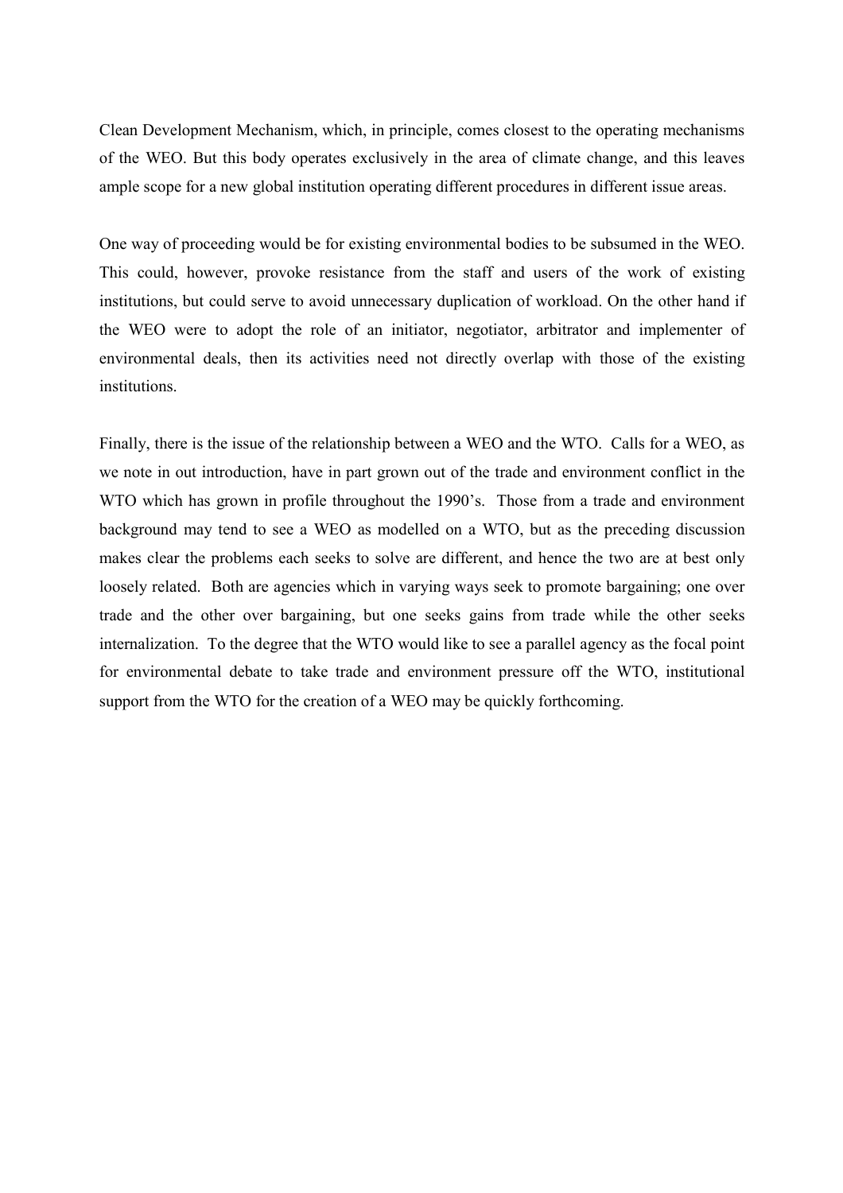Clean Development Mechanism, which, in principle, comes closest to the operating mechanisms of the WEO. But this body operates exclusively in the area of climate change, and this leaves ample scope for a new global institution operating different procedures in different issue areas.

One way of proceeding would be for existing environmental bodies to be subsumed in the WEO. This could, however, provoke resistance from the staff and users of the work of existing institutions, but could serve to avoid unnecessary duplication of workload. On the other hand if the WEO were to adopt the role of an initiator, negotiator, arbitrator and implementer of environmental deals, then its activities need not directly overlap with those of the existing institutions.

Finally, there is the issue of the relationship between a WEO and the WTO. Calls for a WEO, as we note in out introduction, have in part grown out of the trade and environment conflict in the WTO which has grown in profile throughout the 1990's. Those from a trade and environment background may tend to see a WEO as modelled on a WTO, but as the preceding discussion makes clear the problems each seeks to solve are different, and hence the two are at best only loosely related. Both are agencies which in varying ways seek to promote bargaining; one over trade and the other over bargaining, but one seeks gains from trade while the other seeks internalization. To the degree that the WTO would like to see a parallel agency as the focal point for environmental debate to take trade and environment pressure off the WTO, institutional support from the WTO for the creation of a WEO may be quickly forthcoming.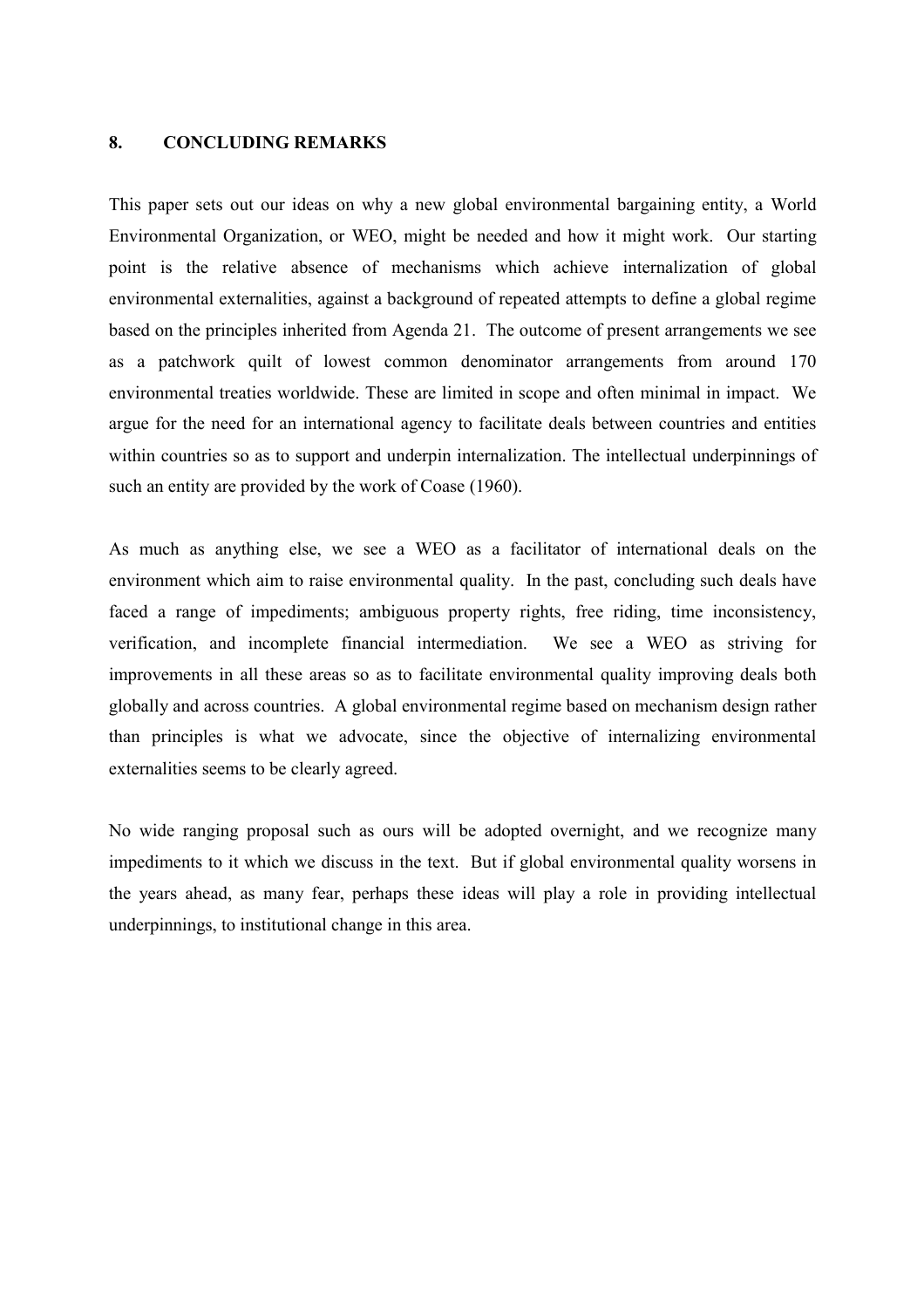## 8. CONCLUDING REMARKS

This paper sets out our ideas on why a new global environmental bargaining entity, a World Environmental Organization, or WEO, might be needed and how it might work. Our starting point is the relative absence of mechanisms which achieve internalization of global environmental externalities, against a background of repeated attempts to define a global regime based on the principles inherited from Agenda 21. The outcome of present arrangements we see as a patchwork quilt of lowest common denominator arrangements from around 170 environmental treaties worldwide. These are limited in scope and often minimal in impact. We argue for the need for an international agency to facilitate deals between countries and entities within countries so as to support and underpin internalization. The intellectual underpinnings of such an entity are provided by the work of Coase (1960).

As much as anything else, we see a WEO as a facilitator of international deals on the environment which aim to raise environmental quality. In the past, concluding such deals have faced a range of impediments; ambiguous property rights, free riding, time inconsistency, verification, and incomplete financial intermediation. We see a WEO as striving for improvements in all these areas so as to facilitate environmental quality improving deals both globally and across countries. A global environmental regime based on mechanism design rather than principles is what we advocate, since the objective of internalizing environmental externalities seems to be clearly agreed.

No wide ranging proposal such as ours will be adopted overnight, and we recognize many impediments to it which we discuss in the text. But if global environmental quality worsens in the years ahead, as many fear, perhaps these ideas will play a role in providing intellectual underpinnings, to institutional change in this area.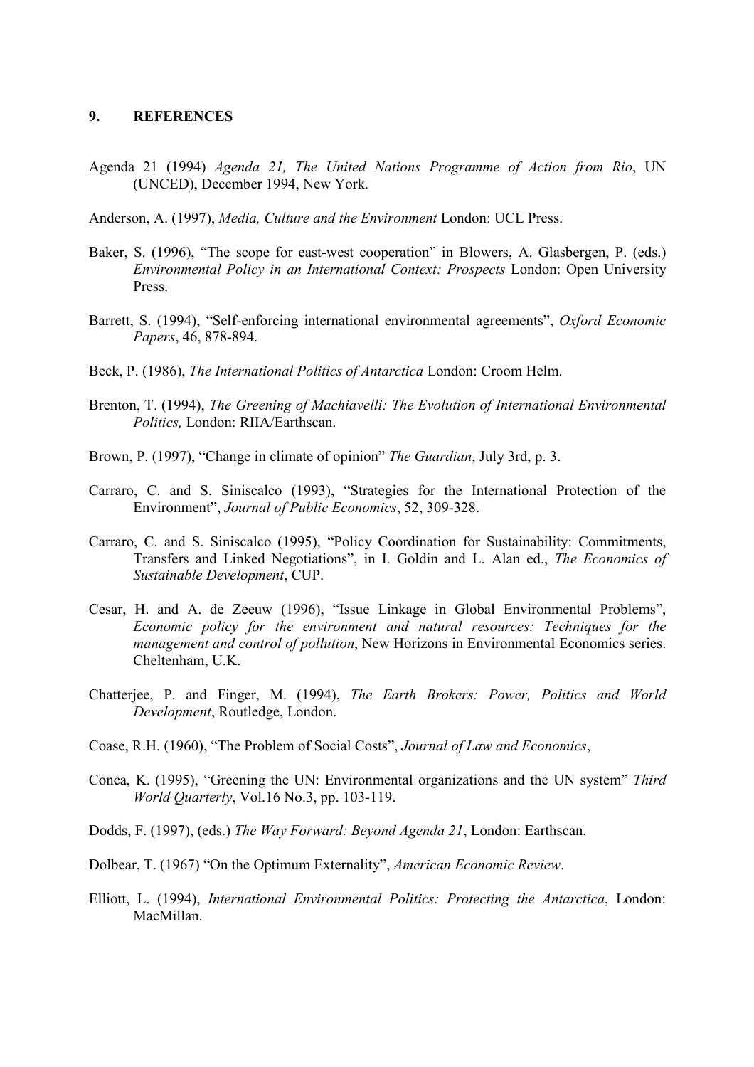## 9. REFERENCES

Agenda 21 (1994) *Agenda 21, The United Nations Programme of Action from Rio*, UN (UNCED), December 1994, New York.

Anderson, A. (1997), *Media, Culture and the Environment* London: UCL Press.

Baker, S. (1996), "The scope for east-west cooperation" in Blowers, A. Glasbergen, P. (eds.) *Environmental Policy in an International Context: Prospects* London: Open University Press.

Barrett, S. (1994), "Self-enforcing international environmental agreements", *Oxford Economic Papers*, 46, 878-894.

Beck, P. (1986), *The International Politics of Antarctica* London: Croom Helm.

Brenton, T. (1994), *The Greening of Machiavelli: The Evolution of International Environmental Politics,* London: RIIA/Earthscan.

Brown, P. (1997), "Change in climate of opinion" *The Guardian*, July 3rd, p. 3.

Carraro, C. and S. Siniscalco (1993), "Strategies for the International Protection of the Environment", *Journal of Public Economics*, 52, 309-328.

Carraro, C. and S. Siniscalco (1995), "Policy Coordination for Sustainability: Commitments, Transfers and Linked Negotiations", in I. Goldin and L. Alan ed., *The Economics of Sustainable Development*, CUP.

Cesar, H. and A. de Zeeuw (1996), "Issue Linkage in Global Environmental Problems", *Economic policy for the environment and natural resources: Techniques for the management and control of pollution*, New Horizons in Environmental Economics series. Cheltenham, U.K.

Chatterjee, P. and Finger, M. (1994), *The Earth Brokers: Power, Politics and World Development*, Routledge, London.

Coase, R.H. (1960), "The Problem of Social Costs", *Journal of Law and Economics*,

Conca, K. (1995), "Greening the UN: Environmental organizations and the UN system" *Third World Quarterly*, Vol.16 No.3, pp. 103-119.

Dodds, F. (1997), (eds.) *The Way Forward: Beyond Agenda 21*, London: Earthscan.

Dolbear, T. (1967) "On the Optimum Externality", *American Economic Review*.

Elliott, L. (1994), *International Environmental Politics: Protecting the Antarctica*, London: MacMillan.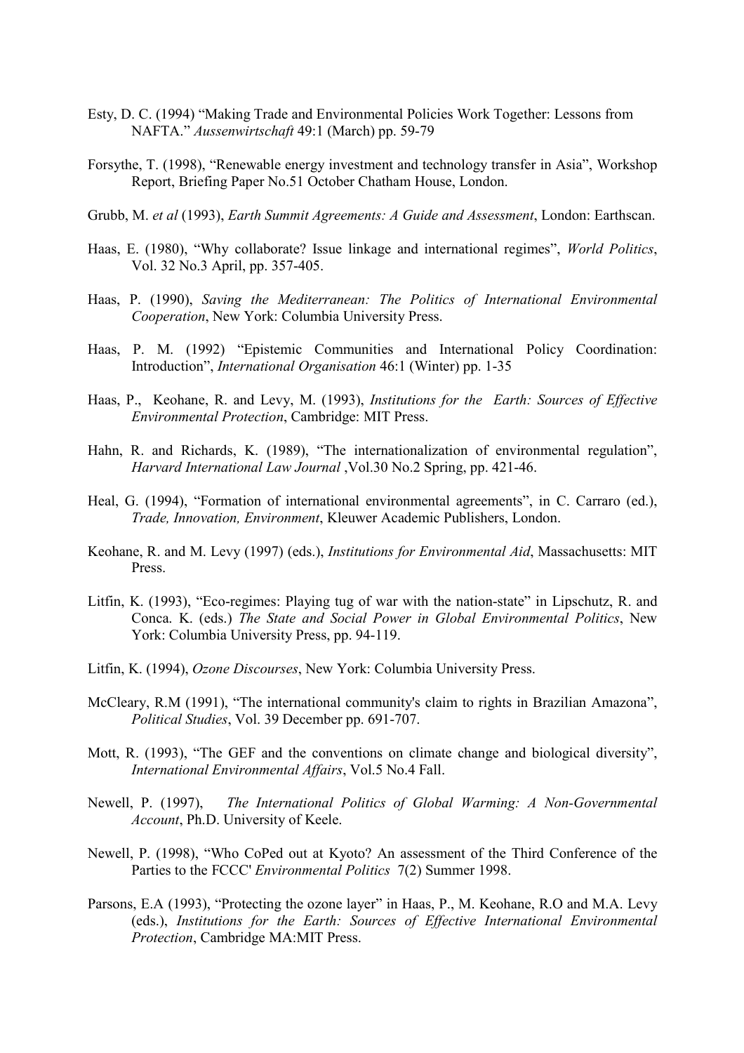Esty, D. C. (1994) "Making Trade and Environmental Policies Work Together: Lessons from NAFTA." *Aussenwirtschaft* 49:1 (March) pp. 59-79

Forsythe, T. (1998), "Renewable energy investment and technology transfer in Asia", Workshop Report, Briefing Paper No.51 October Chatham House, London.

Grubb, M. *et al* (1993), *Earth Summit Agreements: A Guide and Assessment*, London: Earthscan.

Haas, E. (1980), "Why collaborate? Issue linkage and international regimes", *World Politics*, Vol. 32 No.3 April, pp. 357-405.

Haas, P. (1990), *Saving the Mediterranean: The Politics of International Environmental Cooperation*, New York: Columbia University Press.

Haas, P. M. (1992) "Epistemic Communities and International Policy Coordination: Introduction", *International Organisation* 46:1 (Winter) pp. 1-35

Haas, P., Keohane, R. and Levy, M. (1993), *Institutions for the Earth: Sources of Effective Environmental Protection*, Cambridge: MIT Press.

Hahn, R. and Richards, K. (1989), "The internationalization of environmental regulation", *Harvard International Law Journal* ,Vol.30 No.2 Spring, pp. 421-46.

Heal, G. (1994), "Formation of international environmental agreements", in C. Carraro (ed.), *Trade, Innovation, Environment*, Kleuwer Academic Publishers, London.

Keohane, R. and M. Levy (1997) (eds.), *Institutions for Environmental Aid*, Massachusetts: MIT Press.

Litfin, K. (1993), "Eco-regimes: Playing tug of war with the nation-state" in Lipschutz, R. and Conca. K. (eds.) *The State and Social Power in Global Environmental Politics*, New York: Columbia University Press, pp. 94-119.

Litfin, K. (1994), *Ozone Discourses*, New York: Columbia University Press.

McCleary, R.M (1991), "The international community's claim to rights in Brazilian Amazona", *Political Studies*, Vol. 39 December pp. 691-707.

Mott, R. (1993), "The GEF and the conventions on climate change and biological diversity", *International Environmental Affairs*, Vol.5 No.4 Fall.

Newell, P. (1997), *The International Politics of Global Warming: A Non-Governmental Account*, Ph.D. University of Keele.

Newell, P. (1998), "Who CoPed out at Kyoto? An assessment of the Third Conference of the Parties to the FCCC' *Environmental Politics* 7(2) Summer 1998.

Parsons, E.A (1993), "Protecting the ozone layer" in Haas, P., M. Keohane, R.O and M.A. Levy (eds.), *Institutions for the Earth: Sources of Effective International Environmental Protection*, Cambridge MA:MIT Press.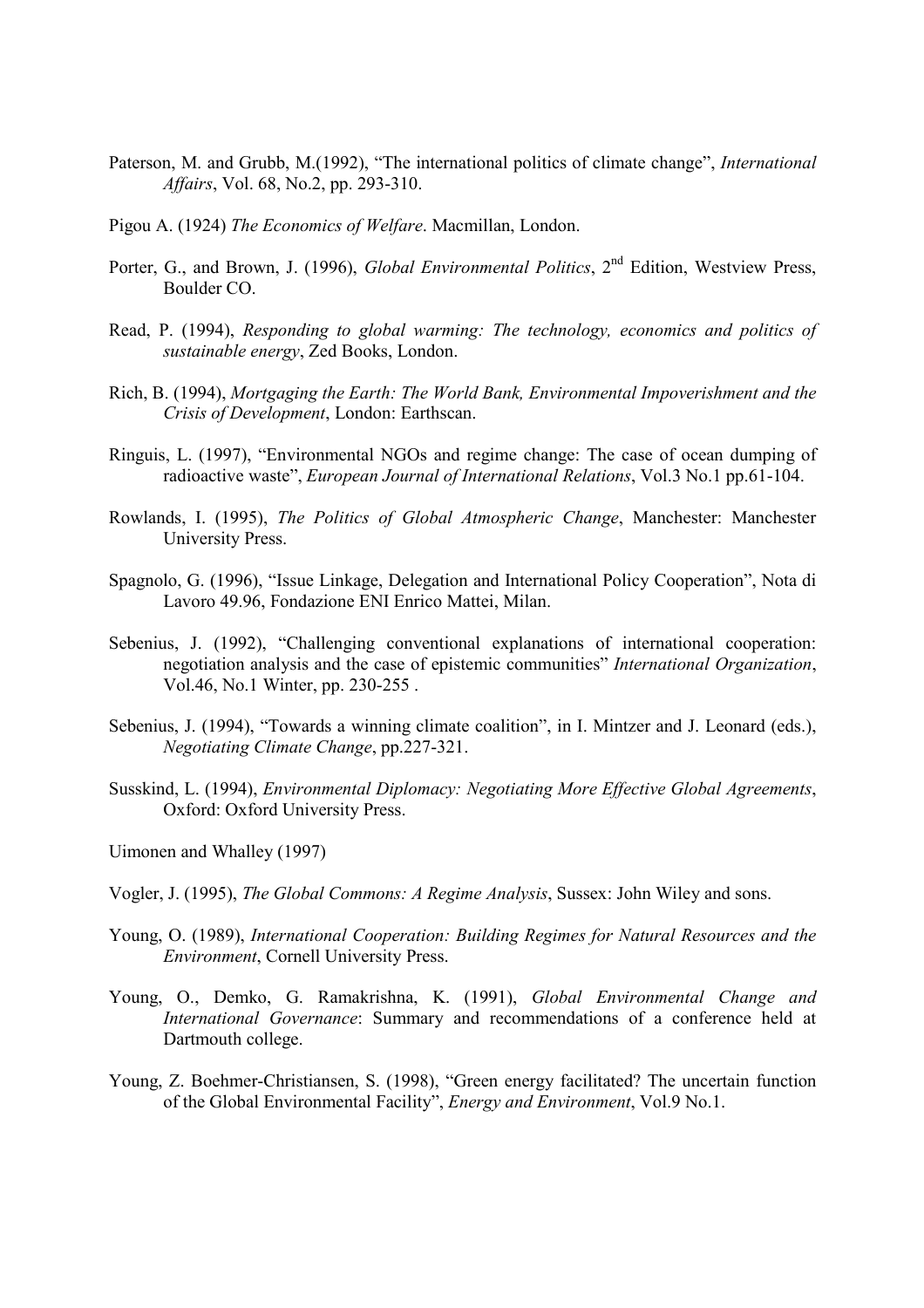Paterson, M. and Grubb, M.(1992), "The international politics of climate change", *International Affairs*, Vol. 68, No.2, pp. 293-310.

Pigou A. (1924) *The Economics of Welfare*. Macmillan, London.

Porter, G., and Brown, J. (1996), *Global Environmental Politics*, 2nd Edition, Westview Press, Boulder CO.

Read, P. (1994), *Responding to global warming: The technology, economics and politics of sustainable energy*, Zed Books, London.

Rich, B. (1994), *Mortgaging the Earth: The World Bank, Environmental Impoverishment and the Crisis of Development*, London: Earthscan.

Ringuis, L. (1997), "Environmental NGOs and regime change: The case of ocean dumping of radioactive waste", *European Journal of International Relations*, Vol.3 No.1 pp.61-104.

Rowlands, I. (1995), *The Politics of Global Atmospheric Change*, Manchester: Manchester University Press.

Spagnolo, G. (1996), "Issue Linkage, Delegation and International Policy Cooperation", Nota di Lavoro 49.96, Fondazione ENI Enrico Mattei, Milan.

Sebenius, J. (1992), "Challenging conventional explanations of international cooperation: negotiation analysis and the case of epistemic communities" *International Organization*, Vol.46, No.1 Winter, pp. 230-255 .

Sebenius, J. (1994), "Towards a winning climate coalition", in I. Mintzer and J. Leonard (eds.), *Negotiating Climate Change*, pp.227-321.

Susskind, L. (1994), *Environmental Diplomacy: Negotiating More Effective Global Agreements*, Oxford: Oxford University Press.

Uimonen and Whalley (1997)

Vogler, J. (1995), *The Global Commons: A Regime Analysis*, Sussex: John Wiley and sons.

Young, O. (1989), *International Cooperation: Building Regimes for Natural Resources and the Environment*, Cornell University Press.

Young, O., Demko, G. Ramakrishna, K. (1991), *Global Environmental Change and International Governance*: Summary and recommendations of a conference held at Dartmouth college.

Young, Z. Boehmer-Christiansen, S. (1998), "Green energy facilitated? The uncertain function of the Global Environmental Facility", *Energy and Environment*, Vol.9 No.1.